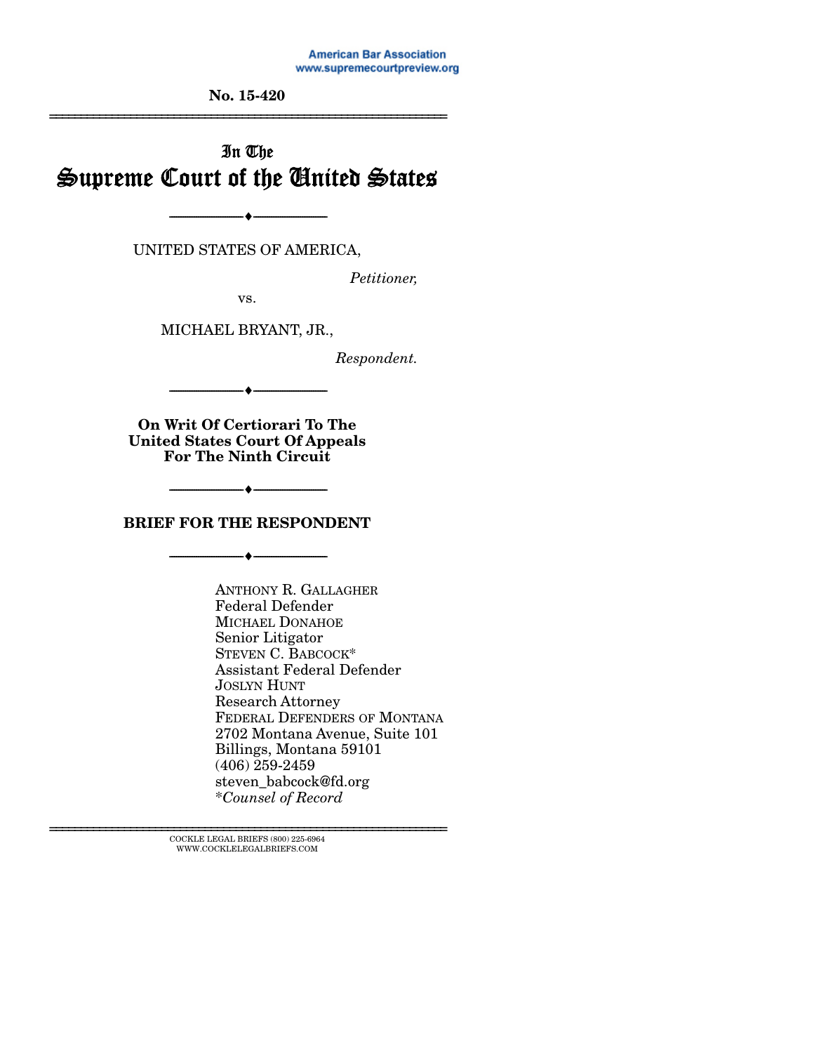American Bar Association
www.supremecourtpreview.org

**No. 15-420**

---

In The
# Supreme Court of the United States

---

UNITED STATES OF AMERICA,

*Petitioner,*

vs.

MICHAEL BRYANT, JR.,

*Respondent.*

---

**On Writ Of Certiorari To The United States Court Of Appeals For The Ninth Circuit**

---

## BRIEF FOR THE RESPONDENT

---

ANTHONY R. GALLAGHER
Federal Defender
MICHAEL DONAHOE
Senior Litigator
STEVEN C. BABCOCK*
Assistant Federal Defender
JOSLYN HUNT
Research Attorney
FEDERAL DEFENDERS OF MONTANA
2702 Montana Avenue, Suite 101
Billings, Montana 59101
(406) 259-2459
steven_babcock@fd.org
*\*Counsel of Record*

---

COCKLE LEGAL BRIEFS (800) 225-6964
WWW.COCKLELEGALBRIEFS.COM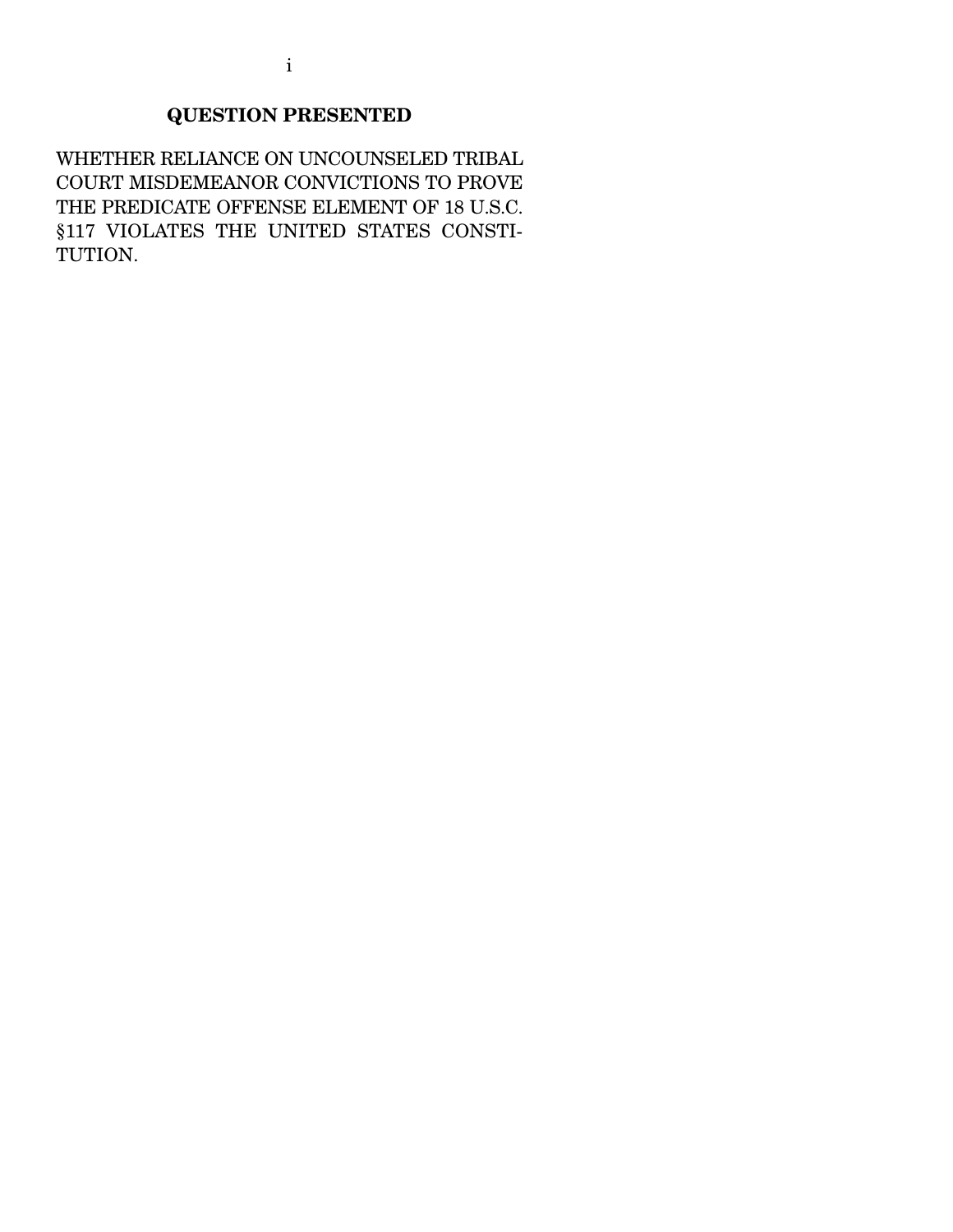## QUESTION PRESENTED

WHETHER RELIANCE ON UNCOUNSELED TRIBAL COURT MISDEMEANOR CONVICTIONS TO PROVE THE PREDICATE OFFENSE ELEMENT OF 18 U.S.C. §117 VIOLATES THE UNITED STATES CONSTITUTION.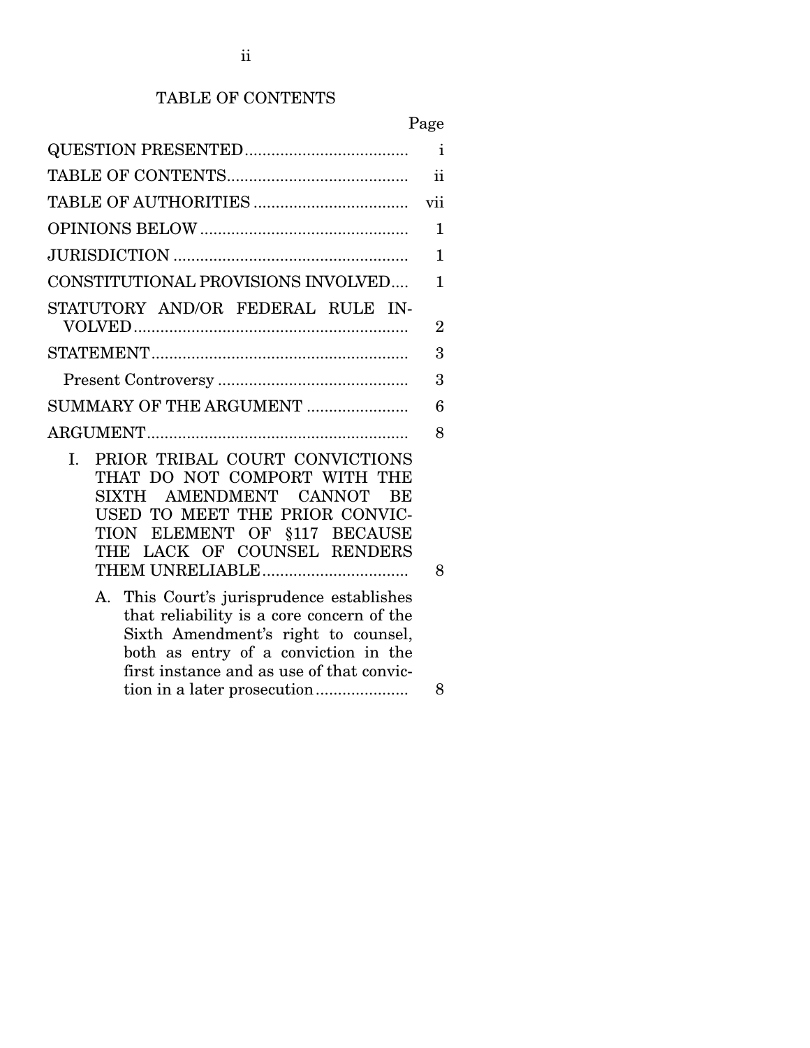# TABLE OF CONTENTS

| | Page |
|---|---|
| QUESTION PRESENTED | i |
| TABLE OF CONTENTS | ii |
| TABLE OF AUTHORITIES | vii |
| OPINIONS BELOW | 1 |
| JURISDICTION | 1 |
| CONSTITUTIONAL PROVISIONS INVOLVED | 1 |
| STATUTORY AND/OR FEDERAL RULE INVOLVED | 2 |
| STATEMENT | 3 |
| Present Controversy | 3 |
| SUMMARY OF THE ARGUMENT | 6 |
| ARGUMENT | 8 |
| I. PRIOR TRIBAL COURT CONVICTIONS THAT DO NOT COMPORT WITH THE SIXTH AMENDMENT CANNOT BE USED TO MEET THE PRIOR CONVICTION ELEMENT OF §117 BECAUSE THE LACK OF COUNSEL RENDERS THEM UNRELIABLE | 8 |
| A. This Court's jurisprudence establishes that reliability is a core concern of the Sixth Amendment's right to counsel, both as entry of a conviction in the first instance and as use of that conviction in a later prosecution | 8 |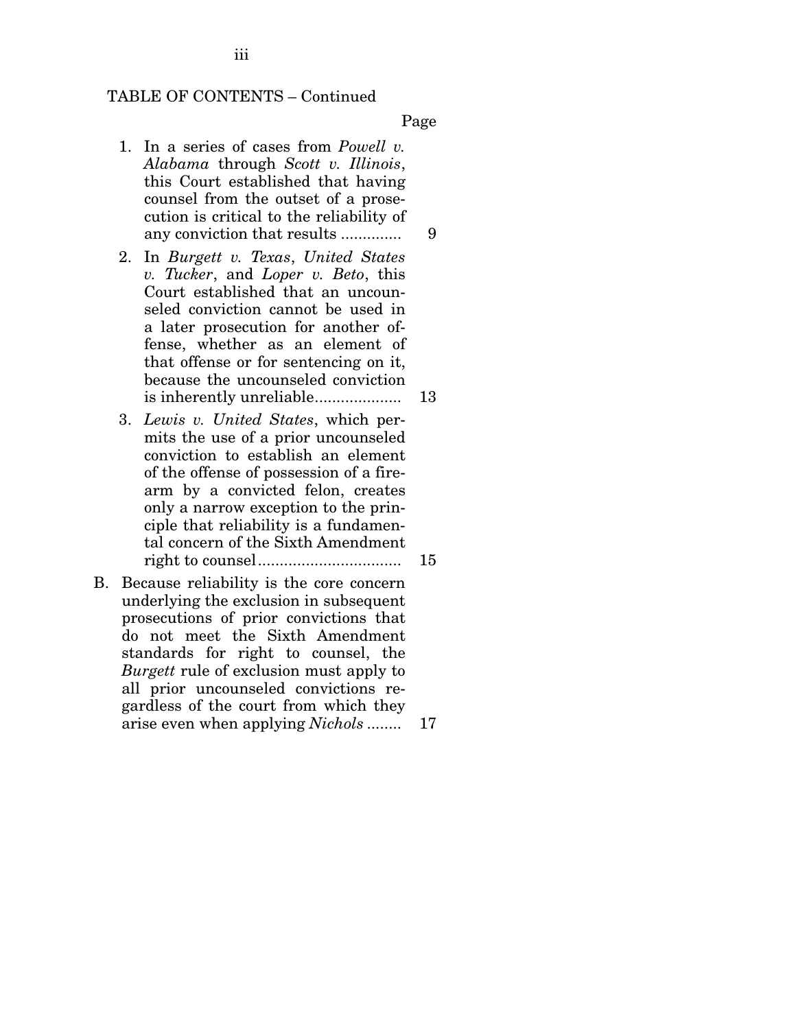TABLE OF CONTENTS – Continued

Page

1. In a series of cases from *Powell v. Alabama* through *Scott v. Illinois*, this Court established that having counsel from the outset of a prosecution is critical to the reliability of any conviction that results .............. 9

2. In *Burgett v. Texas*, *United States v. Tucker*, and *Loper v. Beto*, this Court established that an uncounseled conviction cannot be used in a later prosecution for another offense, whether as an element of that offense or for sentencing on it, because the uncounseled conviction is inherently unreliable.................... 13

3. *Lewis v. United States*, which permits the use of a prior uncounseled conviction to establish an element of the offense of possession of a firearm by a convicted felon, creates only a narrow exception to the principle that reliability is a fundamental concern of the Sixth Amendment right to counsel................................. 15

B. Because reliability is the core concern underlying the exclusion in subsequent prosecutions of prior convictions that do not meet the Sixth Amendment standards for right to counsel, the *Burgett* rule of exclusion must apply to all prior uncounseled convictions regardless of the court from which they arise even when applying *Nichols* ........ 17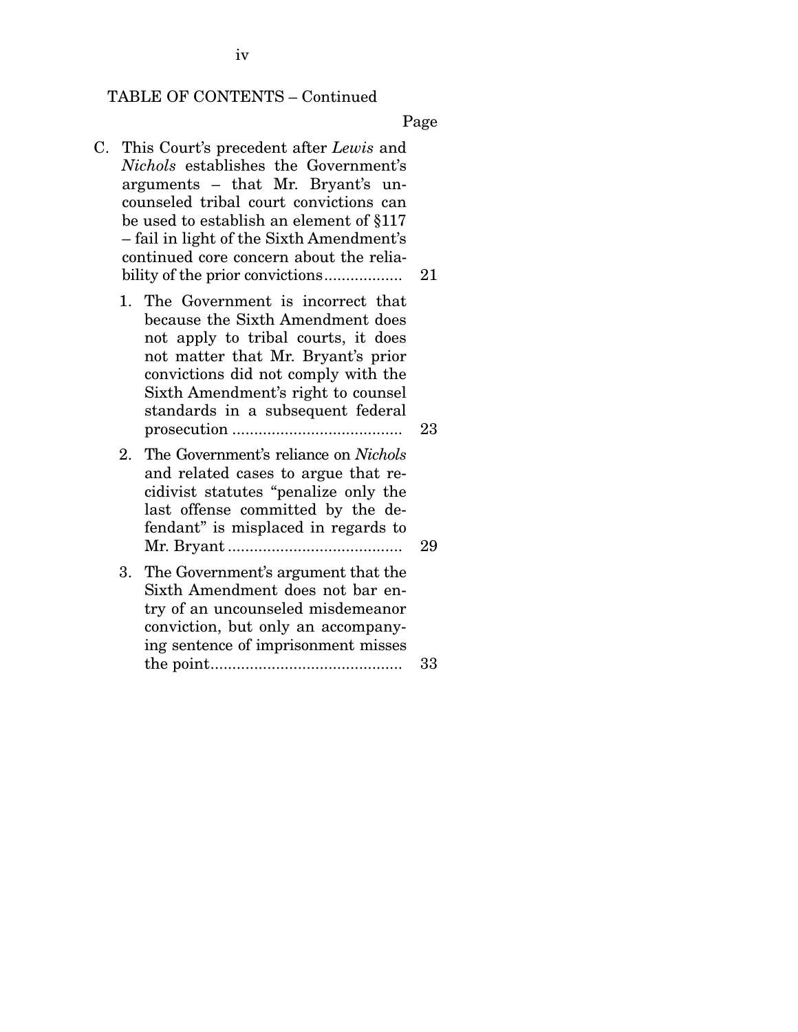TABLE OF CONTENTS – Continued

| | Page |
|---|---|
| C. This Court's precedent after *Lewis* and *Nichols* establishes the Government's arguments – that Mr. Bryant's uncounseled tribal court convictions can be used to establish an element of §117 – fail in light of the Sixth Amendment's continued core concern about the reliability of the prior convictions | 21 |
| 1. The Government is incorrect that because the Sixth Amendment does not apply to tribal courts, it does not matter that Mr. Bryant's prior convictions did not comply with the Sixth Amendment's right to counsel standards in a subsequent federal prosecution | 23 |
| 2. The Government's reliance on *Nichols* and related cases to argue that recidivist statutes "penalize only the last offense committed by the defendant" is misplaced in regards to Mr. Bryant | 29 |
| 3. The Government's argument that the Sixth Amendment does not bar entry of an uncounseled misdemeanor conviction, but only an accompanying sentence of imprisonment misses the point | 33 |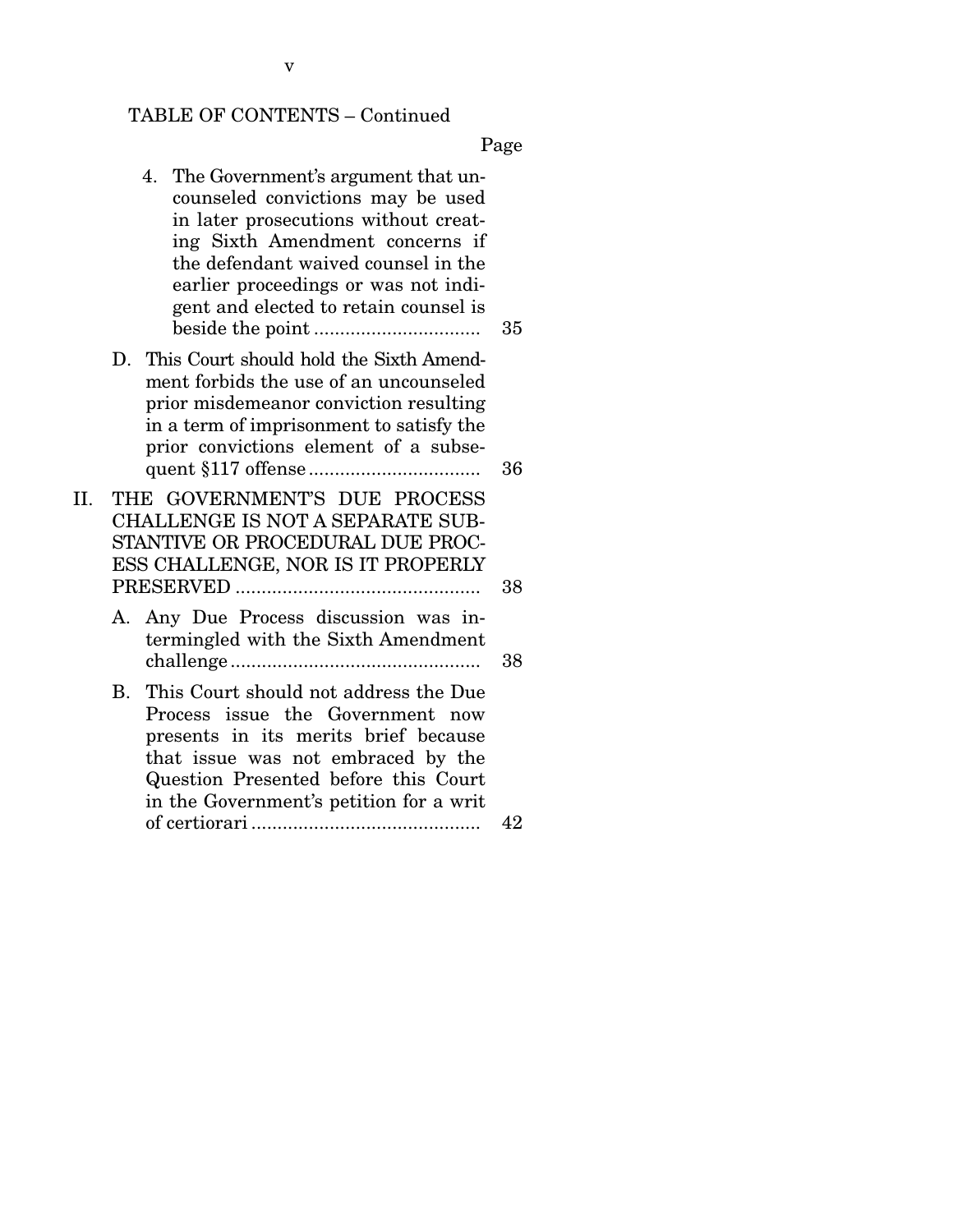TABLE OF CONTENTS – Continued

| | Page |
|---|---|
| 4. The Government's argument that uncounseled convictions may be used in later prosecutions without creating Sixth Amendment concerns if the defendant waived counsel in the earlier proceedings or was not indigent and elected to retain counsel is beside the point | 35 |
| D. This Court should hold the Sixth Amendment forbids the use of an uncounseled prior misdemeanor conviction resulting in a term of imprisonment to satisfy the prior convictions element of a subsequent §117 offense | 36 |
| II. THE GOVERNMENT'S DUE PROCESS CHALLENGE IS NOT A SEPARATE SUBSTANTIVE OR PROCEDURAL DUE PROCESS CHALLENGE, NOR IS IT PROPERLY PRESERVED | 38 |
| A. Any Due Process discussion was intermingled with the Sixth Amendment challenge | 38 |
| B. This Court should not address the Due Process issue the Government now presents in its merits brief because that issue was not embraced by the Question Presented before this Court in the Government's petition for a writ of certiorari | 42 |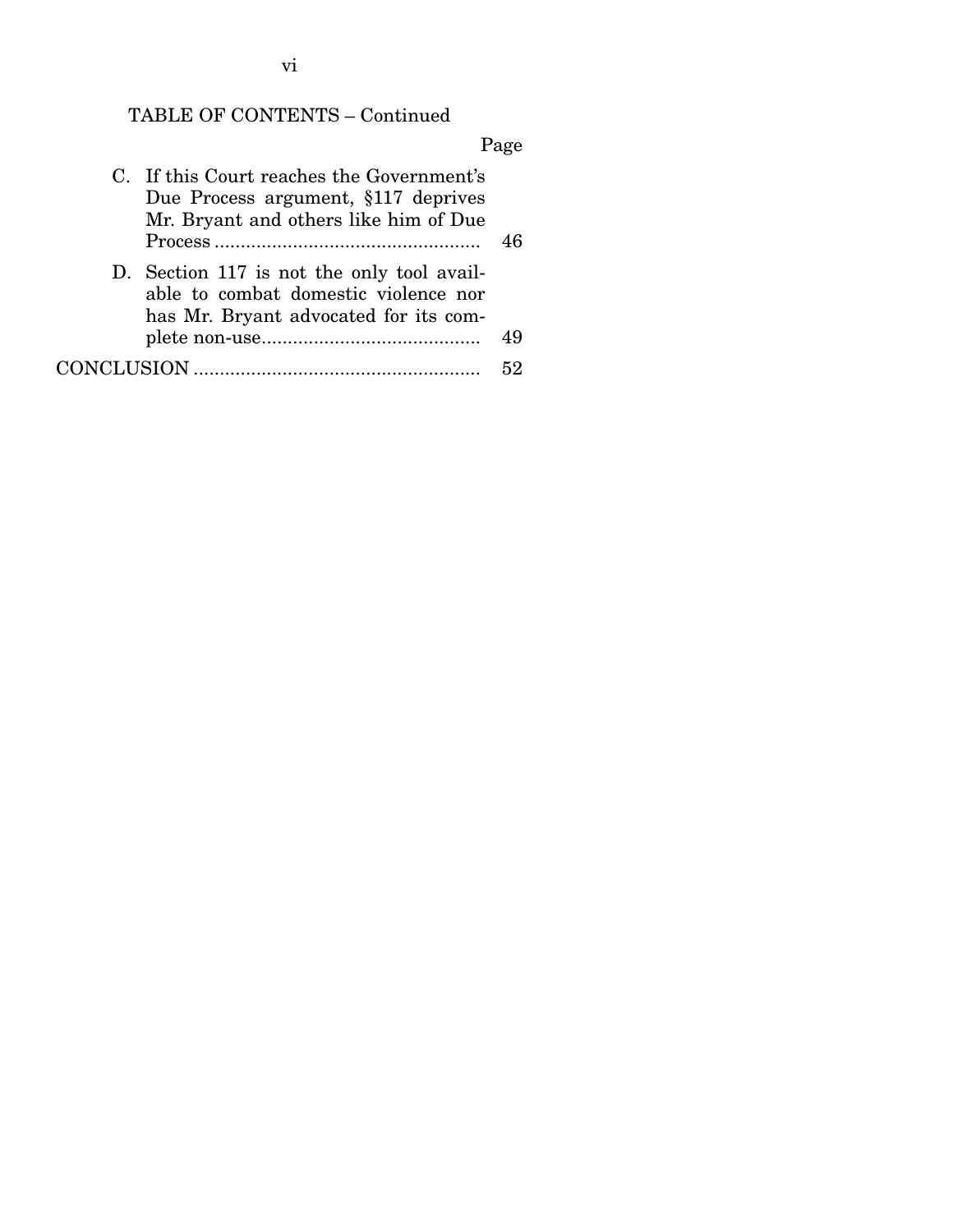TABLE OF CONTENTS – Continued

| | Page |
|---|---|
| C. If this Court reaches the Government's Due Process argument, §117 deprives Mr. Bryant and others like him of Due Process | 46 |
| D. Section 117 is not the only tool available to combat domestic violence nor has Mr. Bryant advocated for its complete non-use | 49 |
| CONCLUSION | 52 |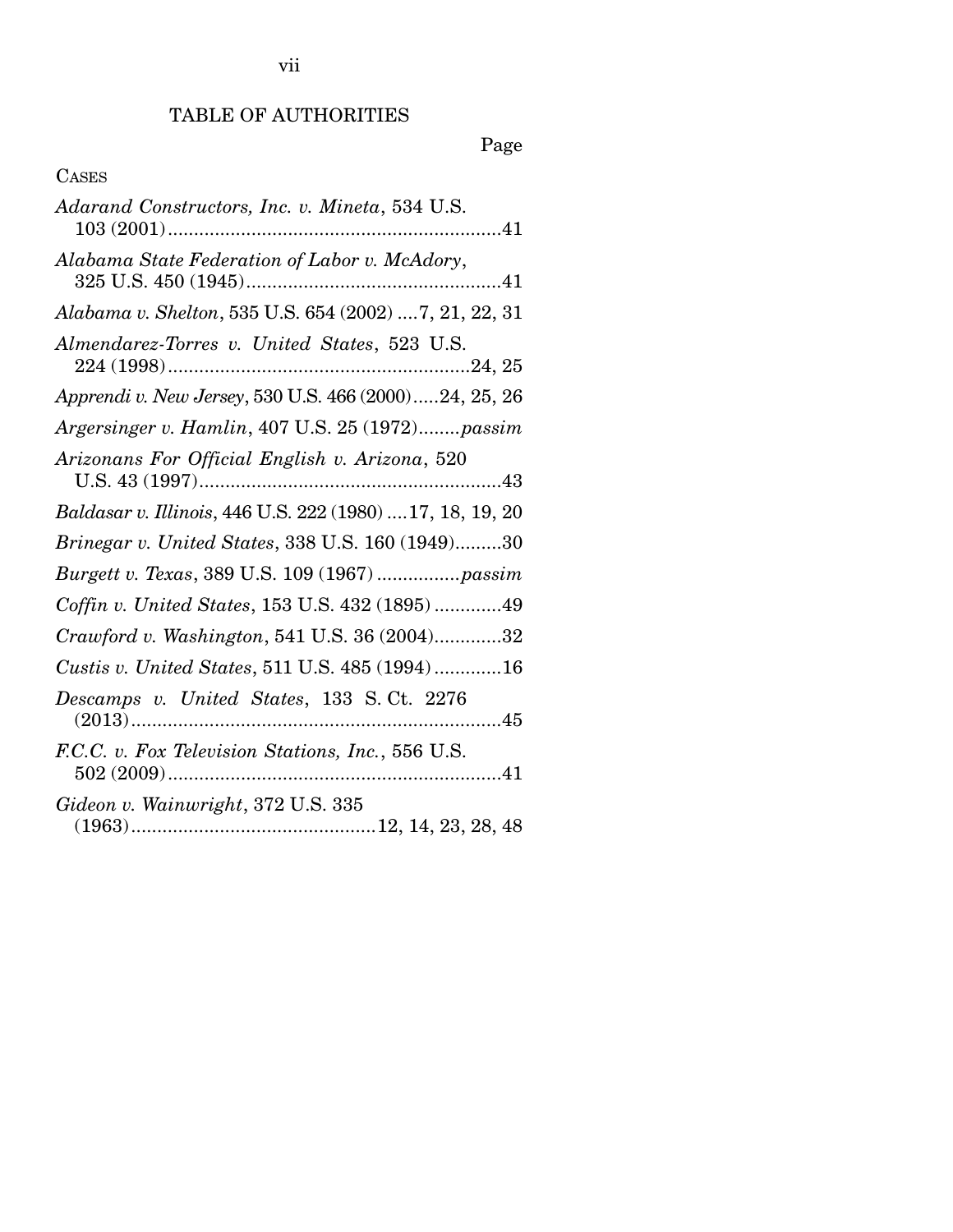# TABLE OF AUTHORITIES

Page

CASES

*Adarand Constructors, Inc. v. Mineta*, 534 U.S. 103 (2001)....................................................................41

*Alabama State Federation of Labor v. McAdory*, 325 U.S. 450 (1945)....................................................41

*Alabama v. Shelton*, 535 U.S. 654 (2002) ....7, 21, 22, 31

*Almendarez-Torres v. United States*, 523 U.S. 224 (1998)..............................................................24, 25

*Apprendi v. New Jersey*, 530 U.S. 466 (2000).....24, 25, 26

*Argersinger v. Hamlin*, 407 U.S. 25 (1972)........*passim*

*Arizonans For Official English v. Arizona*, 520 U.S. 43 (1997)..............................................................43

*Baldasar v. Illinois*, 446 U.S. 222 (1980) ....17, 18, 19, 20

*Brinegar v. United States*, 338 U.S. 160 (1949).........30

*Burgett v. Texas*, 389 U.S. 109 (1967) ................*passim*

*Coffin v. United States*, 153 U.S. 432 (1895) .............49

*Crawford v. Washington*, 541 U.S. 36 (2004).............32

*Custis v. United States*, 511 U.S. 485 (1994) .............16

*Descamps v. United States*, 133 S. Ct. 2276 (2013)..........................................................................45

*F.C.C. v. Fox Television Stations, Inc.*, 556 U.S. 502 (2009)....................................................................41

*Gideon v. Wainwright*, 372 U.S. 335 (1963)..............................................12, 14, 23, 28, 48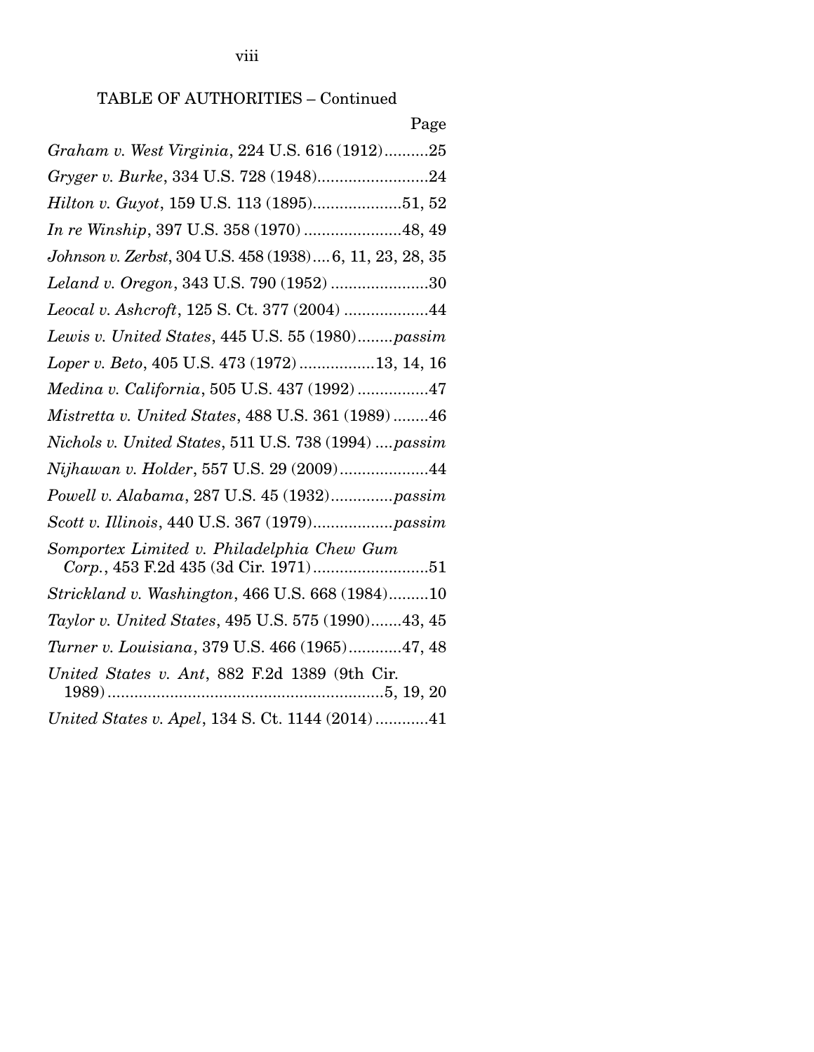TABLE OF AUTHORITIES – Continued

Page

*Graham v. West Virginia*, 224 U.S. 616 (1912)..........25

*Gryger v. Burke*, 334 U.S. 728 (1948).........................24

*Hilton v. Guyot*, 159 U.S. 113 (1895)....................51, 52

*In re Winship*, 397 U.S. 358 (1970) ......................48, 49

*Johnson v. Zerbst*, 304 U.S. 458 (1938)....6, 11, 23, 28, 35

*Leland v. Oregon*, 343 U.S. 790 (1952) ......................30

*Leocal v. Ashcroft*, 125 S. Ct. 377 (2004) ...................44

*Lewis v. United States*, 445 U.S. 55 (1980)........*passim*

*Loper v. Beto*, 405 U.S. 473 (1972) .................13, 14, 16

*Medina v. California*, 505 U.S. 437 (1992) ................47

*Mistretta v. United States*, 488 U.S. 361 (1989) ........46

*Nichols v. United States*, 511 U.S. 738 (1994) ....*passim*

*Nijhawan v. Holder*, 557 U.S. 29 (2009)....................44

*Powell v. Alabama*, 287 U.S. 45 (1932)..............*passim*

*Scott v. Illinois*, 440 U.S. 367 (1979)..................*passim*

*Somportex Limited v. Philadelphia Chew Gum Corp.*, 453 F.2d 435 (3d Cir. 1971)..........................51

*Strickland v. Washington*, 466 U.S. 668 (1984).........10

*Taylor v. United States*, 495 U.S. 575 (1990).......43, 45

*Turner v. Louisiana*, 379 U.S. 466 (1965)............47, 48

*United States v. Ant*, 882 F.2d 1389 (9th Cir. 1989)..............................................................5, 19, 20

*United States v. Apel*, 134 S. Ct. 1144 (2014) ............41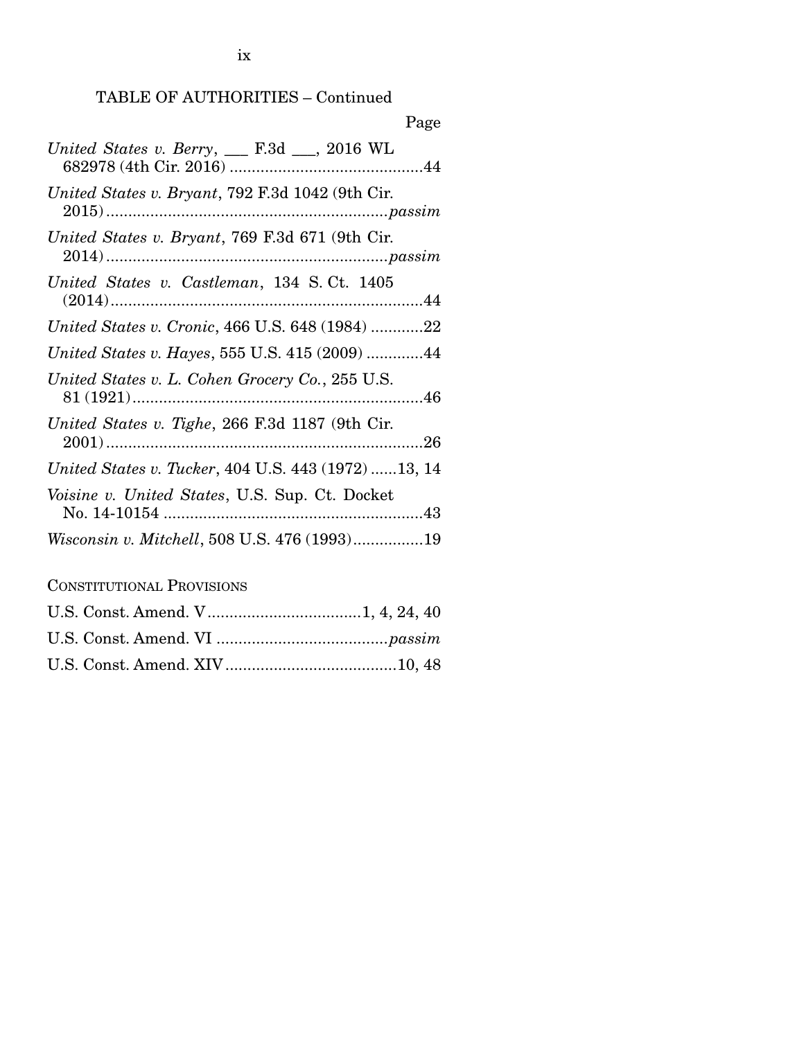TABLE OF AUTHORITIES – Continued

Page

*United States v. Berry*, ___ F.3d ___, 2016 WL 682978 (4th Cir. 2016) ....................................44

*United States v. Bryant*, 792 F.3d 1042 (9th Cir. 2015) ....................................*passim*

*United States v. Bryant*, 769 F.3d 671 (9th Cir. 2014) ....................................*passim*

*United States v. Castleman*, 134 S. Ct. 1405 (2014) ....................................44

*United States v. Cronic*, 466 U.S. 648 (1984) ............22

*United States v. Hayes*, 555 U.S. 415 (2009) .............44

*United States v. L. Cohen Grocery Co.*, 255 U.S. 81 (1921) ....................................46

*United States v. Tighe*, 266 F.3d 1187 (9th Cir. 2001) ....................................26

*United States v. Tucker*, 404 U.S. 443 (1972) ......13, 14

*Voisine v. United States*, U.S. Sup. Ct. Docket No. 14-10154 ....................................43

*Wisconsin v. Mitchell*, 508 U.S. 476 (1993)................19

CONSTITUTIONAL PROVISIONS

U.S. Const. Amend. V....................................1, 4, 24, 40

U.S. Const. Amend. VI ....................................*passim*

U.S. Const. Amend. XIV....................................10, 48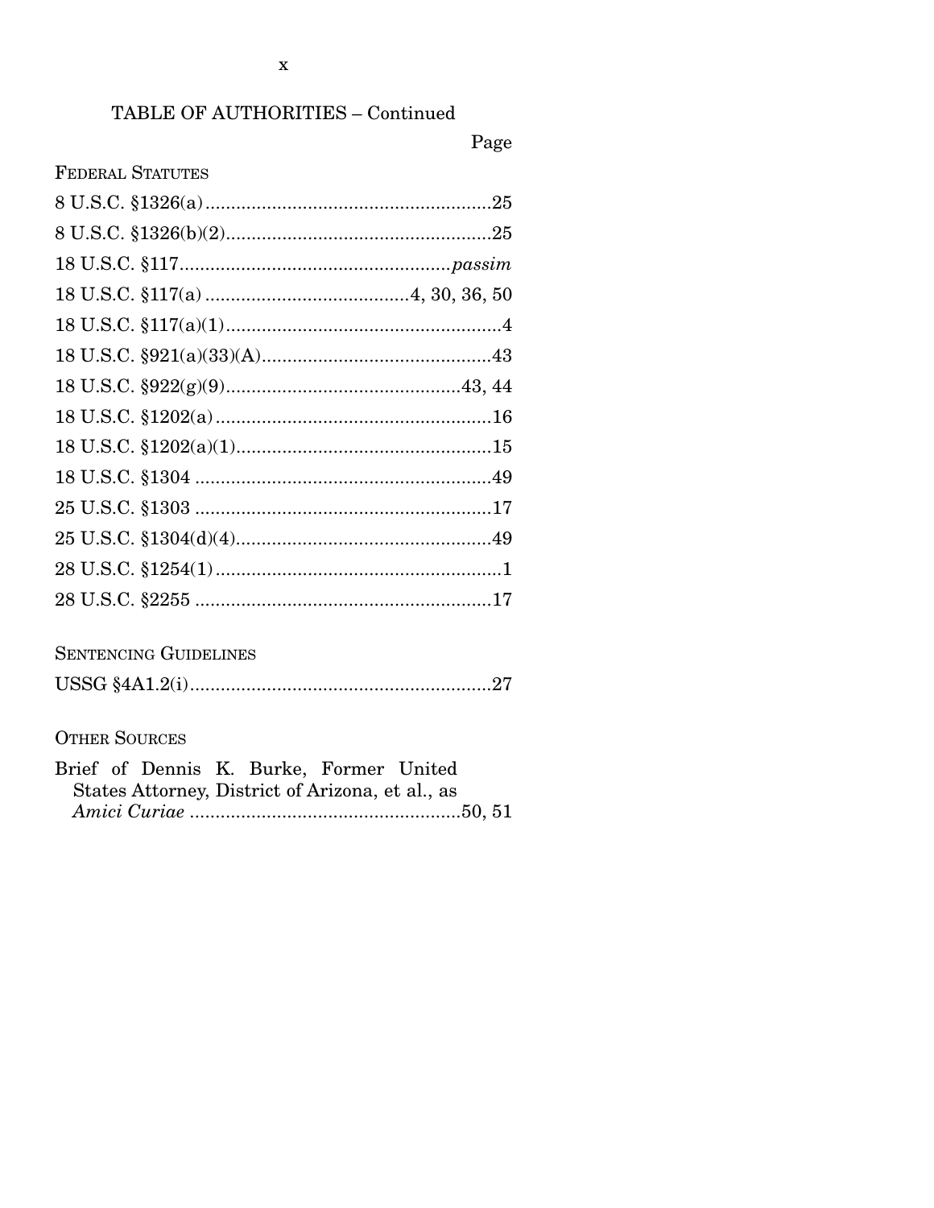TABLE OF AUTHORITIES – Continued

Page

FEDERAL STATUTES

8 U.S.C. §1326(a) .......................................................25

8 U.S.C. §1326(b)(2)....................................................25

18 U.S.C. §117..................................................... *passim*

18 U.S.C. §117(a) ....................................... 4, 30, 36, 50

18 U.S.C. §117(a)(1)......................................................4

18 U.S.C. §921(a)(33)(A).............................................43

18 U.S.C. §922(g)(9)..............................................43, 44

18 U.S.C. §1202(a) ......................................................16

18 U.S.C. §1202(a)(1)..................................................15

18 U.S.C. §1304 ..........................................................49

25 U.S.C. §1303 ..........................................................17

25 U.S.C. §1304(d)(4)..................................................49

28 U.S.C. §1254(1) ........................................................1

28 U.S.C. §2255 ..........................................................17

SENTENCING GUIDELINES

USSG §4A1.2(i)...........................................................27

OTHER SOURCES

Brief of Dennis K. Burke, Former United States Attorney, District of Arizona, et al., as *Amici Curiae* ....................................................50, 51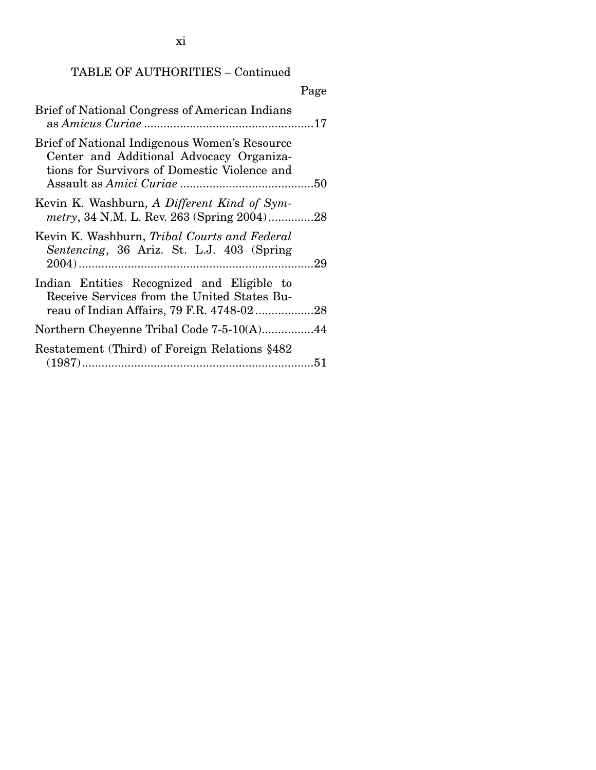TABLE OF AUTHORITIES – Continued

| | Page |
|---|---|
| Brief of National Congress of American Indians as *Amicus Curiae* | 17 |
| Brief of National Indigenous Women's Resource Center and Additional Advocacy Organizations for Survivors of Domestic Violence and Assault as *Amici Curiae* | 50 |
| Kevin K. Washburn, *A Different Kind of Symmetry*, 34 N.M. L. Rev. 263 (Spring 2004) | 28 |
| Kevin K. Washburn, *Tribal Courts and Federal Sentencing*, 36 Ariz. St. L.J. 403 (Spring 2004) | 29 |
| Indian Entities Recognized and Eligible to Receive Services from the United States Bureau of Indian Affairs, 79 F.R. 4748-02 | 28 |
| Northern Cheyenne Tribal Code 7-5-10(A) | 44 |
| Restatement (Third) of Foreign Relations §482 (1987) | 51 |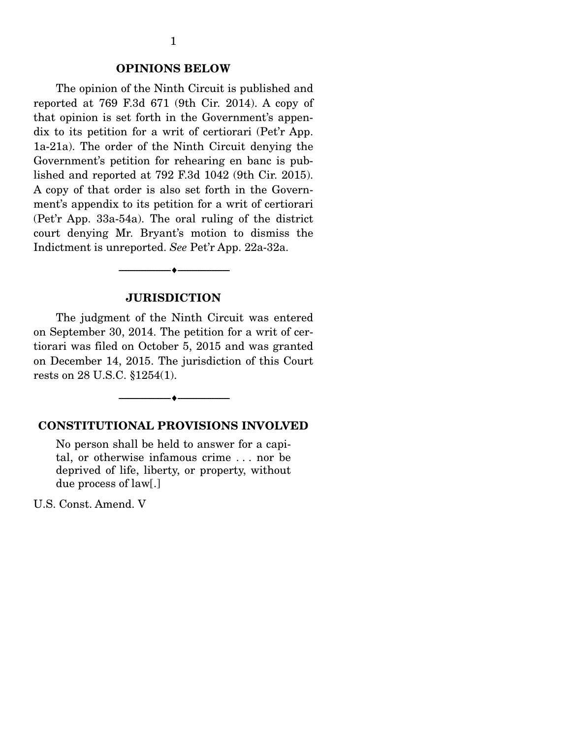## OPINIONS BELOW

The opinion of the Ninth Circuit is published and reported at 769 F.3d 671 (9th Cir. 2014). A copy of that opinion is set forth in the Government's appendix to its petition for a writ of certiorari (Pet'r App. 1a-21a). The order of the Ninth Circuit denying the Government's petition for rehearing en banc is published and reported at 792 F.3d 1042 (9th Cir. 2015). A copy of that order is also set forth in the Government's appendix to its petition for a writ of certiorari (Pet'r App. 33a-54a). The oral ruling of the district court denying Mr. Bryant's motion to dismiss the Indictment is unreported. *See* Pet'r App. 22a-32a.

---

## JURISDICTION

The judgment of the Ninth Circuit was entered on September 30, 2014. The petition for a writ of certiorari was filed on October 5, 2015 and was granted on December 14, 2015. The jurisdiction of this Court rests on 28 U.S.C. §1254(1).

---

## CONSTITUTIONAL PROVISIONS INVOLVED

> No person shall be held to answer for a capital, or otherwise infamous crime . . . nor be deprived of life, liberty, or property, without due process of law[.]

U.S. Const. Amend. V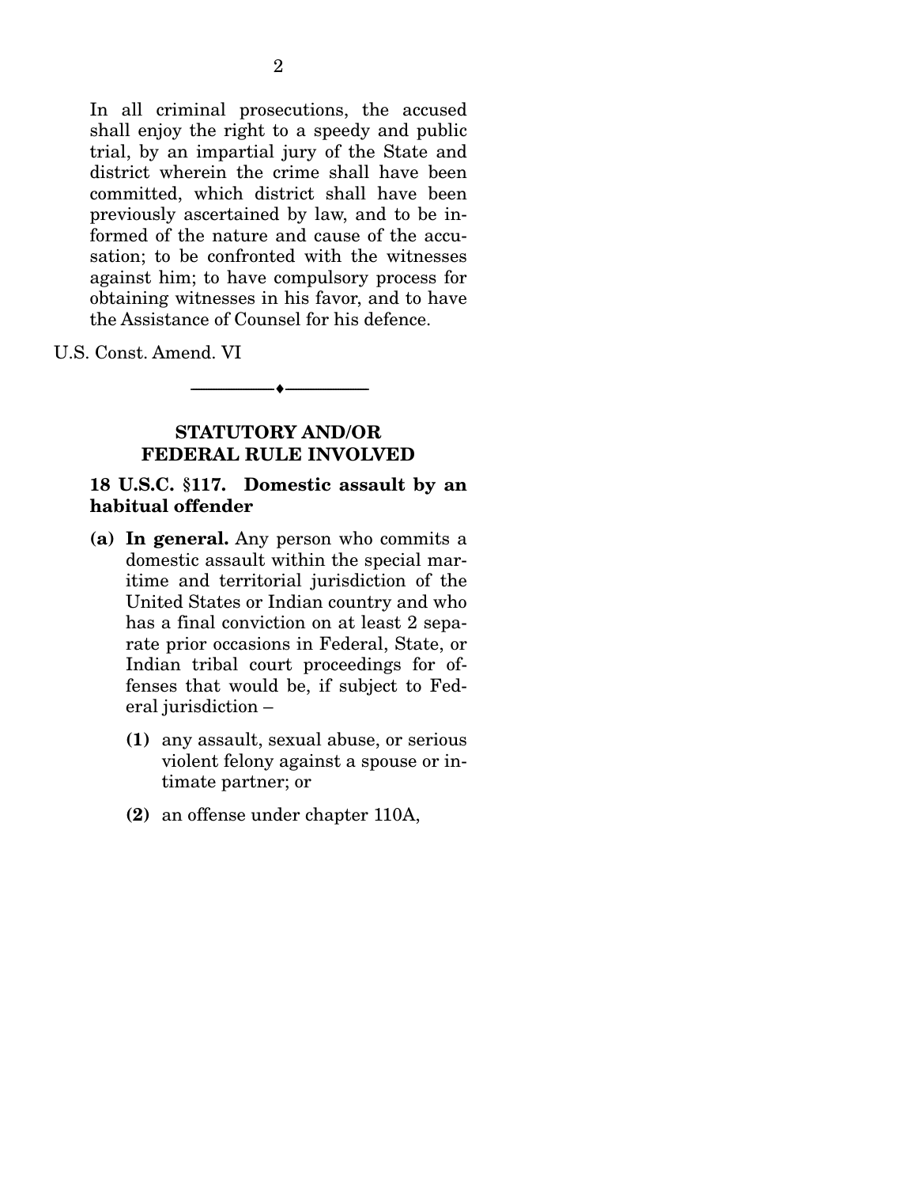> In all criminal prosecutions, the accused shall enjoy the right to a speedy and public trial, by an impartial jury of the State and district wherein the crime shall have been committed, which district shall have been previously ascertained by law, and to be informed of the nature and cause of the accusation; to be confronted with the witnesses against him; to have compulsory process for obtaining witnesses in his favor, and to have the Assistance of Counsel for his defence.

U.S. Const. Amend. VI

---

## STATUTORY AND/OR FEDERAL RULE INVOLVED

### 18 U.S.C. §117. Domestic assault by an habitual offender

- **(a) In general.** Any person who commits a domestic assault within the special maritime and territorial jurisdiction of the United States or Indian country and who has a final conviction on at least 2 separate prior occasions in Federal, State, or Indian tribal court proceedings for offenses that would be, if subject to Federal jurisdiction –
  - **(1)** any assault, sexual abuse, or serious violent felony against a spouse or intimate partner; or
  - **(2)** an offense under chapter 110A,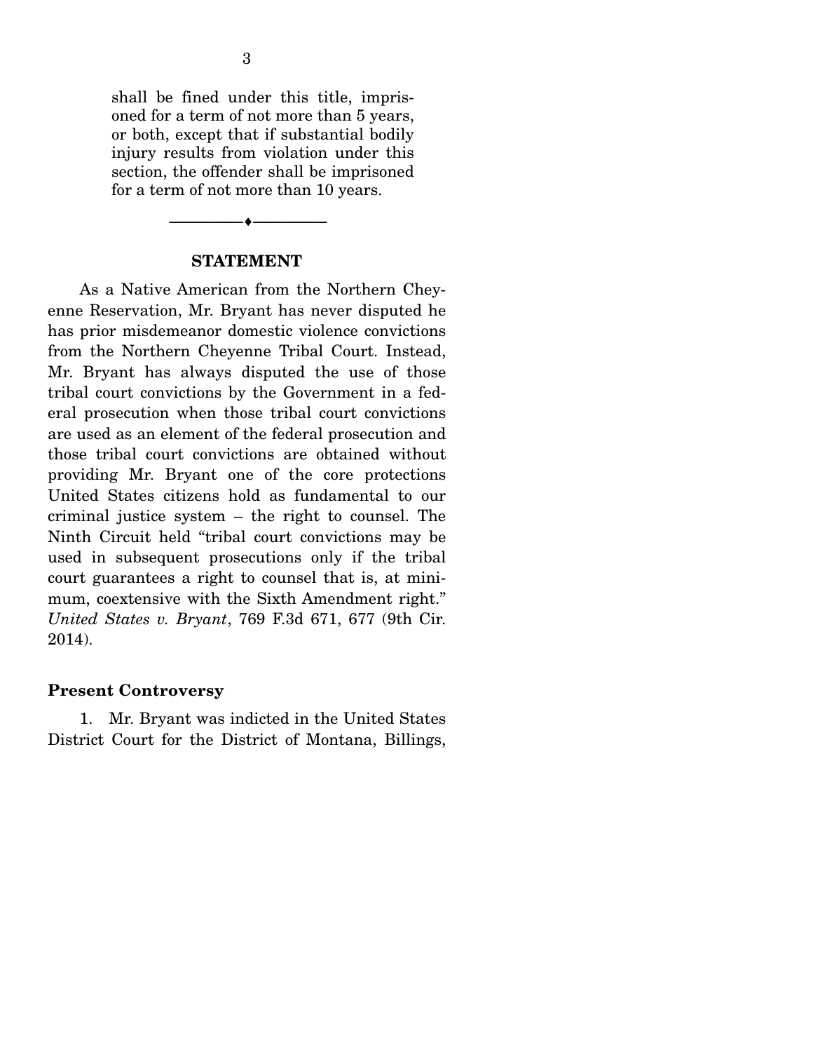> shall be fined under this title, imprisoned for a term of not more than 5 years, or both, except that if substantial bodily injury results from violation under this section, the offender shall be imprisoned for a term of not more than 10 years.

---

## STATEMENT

As a Native American from the Northern Cheyenne Reservation, Mr. Bryant has never disputed he has prior misdemeanor domestic violence convictions from the Northern Cheyenne Tribal Court. Instead, Mr. Bryant has always disputed the use of those tribal court convictions by the Government in a federal prosecution when those tribal court convictions are used as an element of the federal prosecution and those tribal court convictions are obtained without providing Mr. Bryant one of the core protections United States citizens hold as fundamental to our criminal justice system – the right to counsel. The Ninth Circuit held "tribal court convictions may be used in subsequent prosecutions only if the tribal court guarantees a right to counsel that is, at minimum, coextensive with the Sixth Amendment right." *United States v. Bryant*, 769 F.3d 671, 677 (9th Cir. 2014).

### Present Controversy

1. Mr. Bryant was indicted in the United States District Court for the District of Montana, Billings,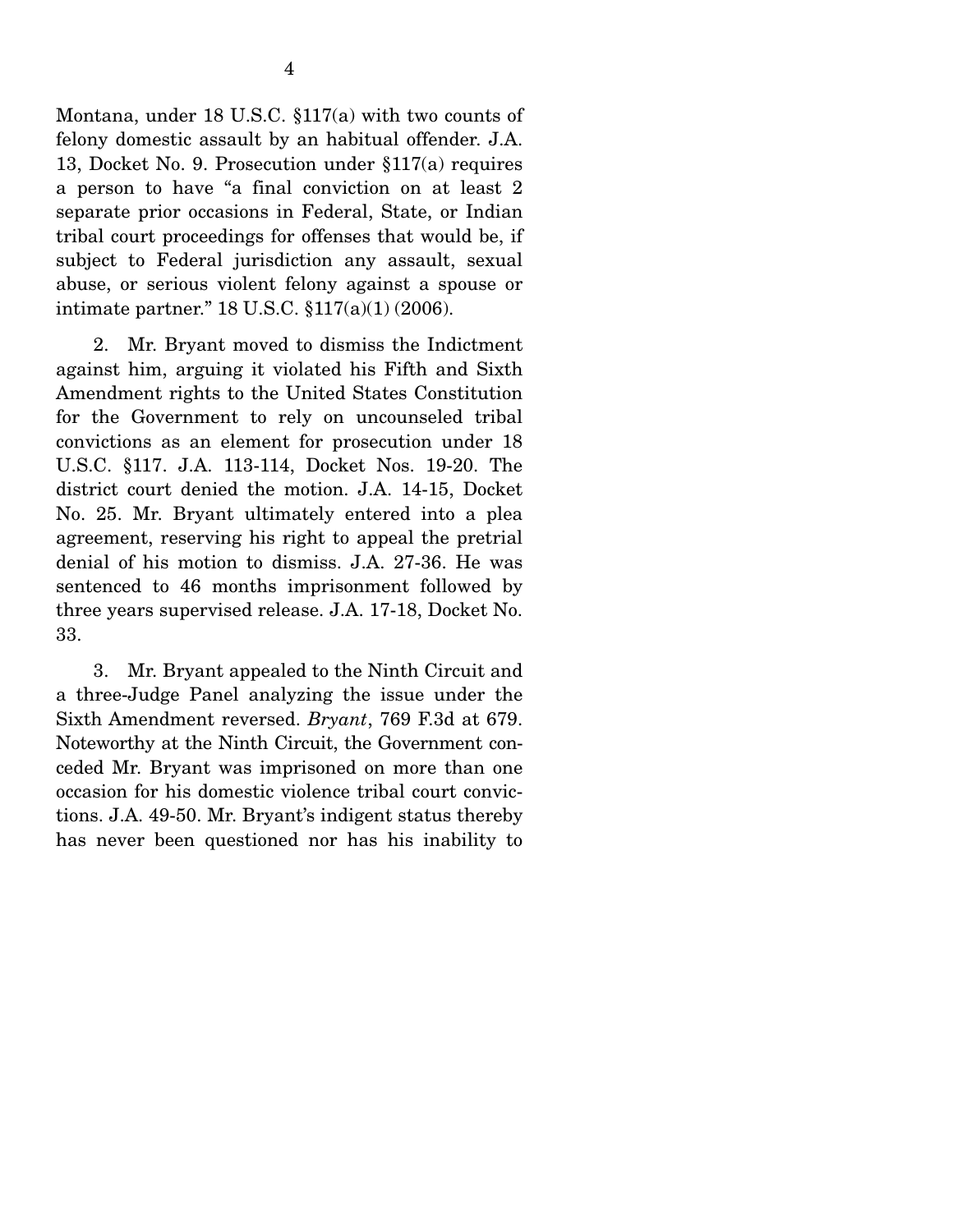Montana, under 18 U.S.C. §117(a) with two counts of felony domestic assault by an habitual offender. J.A. 13, Docket No. 9. Prosecution under §117(a) requires a person to have "a final conviction on at least 2 separate prior occasions in Federal, State, or Indian tribal court proceedings for offenses that would be, if subject to Federal jurisdiction any assault, sexual abuse, or serious violent felony against a spouse or intimate partner." 18 U.S.C. §117(a)(1) (2006).

2. Mr. Bryant moved to dismiss the Indictment against him, arguing it violated his Fifth and Sixth Amendment rights to the United States Constitution for the Government to rely on uncounseled tribal convictions as an element for prosecution under 18 U.S.C. §117. J.A. 113-114, Docket Nos. 19-20. The district court denied the motion. J.A. 14-15, Docket No. 25. Mr. Bryant ultimately entered into a plea agreement, reserving his right to appeal the pretrial denial of his motion to dismiss. J.A. 27-36. He was sentenced to 46 months imprisonment followed by three years supervised release. J.A. 17-18, Docket No. 33.

3. Mr. Bryant appealed to the Ninth Circuit and a three-Judge Panel analyzing the issue under the Sixth Amendment reversed. *Bryant*, 769 F.3d at 679. Noteworthy at the Ninth Circuit, the Government conceded Mr. Bryant was imprisoned on more than one occasion for his domestic violence tribal court convictions. J.A. 49-50. Mr. Bryant's indigent status thereby has never been questioned nor has his inability to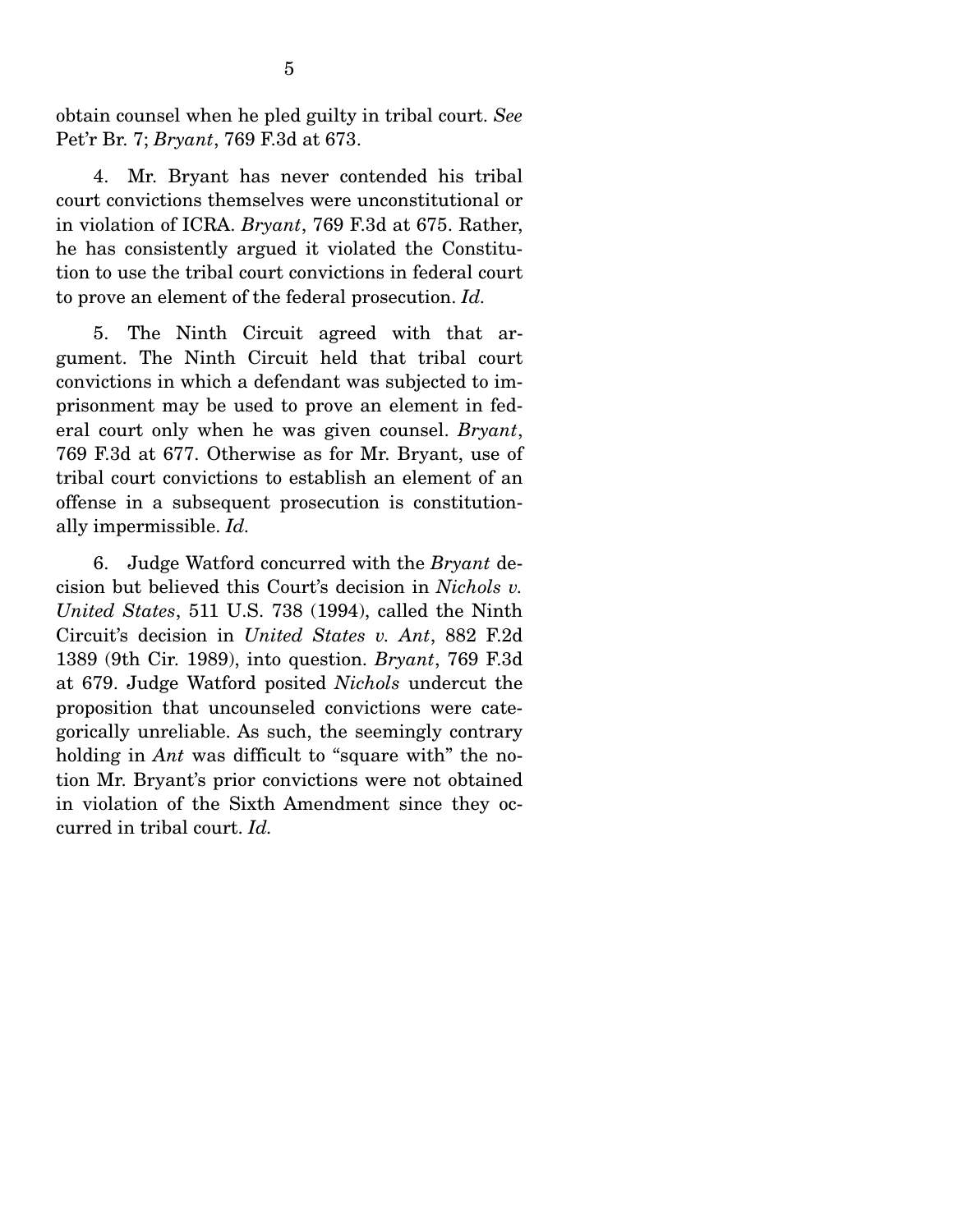obtain counsel when he pled guilty in tribal court. *See* Pet'r Br. 7; *Bryant*, 769 F.3d at 673.

4. Mr. Bryant has never contended his tribal court convictions themselves were unconstitutional or in violation of ICRA. *Bryant*, 769 F.3d at 675. Rather, he has consistently argued it violated the Constitution to use the tribal court convictions in federal court to prove an element of the federal prosecution. *Id.*

5. The Ninth Circuit agreed with that argument. The Ninth Circuit held that tribal court convictions in which a defendant was subjected to imprisonment may be used to prove an element in federal court only when he was given counsel. *Bryant*, 769 F.3d at 677. Otherwise as for Mr. Bryant, use of tribal court convictions to establish an element of an offense in a subsequent prosecution is constitutionally impermissible. *Id.*

6. Judge Watford concurred with the *Bryant* decision but believed this Court's decision in *Nichols v. United States*, 511 U.S. 738 (1994), called the Ninth Circuit's decision in *United States v. Ant*, 882 F.2d 1389 (9th Cir. 1989), into question. *Bryant*, 769 F.3d at 679. Judge Watford posited *Nichols* undercut the proposition that uncounseled convictions were categorically unreliable. As such, the seemingly contrary holding in *Ant* was difficult to "square with" the notion Mr. Bryant's prior convictions were not obtained in violation of the Sixth Amendment since they occurred in tribal court. *Id.*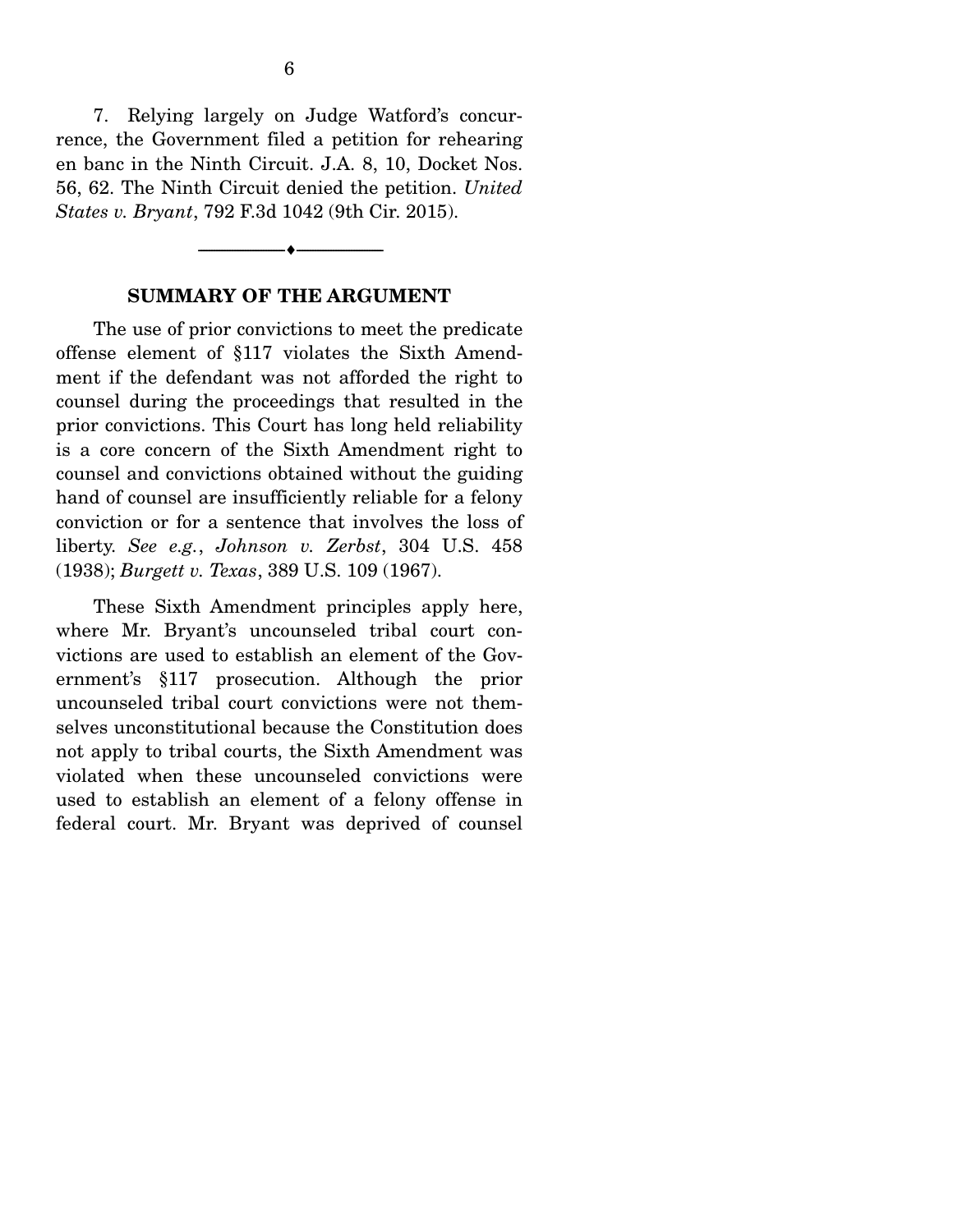7. Relying largely on Judge Watford's concurrence, the Government filed a petition for rehearing en banc in the Ninth Circuit. J.A. 8, 10, Docket Nos. 56, 62. The Ninth Circuit denied the petition. *United States v. Bryant*, 792 F.3d 1042 (9th Cir. 2015).

---

## SUMMARY OF THE ARGUMENT

The use of prior convictions to meet the predicate offense element of §117 violates the Sixth Amendment if the defendant was not afforded the right to counsel during the proceedings that resulted in the prior convictions. This Court has long held reliability is a core concern of the Sixth Amendment right to counsel and convictions obtained without the guiding hand of counsel are insufficiently reliable for a felony conviction or for a sentence that involves the loss of liberty. *See e.g.*, *Johnson v. Zerbst*, 304 U.S. 458 (1938); *Burgett v. Texas*, 389 U.S. 109 (1967).

These Sixth Amendment principles apply here, where Mr. Bryant's uncounseled tribal court convictions are used to establish an element of the Government's §117 prosecution. Although the prior uncounseled tribal court convictions were not themselves unconstitutional because the Constitution does not apply to tribal courts, the Sixth Amendment was violated when these uncounseled convictions were used to establish an element of a felony offense in federal court. Mr. Bryant was deprived of counsel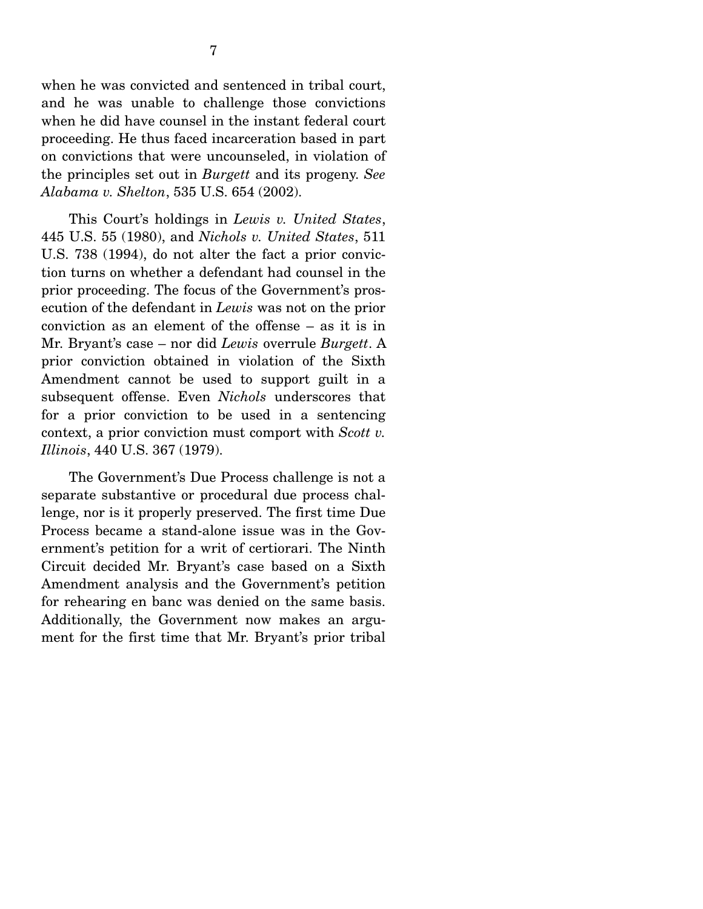when he was convicted and sentenced in tribal court, and he was unable to challenge those convictions when he did have counsel in the instant federal court proceeding. He thus faced incarceration based in part on convictions that were uncounseled, in violation of the principles set out in *Burgett* and its progeny. *See Alabama v. Shelton*, 535 U.S. 654 (2002).

This Court's holdings in *Lewis v. United States*, 445 U.S. 55 (1980), and *Nichols v. United States*, 511 U.S. 738 (1994), do not alter the fact a prior conviction turns on whether a defendant had counsel in the prior proceeding. The focus of the Government's prosecution of the defendant in *Lewis* was not on the prior conviction as an element of the offense – as it is in Mr. Bryant's case – nor did *Lewis* overrule *Burgett*. A prior conviction obtained in violation of the Sixth Amendment cannot be used to support guilt in a subsequent offense. Even *Nichols* underscores that for a prior conviction to be used in a sentencing context, a prior conviction must comport with *Scott v. Illinois*, 440 U.S. 367 (1979).

The Government's Due Process challenge is not a separate substantive or procedural due process challenge, nor is it properly preserved. The first time Due Process became a stand-alone issue was in the Government's petition for a writ of certiorari. The Ninth Circuit decided Mr. Bryant's case based on a Sixth Amendment analysis and the Government's petition for rehearing en banc was denied on the same basis. Additionally, the Government now makes an argument for the first time that Mr. Bryant's prior tribal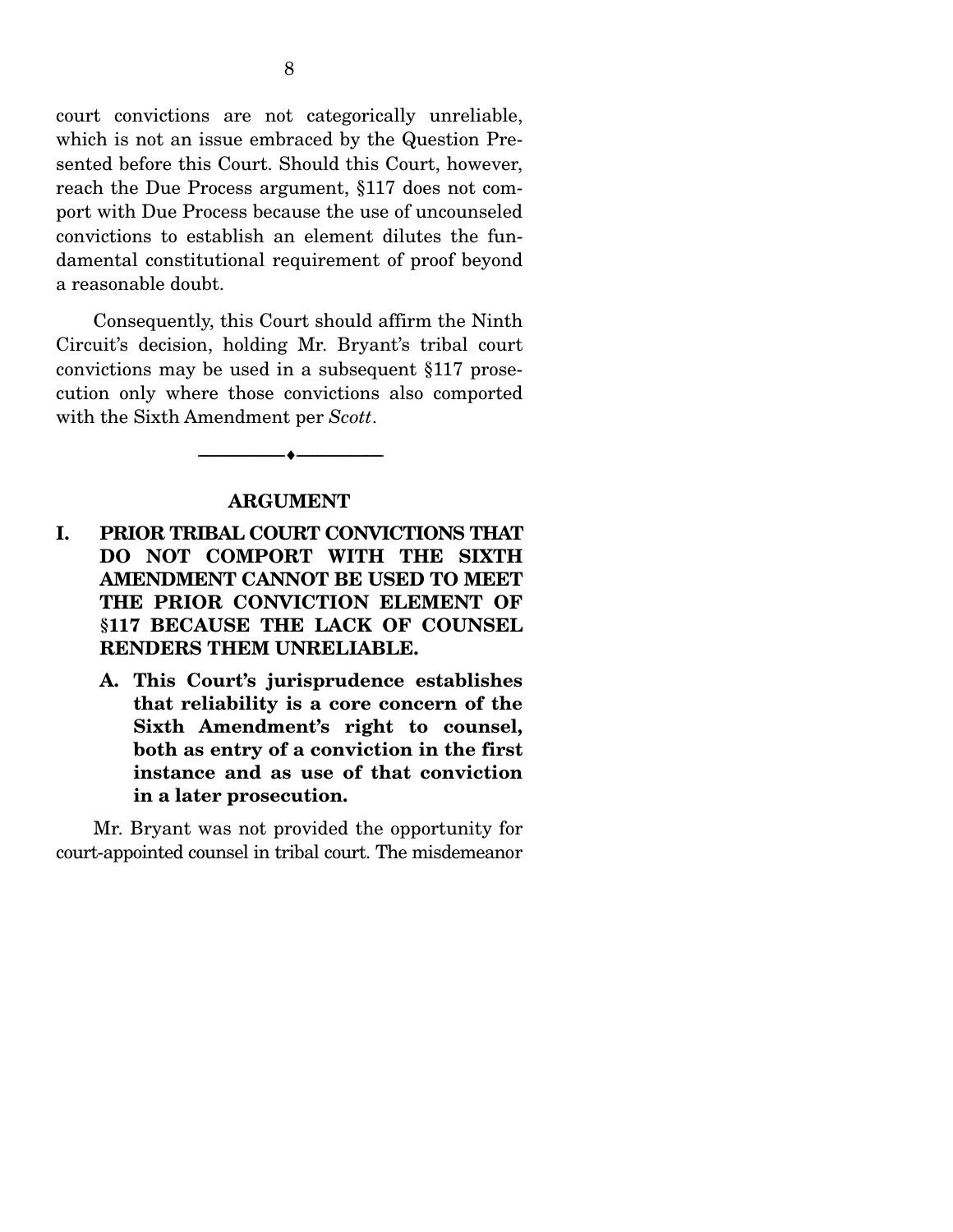court convictions are not categorically unreliable, which is not an issue embraced by the Question Presented before this Court. Should this Court, however, reach the Due Process argument, §117 does not comport with Due Process because the use of uncounseled convictions to establish an element dilutes the fundamental constitutional requirement of proof beyond a reasonable doubt.

Consequently, this Court should affirm the Ninth Circuit's decision, holding Mr. Bryant's tribal court convictions may be used in a subsequent §117 prosecution only where those convictions also comported with the Sixth Amendment per *Scott*.

---

## ARGUMENT

### I. PRIOR TRIBAL COURT CONVICTIONS THAT DO NOT COMPORT WITH THE SIXTH AMENDMENT CANNOT BE USED TO MEET THE PRIOR CONVICTION ELEMENT OF §117 BECAUSE THE LACK OF COUNSEL RENDERS THEM UNRELIABLE.

#### A. This Court's jurisprudence establishes that reliability is a core concern of the Sixth Amendment's right to counsel, both as entry of a conviction in the first instance and as use of that conviction in a later prosecution.

Mr. Bryant was not provided the opportunity for court-appointed counsel in tribal court. The misdemeanor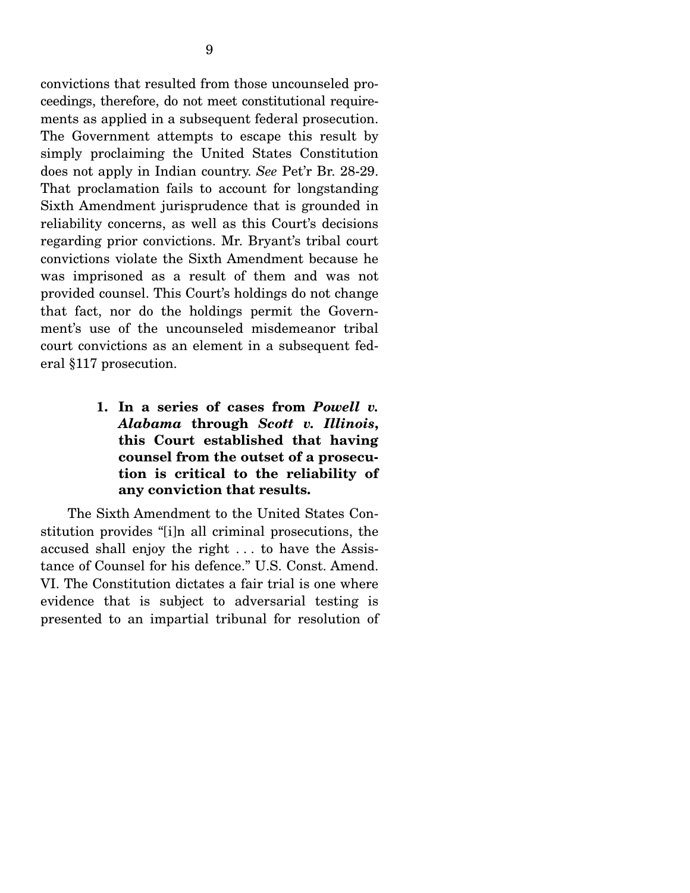convictions that resulted from those uncounseled proceedings, therefore, do not meet constitutional requirements as applied in a subsequent federal prosecution. The Government attempts to escape this result by simply proclaiming the United States Constitution does not apply in Indian country. *See* Pet'r Br. 28-29. That proclamation fails to account for longstanding Sixth Amendment jurisprudence that is grounded in reliability concerns, as well as this Court's decisions regarding prior convictions. Mr. Bryant's tribal court convictions violate the Sixth Amendment because he was imprisoned as a result of them and was not provided counsel. This Court's holdings do not change that fact, nor do the holdings permit the Government's use of the uncounseled misdemeanor tribal court convictions as an element in a subsequent federal §117 prosecution.

### 1. In a series of cases from *Powell v. Alabama* through *Scott v. Illinois*, this Court established that having counsel from the outset of a prosecution is critical to the reliability of any conviction that results.

The Sixth Amendment to the United States Constitution provides "[i]n all criminal prosecutions, the accused shall enjoy the right . . . to have the Assistance of Counsel for his defence." U.S. Const. Amend. VI. The Constitution dictates a fair trial is one where evidence that is subject to adversarial testing is presented to an impartial tribunal for resolution of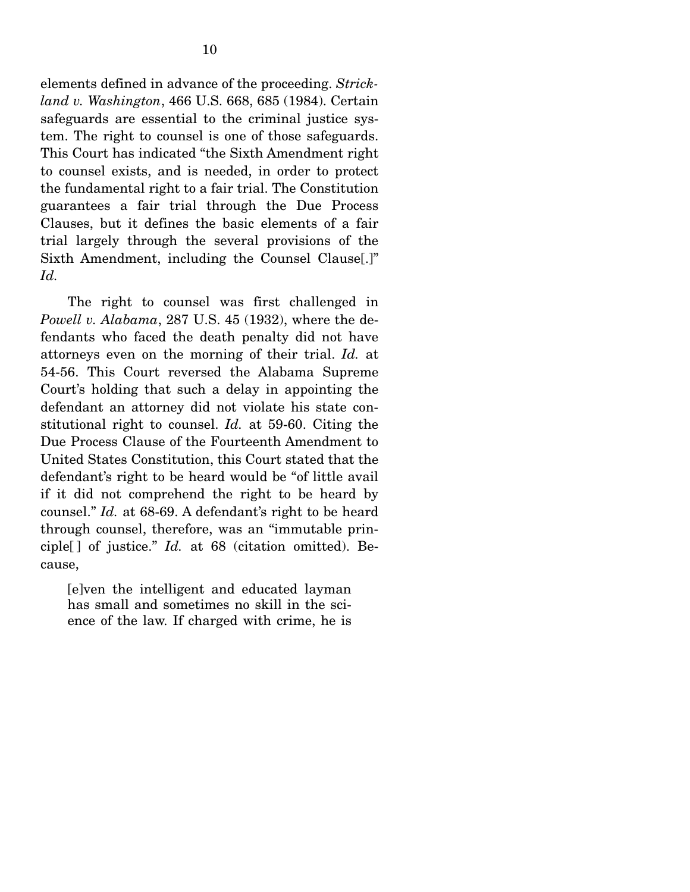elements defined in advance of the proceeding. *Strickland v. Washington*, 466 U.S. 668, 685 (1984). Certain safeguards are essential to the criminal justice system. The right to counsel is one of those safeguards. This Court has indicated "the Sixth Amendment right to counsel exists, and is needed, in order to protect the fundamental right to a fair trial. The Constitution guarantees a fair trial through the Due Process Clauses, but it defines the basic elements of a fair trial largely through the several provisions of the Sixth Amendment, including the Counsel Clause[.]" *Id.*

The right to counsel was first challenged in *Powell v. Alabama*, 287 U.S. 45 (1932), where the defendants who faced the death penalty did not have attorneys even on the morning of their trial. *Id.* at 54-56. This Court reversed the Alabama Supreme Court's holding that such a delay in appointing the defendant an attorney did not violate his state constitutional right to counsel. *Id.* at 59-60. Citing the Due Process Clause of the Fourteenth Amendment to United States Constitution, this Court stated that the defendant's right to be heard would be "of little avail if it did not comprehend the right to be heard by counsel." *Id.* at 68-69. A defendant's right to be heard through counsel, therefore, was an "immutable principle[ ] of justice." *Id.* at 68 (citation omitted). Because,

> [e]ven the intelligent and educated layman has small and sometimes no skill in the science of the law. If charged with crime, he is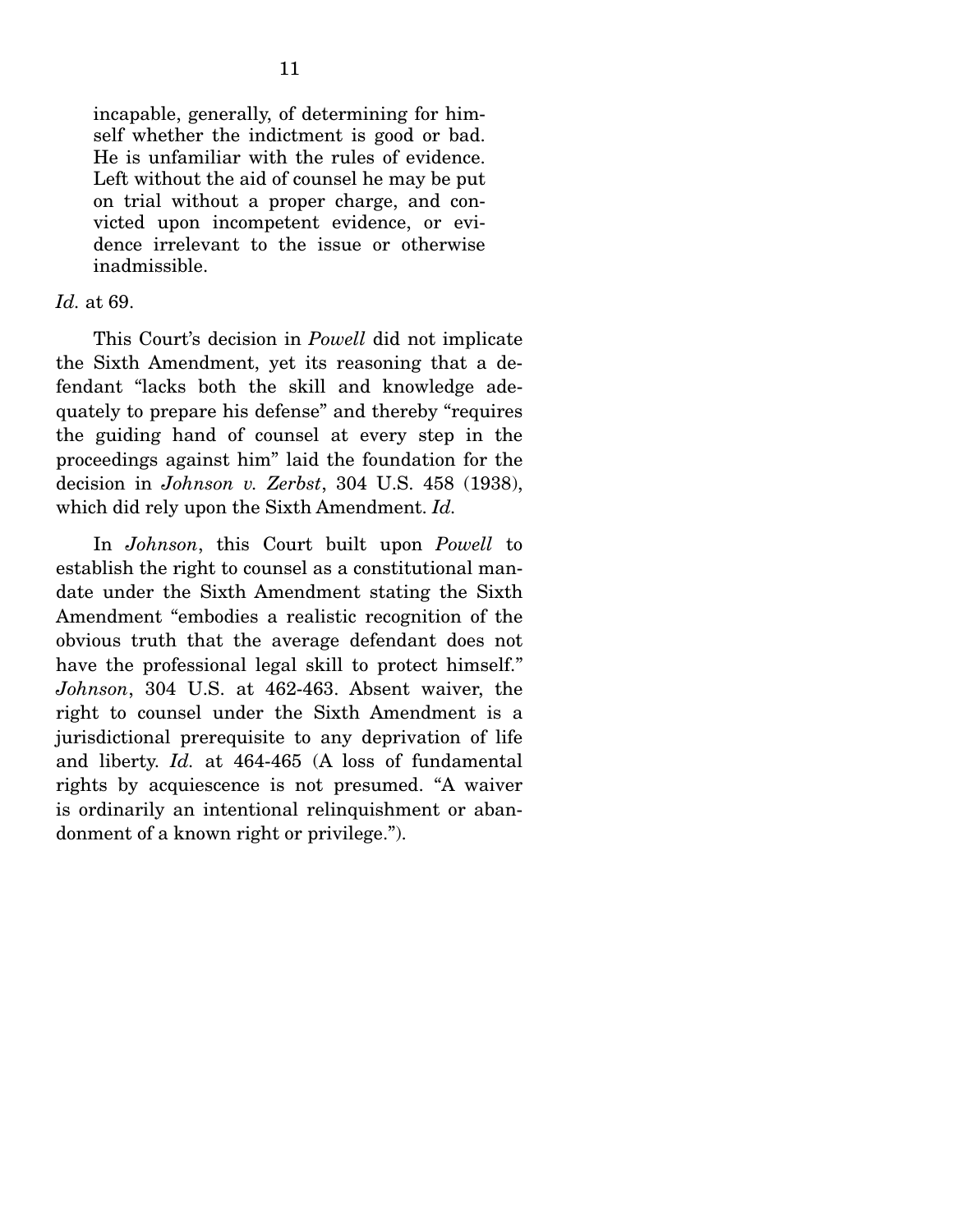> incapable, generally, of determining for himself whether the indictment is good or bad. He is unfamiliar with the rules of evidence. Left without the aid of counsel he may be put on trial without a proper charge, and convicted upon incompetent evidence, or evidence irrelevant to the issue or otherwise inadmissible.

*Id.* at 69.

This Court's decision in *Powell* did not implicate the Sixth Amendment, yet its reasoning that a defendant "lacks both the skill and knowledge adequately to prepare his defense" and thereby "requires the guiding hand of counsel at every step in the proceedings against him" laid the foundation for the decision in *Johnson v. Zerbst*, 304 U.S. 458 (1938), which did rely upon the Sixth Amendment. *Id.*

In *Johnson*, this Court built upon *Powell* to establish the right to counsel as a constitutional mandate under the Sixth Amendment stating the Sixth Amendment "embodies a realistic recognition of the obvious truth that the average defendant does not have the professional legal skill to protect himself." *Johnson*, 304 U.S. at 462-463. Absent waiver, the right to counsel under the Sixth Amendment is a jurisdictional prerequisite to any deprivation of life and liberty. *Id.* at 464-465 (A loss of fundamental rights by acquiescence is not presumed. "A waiver is ordinarily an intentional relinquishment or abandonment of a known right or privilege.").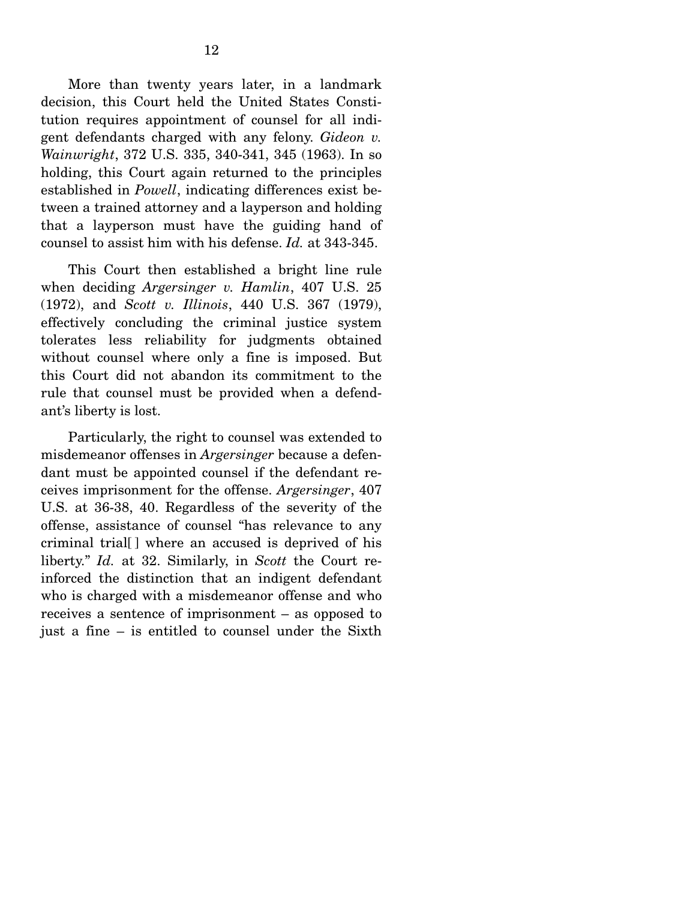More than twenty years later, in a landmark decision, this Court held the United States Constitution requires appointment of counsel for all indigent defendants charged with any felony. *Gideon v. Wainwright*, 372 U.S. 335, 340-341, 345 (1963). In so holding, this Court again returned to the principles established in *Powell*, indicating differences exist between a trained attorney and a layperson and holding that a layperson must have the guiding hand of counsel to assist him with his defense. *Id.* at 343-345.

This Court then established a bright line rule when deciding *Argersinger v. Hamlin*, 407 U.S. 25 (1972), and *Scott v. Illinois*, 440 U.S. 367 (1979), effectively concluding the criminal justice system tolerates less reliability for judgments obtained without counsel where only a fine is imposed. But this Court did not abandon its commitment to the rule that counsel must be provided when a defendant's liberty is lost.

Particularly, the right to counsel was extended to misdemeanor offenses in *Argersinger* because a defendant must be appointed counsel if the defendant receives imprisonment for the offense. *Argersinger*, 407 U.S. at 36-38, 40. Regardless of the severity of the offense, assistance of counsel "has relevance to any criminal trial[ ] where an accused is deprived of his liberty." *Id.* at 32. Similarly, in *Scott* the Court reinforced the distinction that an indigent defendant who is charged with a misdemeanor offense and who receives a sentence of imprisonment – as opposed to just a fine – is entitled to counsel under the Sixth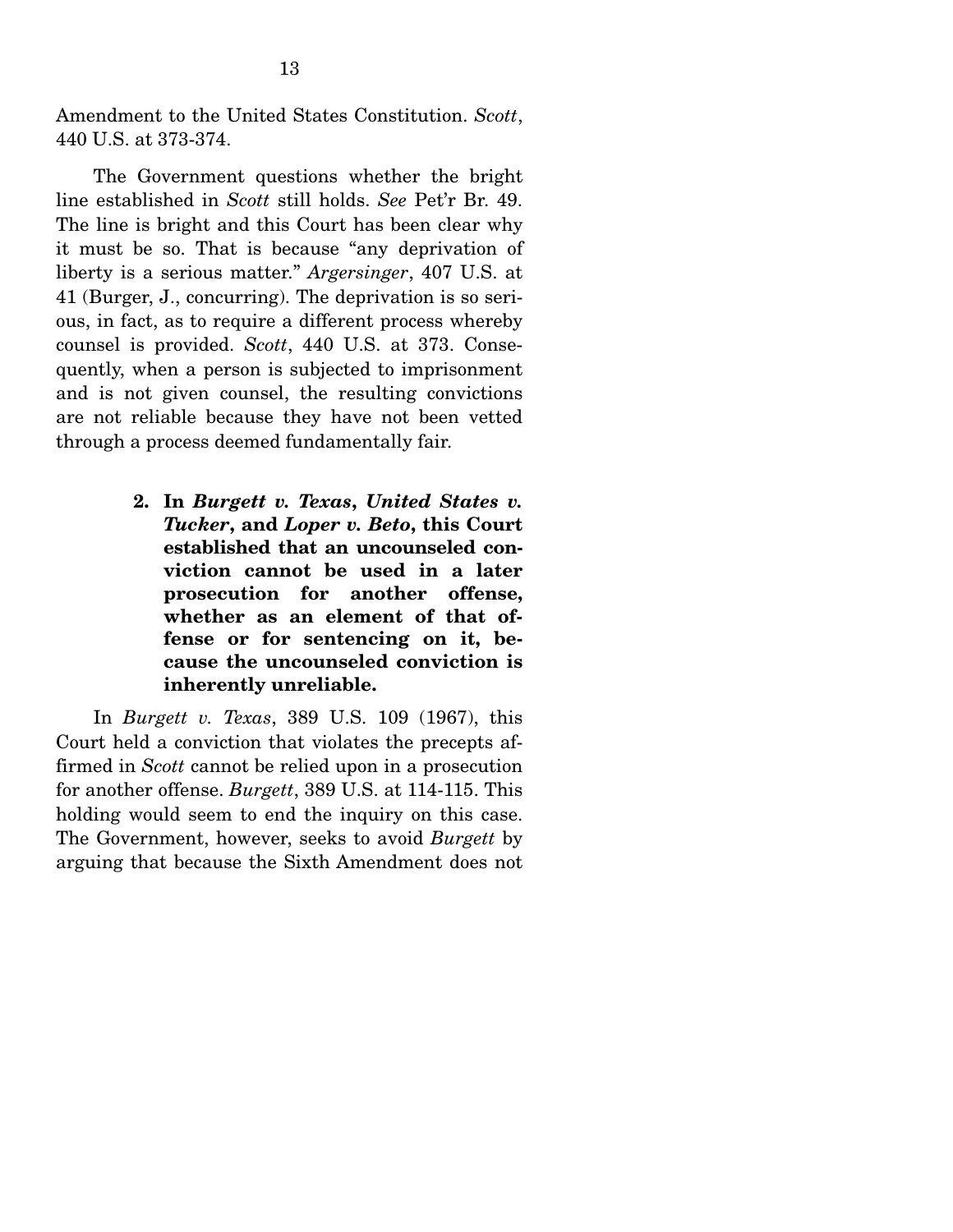Amendment to the United States Constitution. *Scott*, 440 U.S. at 373-374.

The Government questions whether the bright line established in *Scott* still holds. *See* Pet'r Br. 49. The line is bright and this Court has been clear why it must be so. That is because "any deprivation of liberty is a serious matter." *Argersinger*, 407 U.S. at 41 (Burger, J., concurring). The deprivation is so serious, in fact, as to require a different process whereby counsel is provided. *Scott*, 440 U.S. at 373. Consequently, when a person is subjected to imprisonment and is not given counsel, the resulting convictions are not reliable because they have not been vetted through a process deemed fundamentally fair.

**2. In *Burgett v. Texas*, *United States v. Tucker*, and *Loper v. Beto*, this Court established that an uncounseled conviction cannot be used in a later prosecution for another offense, whether as an element of that offense or for sentencing on it, because the uncounseled conviction is inherently unreliable.**

In *Burgett v. Texas*, 389 U.S. 109 (1967), this Court held a conviction that violates the precepts affirmed in *Scott* cannot be relied upon in a prosecution for another offense. *Burgett*, 389 U.S. at 114-115. This holding would seem to end the inquiry on this case. The Government, however, seeks to avoid *Burgett* by arguing that because the Sixth Amendment does not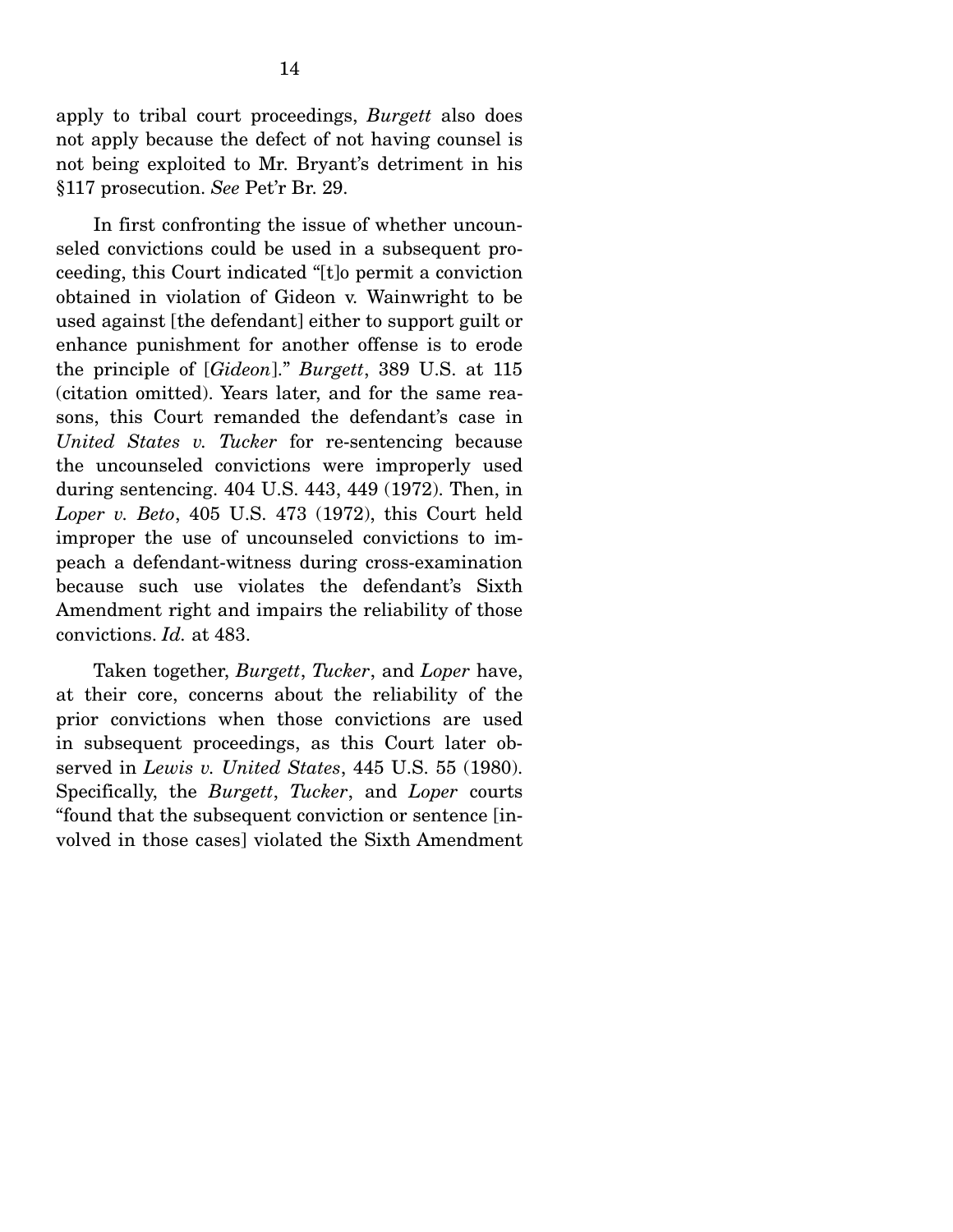apply to tribal court proceedings, *Burgett* also does not apply because the defect of not having counsel is not being exploited to Mr. Bryant's detriment in his §117 prosecution. *See* Pet'r Br. 29.

In first confronting the issue of whether uncounseled convictions could be used in a subsequent proceeding, this Court indicated "[t]o permit a conviction obtained in violation of Gideon v. Wainwright to be used against [the defendant] either to support guilt or enhance punishment for another offense is to erode the principle of [*Gideon*]." *Burgett*, 389 U.S. at 115 (citation omitted). Years later, and for the same reasons, this Court remanded the defendant's case in *United States v. Tucker* for re-sentencing because the uncounseled convictions were improperly used during sentencing. 404 U.S. 443, 449 (1972). Then, in *Loper v. Beto*, 405 U.S. 473 (1972), this Court held improper the use of uncounseled convictions to impeach a defendant-witness during cross-examination because such use violates the defendant's Sixth Amendment right and impairs the reliability of those convictions. *Id.* at 483.

Taken together, *Burgett*, *Tucker*, and *Loper* have, at their core, concerns about the reliability of the prior convictions when those convictions are used in subsequent proceedings, as this Court later observed in *Lewis v. United States*, 445 U.S. 55 (1980). Specifically, the *Burgett*, *Tucker*, and *Loper* courts "found that the subsequent conviction or sentence [involved in those cases] violated the Sixth Amendment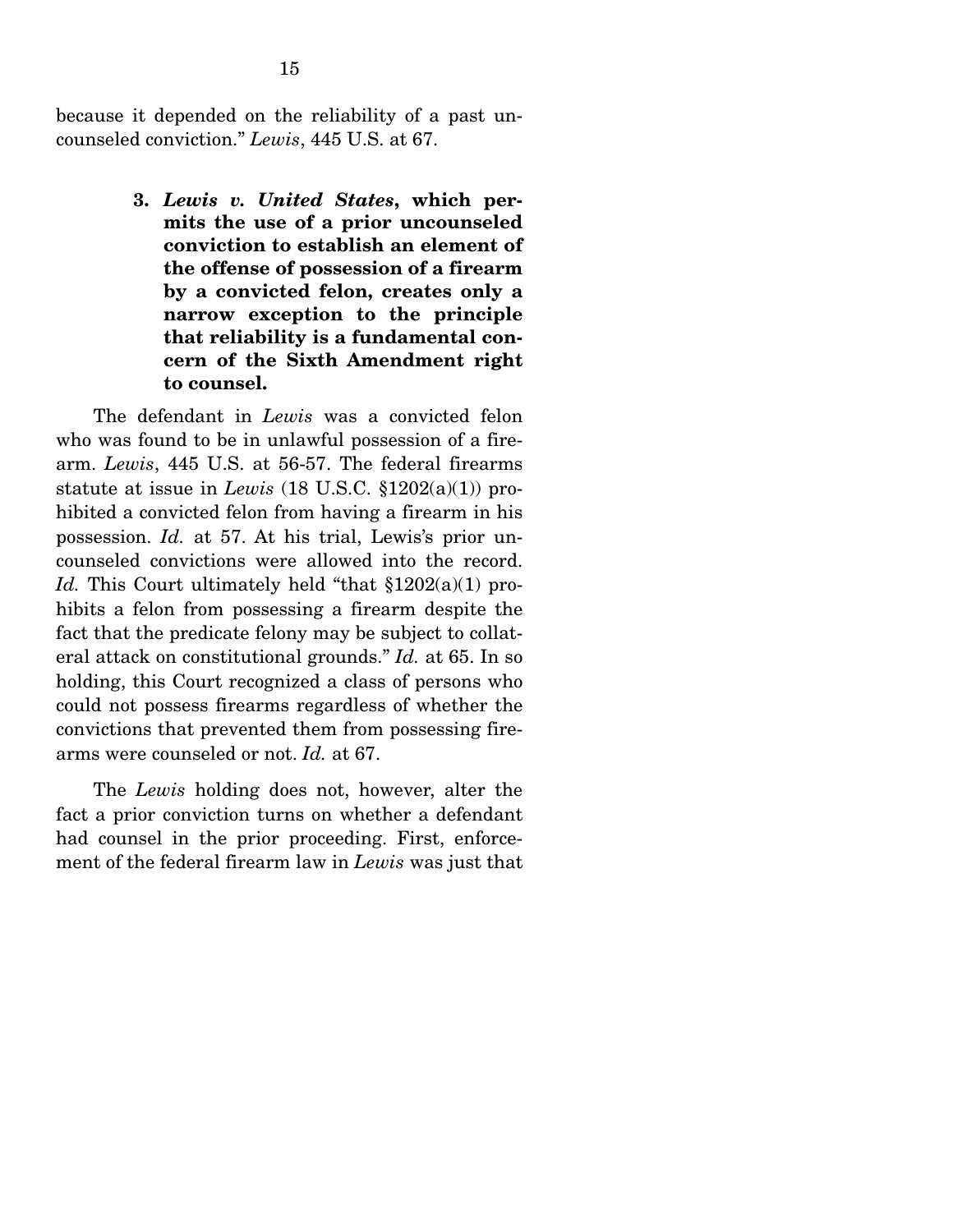because it depended on the reliability of a past uncounseled conviction." *Lewis*, 445 U.S. at 67.

**3. *Lewis v. United States*, which permits the use of a prior uncounseled conviction to establish an element of the offense of possession of a firearm by a convicted felon, creates only a narrow exception to the principle that reliability is a fundamental concern of the Sixth Amendment right to counsel.**

The defendant in *Lewis* was a convicted felon who was found to be in unlawful possession of a firearm. *Lewis*, 445 U.S. at 56-57. The federal firearms statute at issue in *Lewis* (18 U.S.C. §1202(a)(1)) prohibited a convicted felon from having a firearm in his possession. *Id.* at 57. At his trial, Lewis's prior uncounseled convictions were allowed into the record. *Id.* This Court ultimately held "that §1202(a)(1) prohibits a felon from possessing a firearm despite the fact that the predicate felony may be subject to collateral attack on constitutional grounds." *Id.* at 65. In so holding, this Court recognized a class of persons who could not possess firearms regardless of whether the convictions that prevented them from possessing firearms were counseled or not. *Id.* at 67.

The *Lewis* holding does not, however, alter the fact a prior conviction turns on whether a defendant had counsel in the prior proceeding. First, enforcement of the federal firearm law in *Lewis* was just that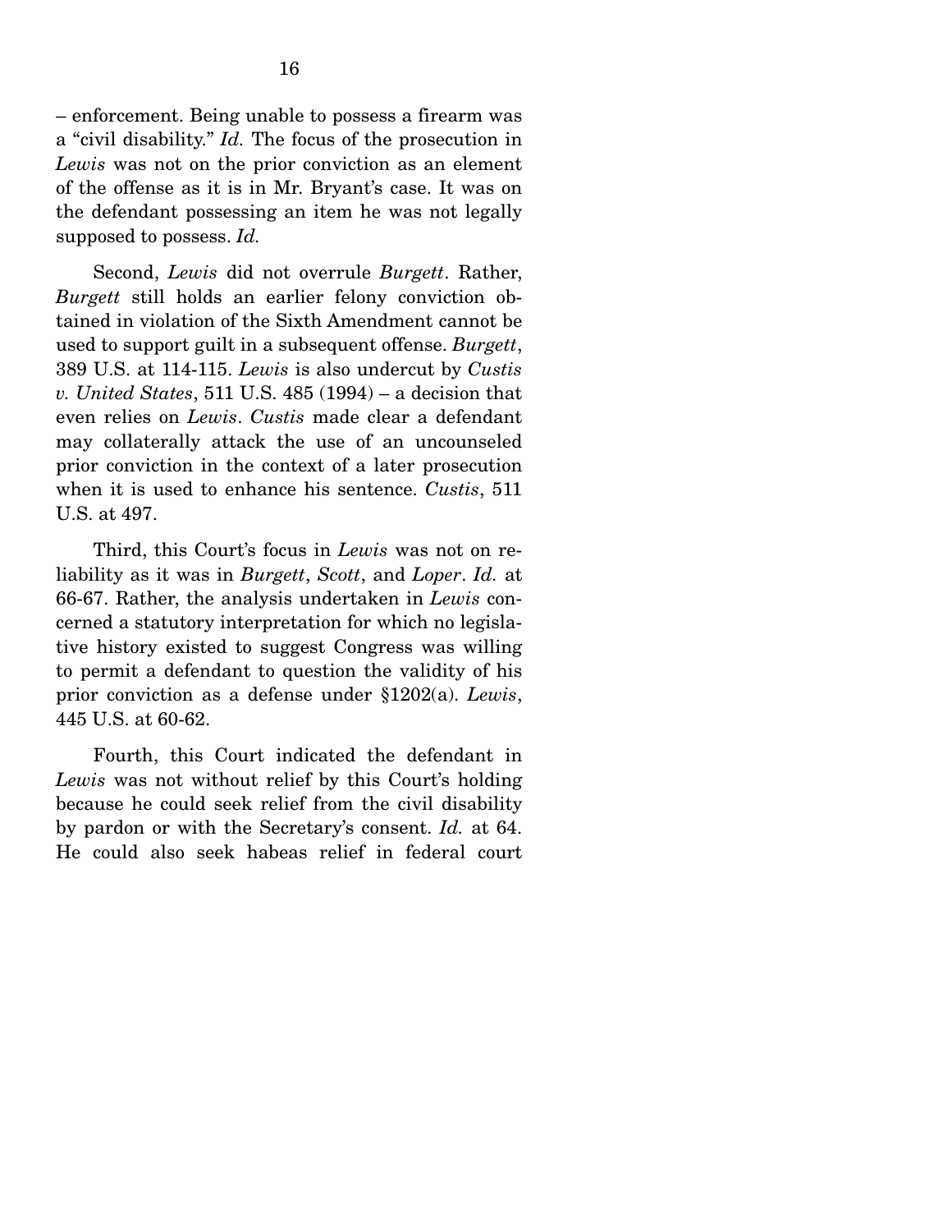– enforcement. Being unable to possess a firearm was a "civil disability." *Id.* The focus of the prosecution in *Lewis* was not on the prior conviction as an element of the offense as it is in Mr. Bryant's case. It was on the defendant possessing an item he was not legally supposed to possess. *Id.*

Second, *Lewis* did not overrule *Burgett*. Rather, *Burgett* still holds an earlier felony conviction obtained in violation of the Sixth Amendment cannot be used to support guilt in a subsequent offense. *Burgett*, 389 U.S. at 114-115. *Lewis* is also undercut by *Custis v. United States*, 511 U.S. 485 (1994) – a decision that even relies on *Lewis*. *Custis* made clear a defendant may collaterally attack the use of an uncounseled prior conviction in the context of a later prosecution when it is used to enhance his sentence. *Custis*, 511 U.S. at 497.

Third, this Court's focus in *Lewis* was not on reliability as it was in *Burgett*, *Scott*, and *Loper*. *Id.* at 66-67. Rather, the analysis undertaken in *Lewis* concerned a statutory interpretation for which no legislative history existed to suggest Congress was willing to permit a defendant to question the validity of his prior conviction as a defense under §1202(a). *Lewis*, 445 U.S. at 60-62.

Fourth, this Court indicated the defendant in *Lewis* was not without relief by this Court's holding because he could seek relief from the civil disability by pardon or with the Secretary's consent. *Id.* at 64. He could also seek habeas relief in federal court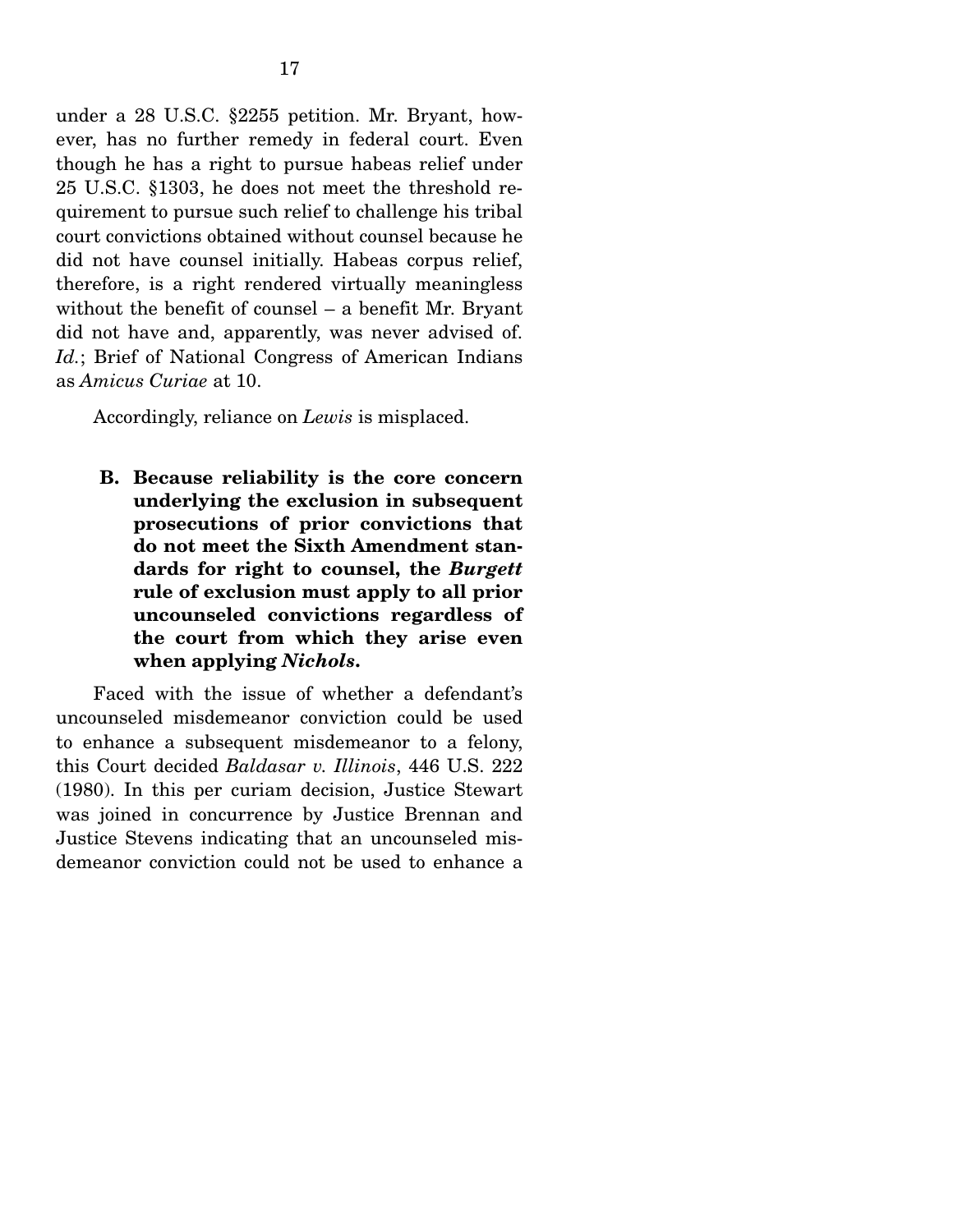under a 28 U.S.C. §2255 petition. Mr. Bryant, however, has no further remedy in federal court. Even though he has a right to pursue habeas relief under 25 U.S.C. §1303, he does not meet the threshold requirement to pursue such relief to challenge his tribal court convictions obtained without counsel because he did not have counsel initially. Habeas corpus relief, therefore, is a right rendered virtually meaningless without the benefit of counsel – a benefit Mr. Bryant did not have and, apparently, was never advised of. *Id.*; Brief of National Congress of American Indians as *Amicus Curiae* at 10.

Accordingly, reliance on *Lewis* is misplaced.

### B. Because reliability is the core concern underlying the exclusion in subsequent prosecutions of prior convictions that do not meet the Sixth Amendment standards for right to counsel, the *Burgett* rule of exclusion must apply to all prior uncounseled convictions regardless of the court from which they arise even when applying *Nichols*.

Faced with the issue of whether a defendant's uncounseled misdemeanor conviction could be used to enhance a subsequent misdemeanor to a felony, this Court decided *Baldasar v. Illinois*, 446 U.S. 222 (1980). In this per curiam decision, Justice Stewart was joined in concurrence by Justice Brennan and Justice Stevens indicating that an uncounseled misdemeanor conviction could not be used to enhance a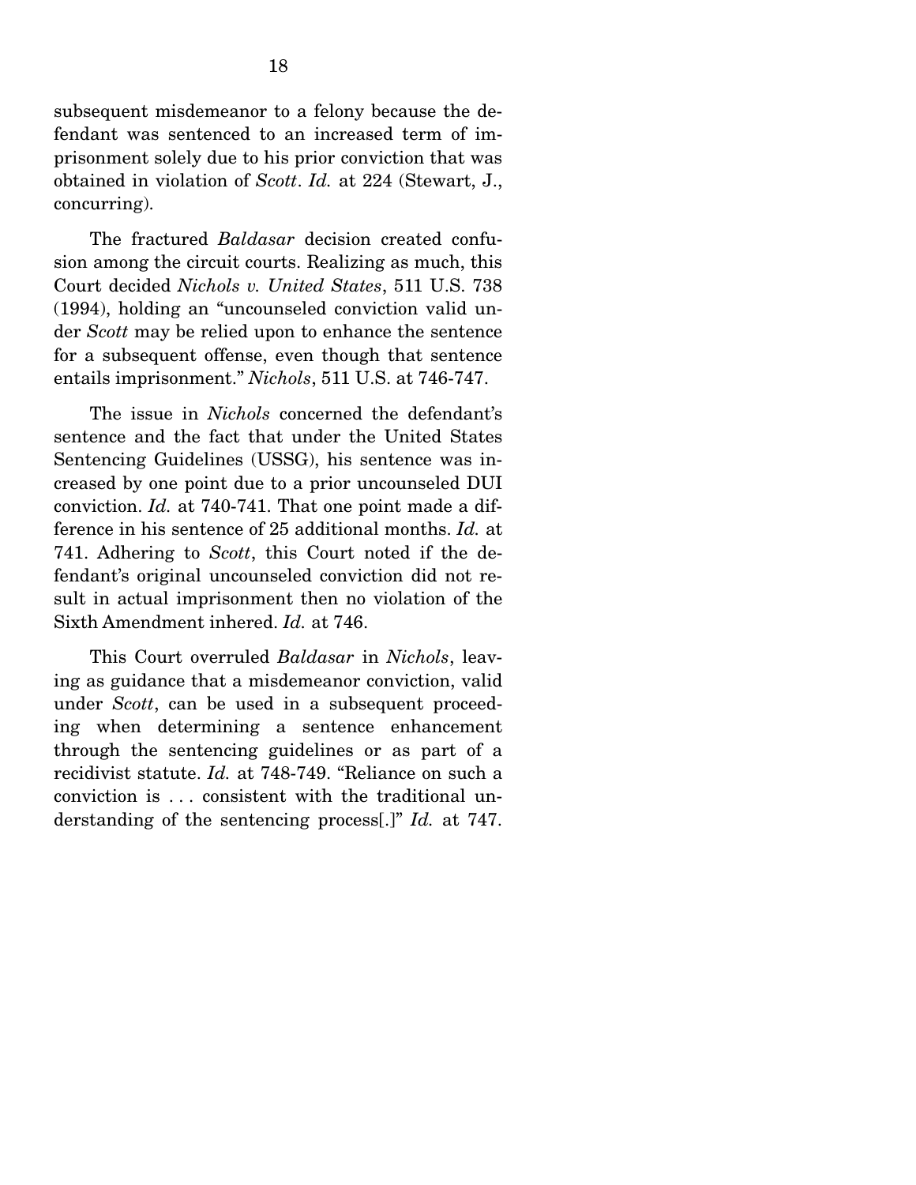subsequent misdemeanor to a felony because the defendant was sentenced to an increased term of imprisonment solely due to his prior conviction that was obtained in violation of *Scott*. *Id.* at 224 (Stewart, J., concurring).

The fractured *Baldasar* decision created confusion among the circuit courts. Realizing as much, this Court decided *Nichols v. United States*, 511 U.S. 738 (1994), holding an "uncounseled conviction valid under *Scott* may be relied upon to enhance the sentence for a subsequent offense, even though that sentence entails imprisonment." *Nichols*, 511 U.S. at 746-747.

The issue in *Nichols* concerned the defendant's sentence and the fact that under the United States Sentencing Guidelines (USSG), his sentence was increased by one point due to a prior uncounseled DUI conviction. *Id.* at 740-741. That one point made a difference in his sentence of 25 additional months. *Id.* at 741. Adhering to *Scott*, this Court noted if the defendant's original uncounseled conviction did not result in actual imprisonment then no violation of the Sixth Amendment inhered. *Id.* at 746.

This Court overruled *Baldasar* in *Nichols*, leaving as guidance that a misdemeanor conviction, valid under *Scott*, can be used in a subsequent proceeding when determining a sentence enhancement through the sentencing guidelines or as part of a recidivist statute. *Id.* at 748-749. "Reliance on such a conviction is . . . consistent with the traditional understanding of the sentencing process[.]" *Id.* at 747.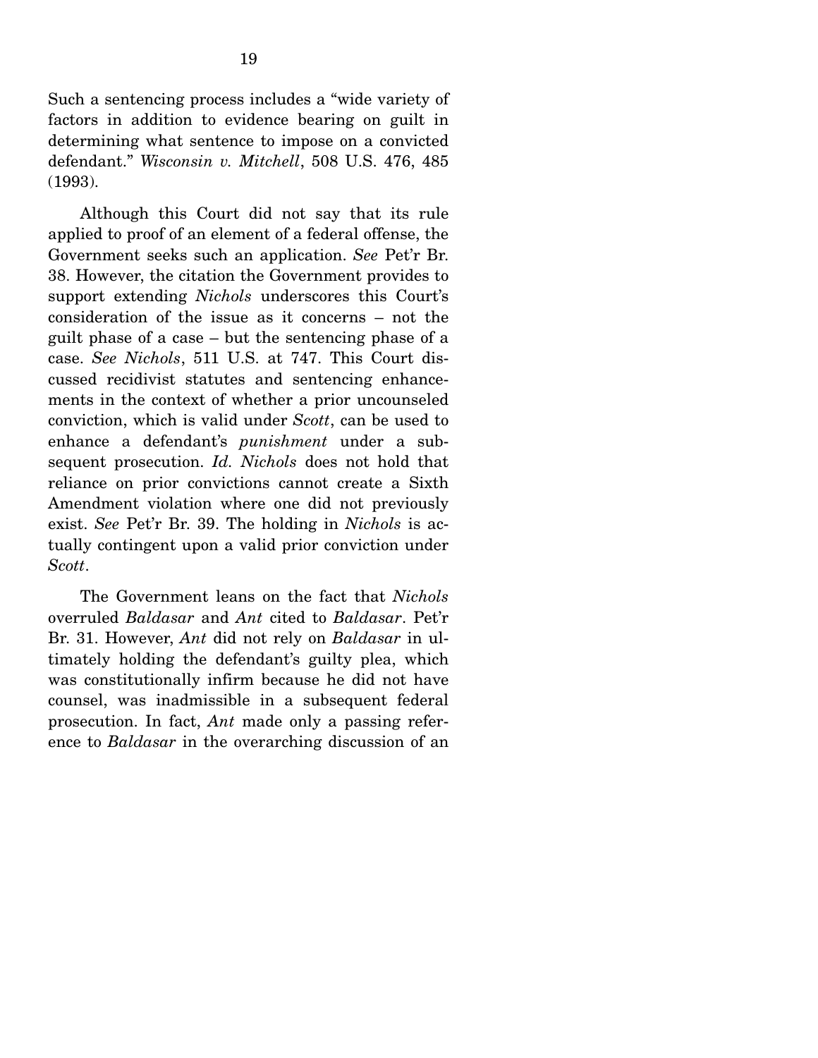Such a sentencing process includes a "wide variety of factors in addition to evidence bearing on guilt in determining what sentence to impose on a convicted defendant." *Wisconsin v. Mitchell*, 508 U.S. 476, 485 (1993).

Although this Court did not say that its rule applied to proof of an element of a federal offense, the Government seeks such an application. *See* Pet'r Br. 38. However, the citation the Government provides to support extending *Nichols* underscores this Court's consideration of the issue as it concerns – not the guilt phase of a case – but the sentencing phase of a case. *See Nichols*, 511 U.S. at 747. This Court discussed recidivist statutes and sentencing enhancements in the context of whether a prior uncounseled conviction, which is valid under *Scott*, can be used to enhance a defendant's *punishment* under a subsequent prosecution. *Id. Nichols* does not hold that reliance on prior convictions cannot create a Sixth Amendment violation where one did not previously exist. *See* Pet'r Br. 39. The holding in *Nichols* is actually contingent upon a valid prior conviction under *Scott*.

The Government leans on the fact that *Nichols* overruled *Baldasar* and *Ant* cited to *Baldasar*. Pet'r Br. 31. However, *Ant* did not rely on *Baldasar* in ultimately holding the defendant's guilty plea, which was constitutionally infirm because he did not have counsel, was inadmissible in a subsequent federal prosecution. In fact, *Ant* made only a passing reference to *Baldasar* in the overarching discussion of an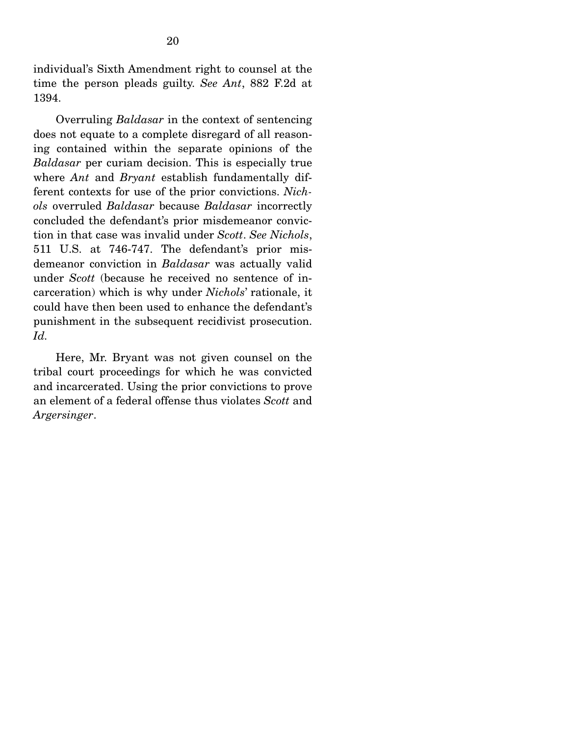individual's Sixth Amendment right to counsel at the time the person pleads guilty. *See Ant*, 882 F.2d at 1394.

Overruling *Baldasar* in the context of sentencing does not equate to a complete disregard of all reasoning contained within the separate opinions of the *Baldasar* per curiam decision. This is especially true where *Ant* and *Bryant* establish fundamentally different contexts for use of the prior convictions. *Nichols* overruled *Baldasar* because *Baldasar* incorrectly concluded the defendant's prior misdemeanor conviction in that case was invalid under *Scott*. *See Nichols*, 511 U.S. at 746-747. The defendant's prior misdemeanor conviction in *Baldasar* was actually valid under *Scott* (because he received no sentence of incarceration) which is why under *Nichols*' rationale, it could have then been used to enhance the defendant's punishment in the subsequent recidivist prosecution. *Id.*

Here, Mr. Bryant was not given counsel on the tribal court proceedings for which he was convicted and incarcerated. Using the prior convictions to prove an element of a federal offense thus violates *Scott* and *Argersinger*.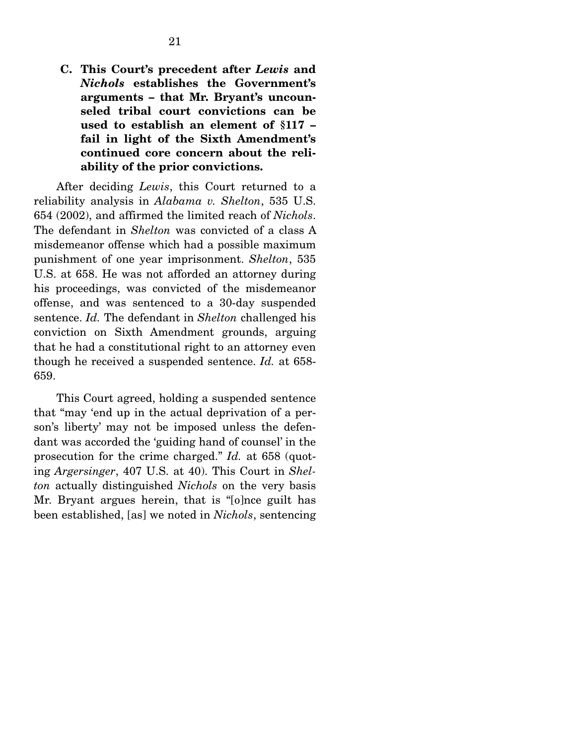### C. This Court's precedent after *Lewis* and *Nichols* establishes the Government's arguments – that Mr. Bryant's uncounseled tribal court convictions can be used to establish an element of §117 – fail in light of the Sixth Amendment's continued core concern about the reliability of the prior convictions.

After deciding *Lewis*, this Court returned to a reliability analysis in *Alabama v. Shelton*, 535 U.S. 654 (2002), and affirmed the limited reach of *Nichols*. The defendant in *Shelton* was convicted of a class A misdemeanor offense which had a possible maximum punishment of one year imprisonment. *Shelton*, 535 U.S. at 658. He was not afforded an attorney during his proceedings, was convicted of the misdemeanor offense, and was sentenced to a 30-day suspended sentence. *Id.* The defendant in *Shelton* challenged his conviction on Sixth Amendment grounds, arguing that he had a constitutional right to an attorney even though he received a suspended sentence. *Id.* at 658-659.

This Court agreed, holding a suspended sentence that "may 'end up in the actual deprivation of a person's liberty' may not be imposed unless the defendant was accorded the 'guiding hand of counsel' in the prosecution for the crime charged." *Id.* at 658 (quoting *Argersinger*, 407 U.S. at 40). This Court in *Shelton* actually distinguished *Nichols* on the very basis Mr. Bryant argues herein, that is "[o]nce guilt has been established, [as] we noted in *Nichols*, sentencing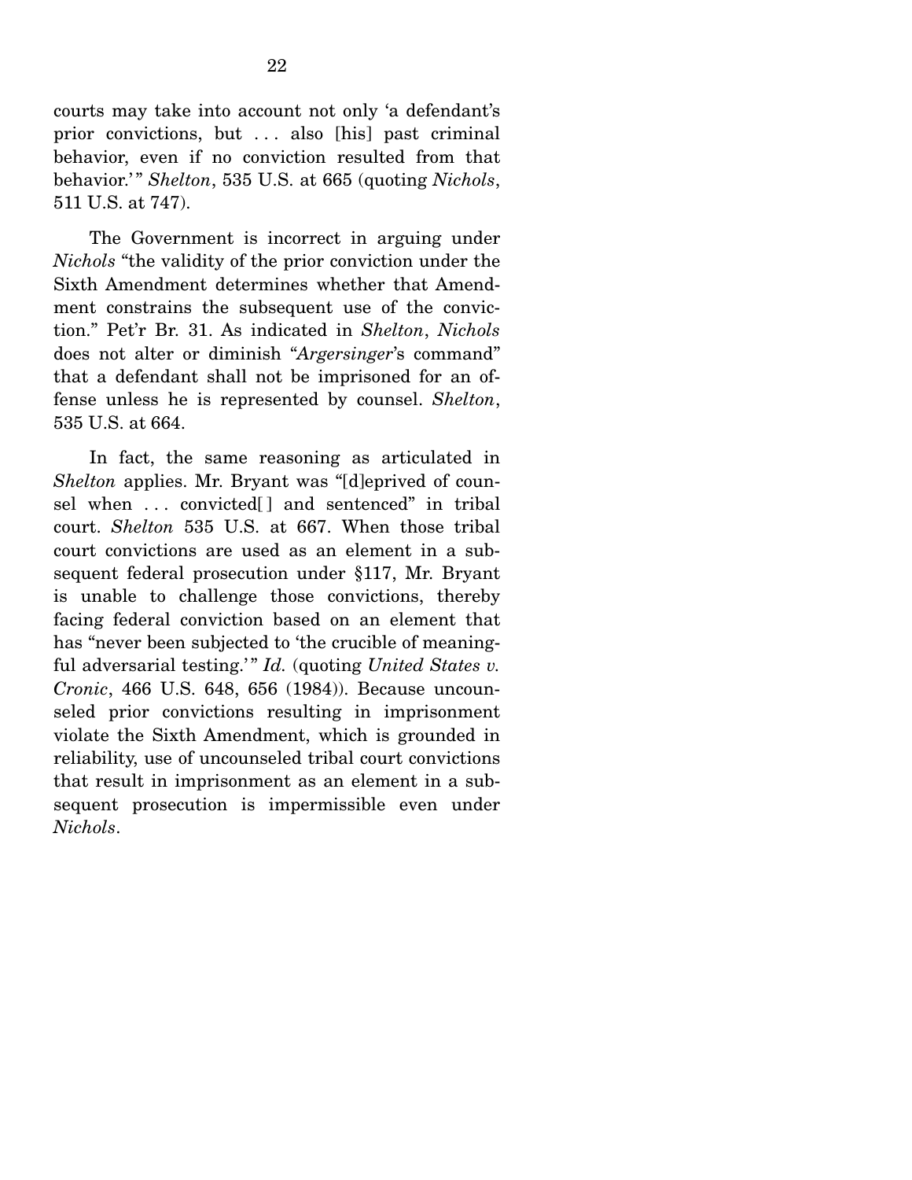courts may take into account not only 'a defendant's prior convictions, but . . . also [his] past criminal behavior, even if no conviction resulted from that behavior.'" *Shelton*, 535 U.S. at 665 (quoting *Nichols*, 511 U.S. at 747).

The Government is incorrect in arguing under *Nichols* "the validity of the prior conviction under the Sixth Amendment determines whether that Amendment constrains the subsequent use of the conviction." Pet'r Br. 31. As indicated in *Shelton*, *Nichols* does not alter or diminish "*Argersinger*'s command" that a defendant shall not be imprisoned for an offense unless he is represented by counsel. *Shelton*, 535 U.S. at 664.

In fact, the same reasoning as articulated in *Shelton* applies. Mr. Bryant was "[d]eprived of counsel when . . . convicted[ ] and sentenced" in tribal court. *Shelton* 535 U.S. at 667. When those tribal court convictions are used as an element in a subsequent federal prosecution under §117, Mr. Bryant is unable to challenge those convictions, thereby facing federal conviction based on an element that has "never been subjected to 'the crucible of meaningful adversarial testing.'" *Id.* (quoting *United States v. Cronic*, 466 U.S. 648, 656 (1984)). Because uncounseled prior convictions resulting in imprisonment violate the Sixth Amendment, which is grounded in reliability, use of uncounseled tribal court convictions that result in imprisonment as an element in a subsequent prosecution is impermissible even under *Nichols*.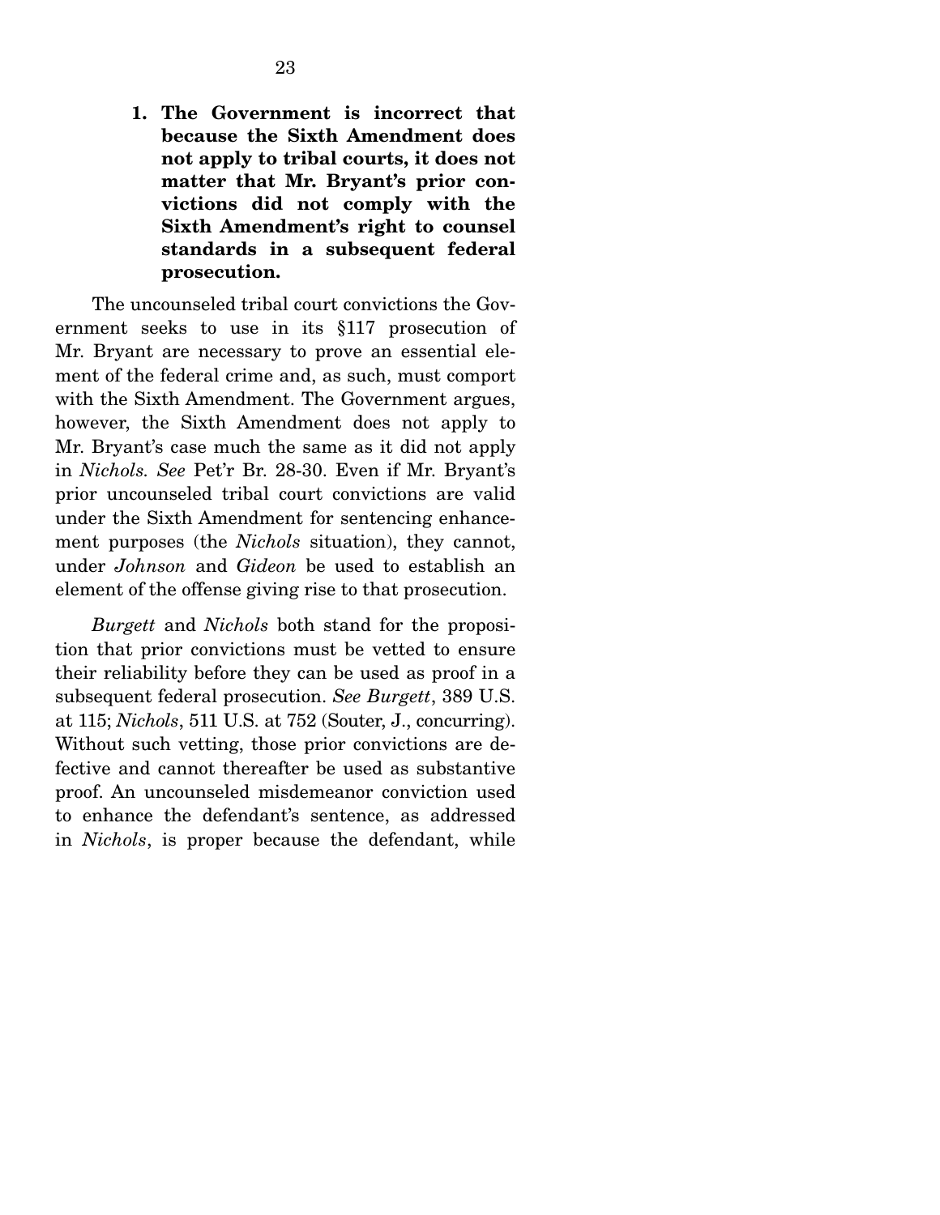**1. The Government is incorrect that because the Sixth Amendment does not apply to tribal courts, it does not matter that Mr. Bryant's prior convictions did not comply with the Sixth Amendment's right to counsel standards in a subsequent federal prosecution.**

The uncounseled tribal court convictions the Government seeks to use in its §117 prosecution of Mr. Bryant are necessary to prove an essential element of the federal crime and, as such, must comport with the Sixth Amendment. The Government argues, however, the Sixth Amendment does not apply to Mr. Bryant's case much the same as it did not apply in *Nichols. See* Pet'r Br. 28-30. Even if Mr. Bryant's prior uncounseled tribal court convictions are valid under the Sixth Amendment for sentencing enhancement purposes (the *Nichols* situation), they cannot, under *Johnson* and *Gideon* be used to establish an element of the offense giving rise to that prosecution.

*Burgett* and *Nichols* both stand for the proposition that prior convictions must be vetted to ensure their reliability before they can be used as proof in a subsequent federal prosecution. *See Burgett*, 389 U.S. at 115; *Nichols*, 511 U.S. at 752 (Souter, J., concurring). Without such vetting, those prior convictions are defective and cannot thereafter be used as substantive proof. An uncounseled misdemeanor conviction used to enhance the defendant's sentence, as addressed in *Nichols*, is proper because the defendant, while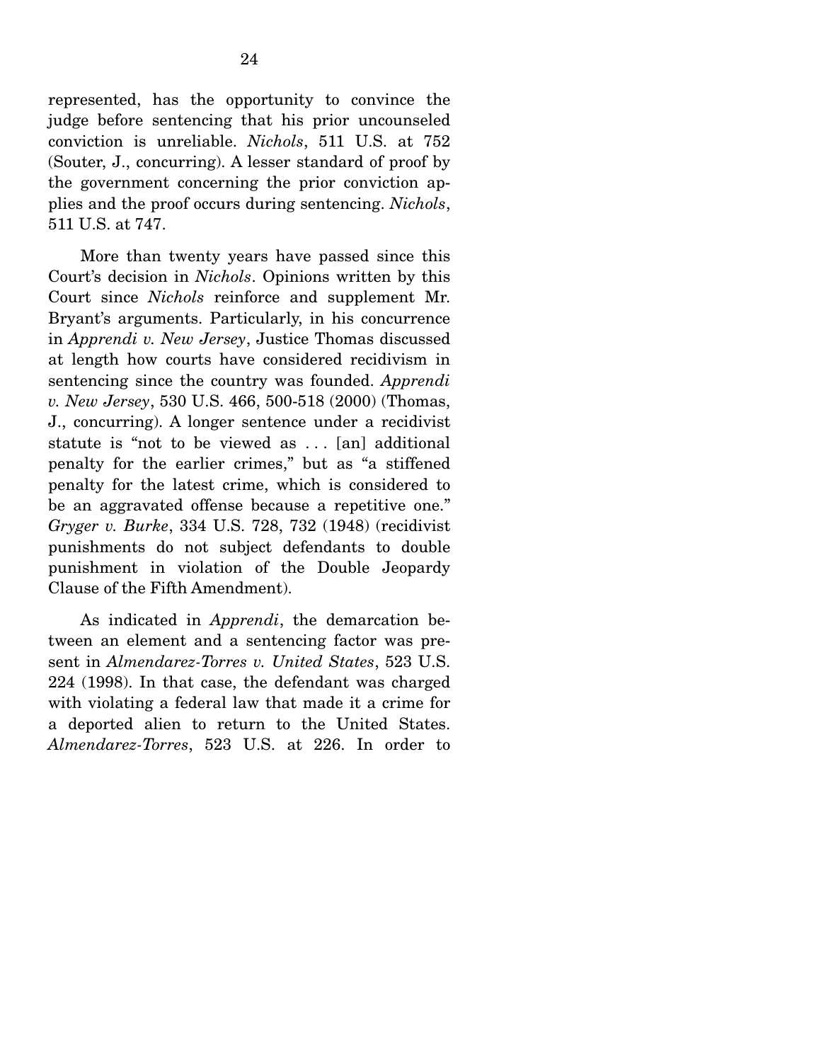represented, has the opportunity to convince the judge before sentencing that his prior uncounseled conviction is unreliable. *Nichols*, 511 U.S. at 752 (Souter, J., concurring). A lesser standard of proof by the government concerning the prior conviction applies and the proof occurs during sentencing. *Nichols*, 511 U.S. at 747.

More than twenty years have passed since this Court's decision in *Nichols*. Opinions written by this Court since *Nichols* reinforce and supplement Mr. Bryant's arguments. Particularly, in his concurrence in *Apprendi v. New Jersey*, Justice Thomas discussed at length how courts have considered recidivism in sentencing since the country was founded. *Apprendi v. New Jersey*, 530 U.S. 466, 500-518 (2000) (Thomas, J., concurring). A longer sentence under a recidivist statute is "not to be viewed as . . . [an] additional penalty for the earlier crimes," but as "a stiffened penalty for the latest crime, which is considered to be an aggravated offense because a repetitive one." *Gryger v. Burke*, 334 U.S. 728, 732 (1948) (recidivist punishments do not subject defendants to double punishment in violation of the Double Jeopardy Clause of the Fifth Amendment).

As indicated in *Apprendi*, the demarcation between an element and a sentencing factor was present in *Almendarez-Torres v. United States*, 523 U.S. 224 (1998). In that case, the defendant was charged with violating a federal law that made it a crime for a deported alien to return to the United States. *Almendarez-Torres*, 523 U.S. at 226. In order to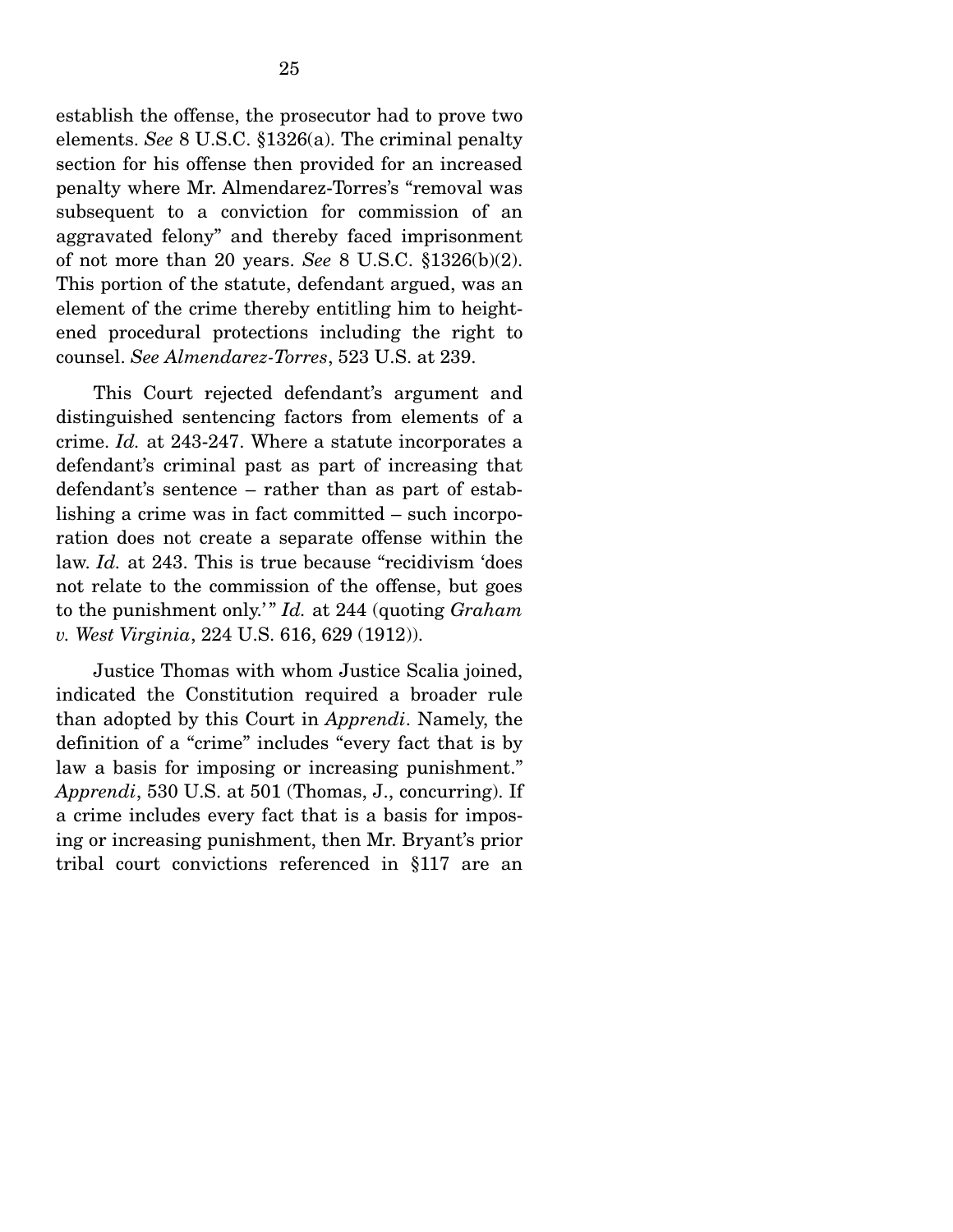establish the offense, the prosecutor had to prove two elements. *See* 8 U.S.C. §1326(a). The criminal penalty section for his offense then provided for an increased penalty where Mr. Almendarez-Torres's "removal was subsequent to a conviction for commission of an aggravated felony" and thereby faced imprisonment of not more than 20 years. *See* 8 U.S.C. §1326(b)(2). This portion of the statute, defendant argued, was an element of the crime thereby entitling him to heightened procedural protections including the right to counsel. *See Almendarez-Torres*, 523 U.S. at 239.

This Court rejected defendant's argument and distinguished sentencing factors from elements of a crime. *Id.* at 243-247. Where a statute incorporates a defendant's criminal past as part of increasing that defendant's sentence – rather than as part of establishing a crime was in fact committed – such incorporation does not create a separate offense within the law. *Id.* at 243. This is true because "recidivism 'does not relate to the commission of the offense, but goes to the punishment only.'" *Id.* at 244 (quoting *Graham v. West Virginia*, 224 U.S. 616, 629 (1912)).

Justice Thomas with whom Justice Scalia joined, indicated the Constitution required a broader rule than adopted by this Court in *Apprendi*. Namely, the definition of a "crime" includes "every fact that is by law a basis for imposing or increasing punishment." *Apprendi*, 530 U.S. at 501 (Thomas, J., concurring). If a crime includes every fact that is a basis for imposing or increasing punishment, then Mr. Bryant's prior tribal court convictions referenced in §117 are an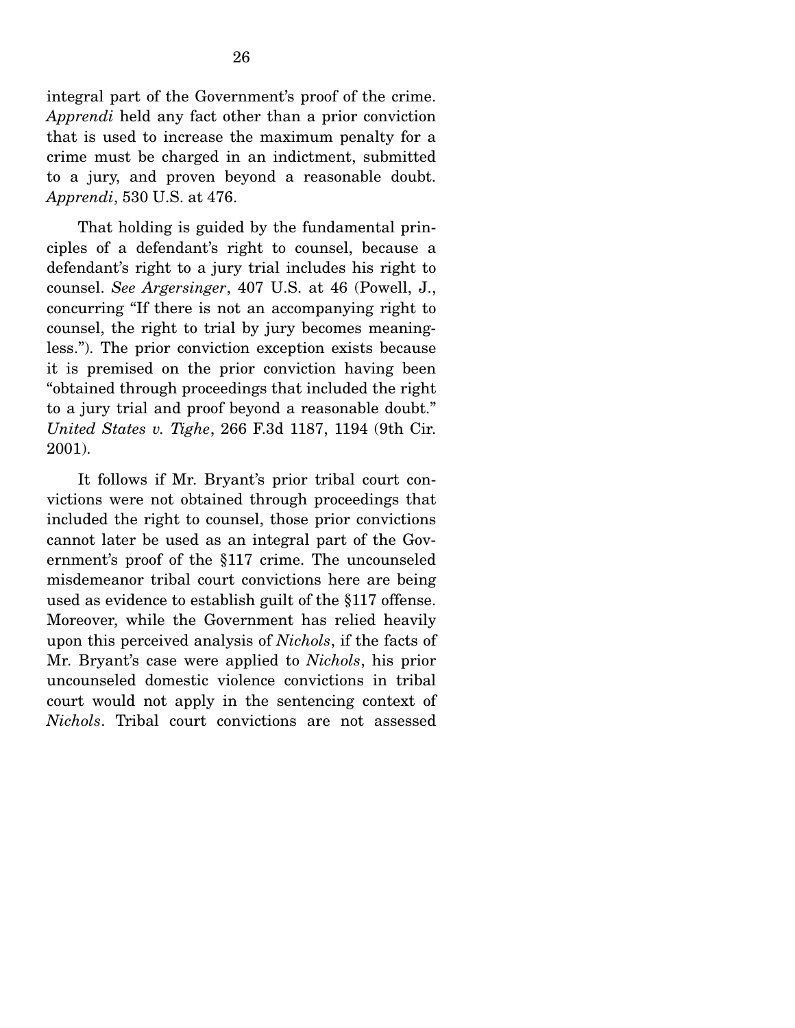integral part of the Government's proof of the crime. *Apprendi* held any fact other than a prior conviction that is used to increase the maximum penalty for a crime must be charged in an indictment, submitted to a jury, and proven beyond a reasonable doubt. *Apprendi*, 530 U.S. at 476.

That holding is guided by the fundamental principles of a defendant's right to counsel, because a defendant's right to a jury trial includes his right to counsel. *See Argersinger*, 407 U.S. at 46 (Powell, J., concurring "If there is not an accompanying right to counsel, the right to trial by jury becomes meaningless."). The prior conviction exception exists because it is premised on the prior conviction having been "obtained through proceedings that included the right to a jury trial and proof beyond a reasonable doubt." *United States v. Tighe*, 266 F.3d 1187, 1194 (9th Cir. 2001).

It follows if Mr. Bryant's prior tribal court convictions were not obtained through proceedings that included the right to counsel, those prior convictions cannot later be used as an integral part of the Government's proof of the §117 crime. The uncounseled misdemeanor tribal court convictions here are being used as evidence to establish guilt of the §117 offense. Moreover, while the Government has relied heavily upon this perceived analysis of *Nichols*, if the facts of Mr. Bryant's case were applied to *Nichols*, his prior uncounseled domestic violence convictions in tribal court would not apply in the sentencing context of *Nichols*. Tribal court convictions are not assessed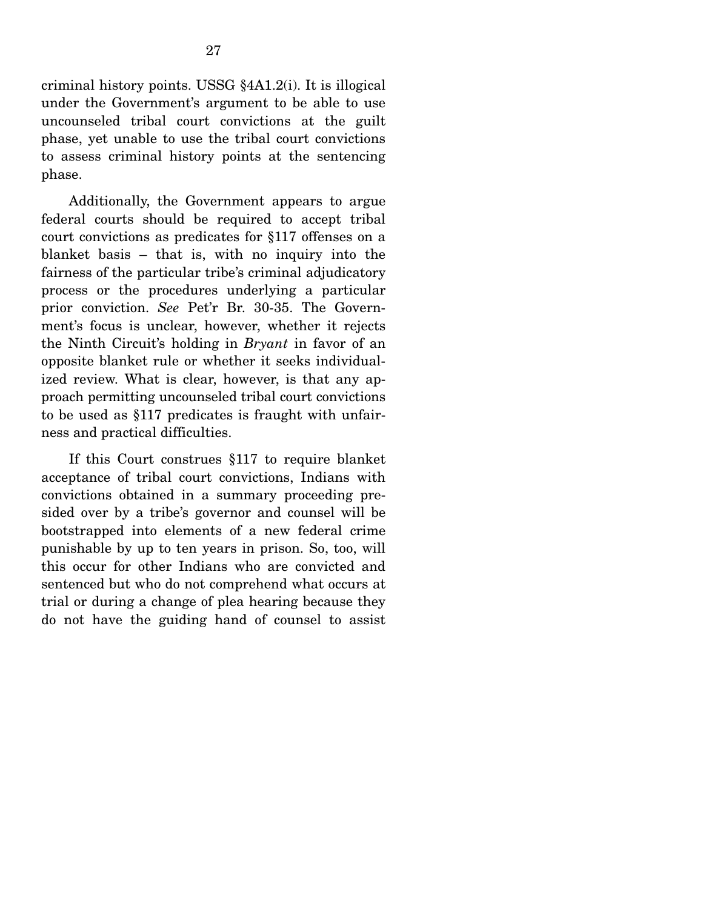criminal history points. USSG §4A1.2(i). It is illogical under the Government's argument to be able to use uncounseled tribal court convictions at the guilt phase, yet unable to use the tribal court convictions to assess criminal history points at the sentencing phase.

Additionally, the Government appears to argue federal courts should be required to accept tribal court convictions as predicates for §117 offenses on a blanket basis – that is, with no inquiry into the fairness of the particular tribe's criminal adjudicatory process or the procedures underlying a particular prior conviction. *See* Pet'r Br. 30-35. The Government's focus is unclear, however, whether it rejects the Ninth Circuit's holding in *Bryant* in favor of an opposite blanket rule or whether it seeks individualized review. What is clear, however, is that any approach permitting uncounseled tribal court convictions to be used as §117 predicates is fraught with unfairness and practical difficulties.

If this Court construes §117 to require blanket acceptance of tribal court convictions, Indians with convictions obtained in a summary proceeding presided over by a tribe's governor and counsel will be bootstrapped into elements of a new federal crime punishable by up to ten years in prison. So, too, will this occur for other Indians who are convicted and sentenced but who do not comprehend what occurs at trial or during a change of plea hearing because they do not have the guiding hand of counsel to assist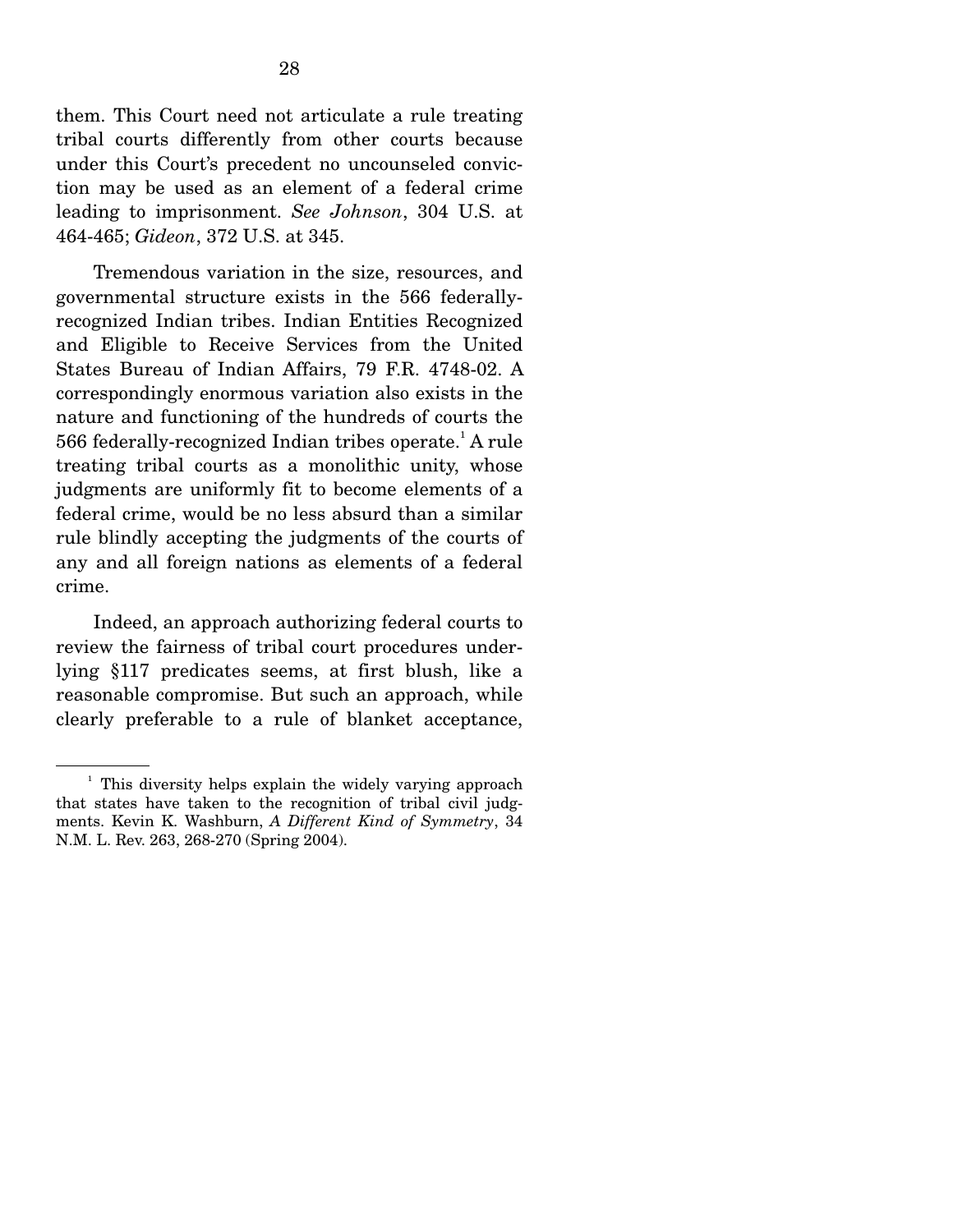them. This Court need not articulate a rule treating tribal courts differently from other courts because under this Court's precedent no uncounseled conviction may be used as an element of a federal crime leading to imprisonment. *See Johnson*, 304 U.S. at 464-465; *Gideon*, 372 U.S. at 345.

Tremendous variation in the size, resources, and governmental structure exists in the 566 federally-recognized Indian tribes. Indian Entities Recognized and Eligible to Receive Services from the United States Bureau of Indian Affairs, 79 F.R. 4748-02. A correspondingly enormous variation also exists in the nature and functioning of the hundreds of courts the 566 federally-recognized Indian tribes operate.[1] A rule treating tribal courts as a monolithic unity, whose judgments are uniformly fit to become elements of a federal crime, would be no less absurd than a similar rule blindly accepting the judgments of the courts of any and all foreign nations as elements of a federal crime.

Indeed, an approach authorizing federal courts to review the fairness of tribal court procedures underlying §117 predicates seems, at first blush, like a reasonable compromise. But such an approach, while clearly preferable to a rule of blanket acceptance,

---

[1] This diversity helps explain the widely varying approach that states have taken to the recognition of tribal civil judgments. Kevin K. Washburn, *A Different Kind of Symmetry*, 34 N.M. L. Rev. 263, 268-270 (Spring 2004).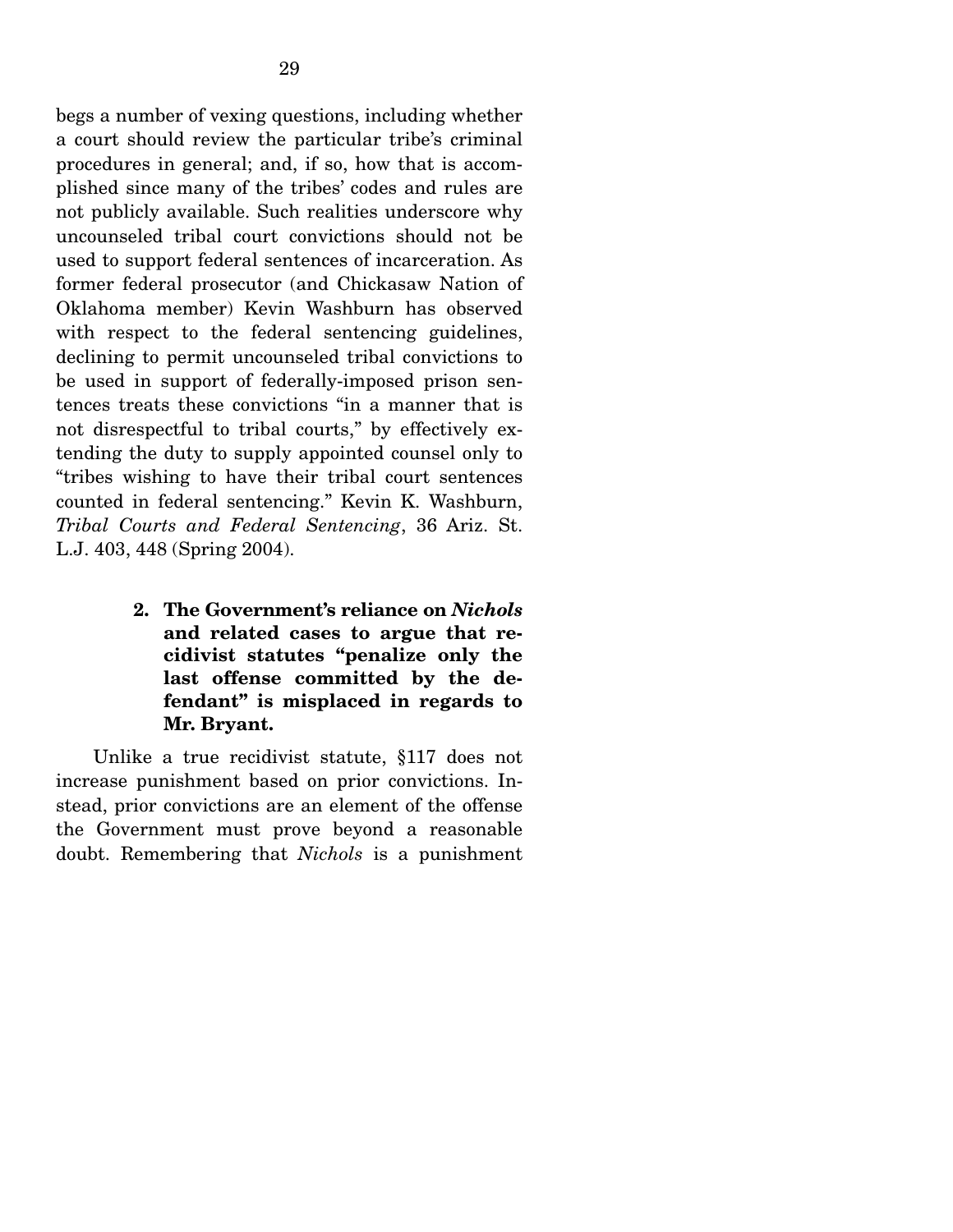begs a number of vexing questions, including whether a court should review the particular tribe's criminal procedures in general; and, if so, how that is accomplished since many of the tribes' codes and rules are not publicly available. Such realities underscore why uncounseled tribal court convictions should not be used to support federal sentences of incarceration. As former federal prosecutor (and Chickasaw Nation of Oklahoma member) Kevin Washburn has observed with respect to the federal sentencing guidelines, declining to permit uncounseled tribal convictions to be used in support of federally-imposed prison sentences treats these convictions "in a manner that is not disrespectful to tribal courts," by effectively extending the duty to supply appointed counsel only to "tribes wishing to have their tribal court sentences counted in federal sentencing." Kevin K. Washburn, *Tribal Courts and Federal Sentencing*, 36 Ariz. St. L.J. 403, 448 (Spring 2004).

**2. The Government's reliance on *Nichols* and related cases to argue that recidivist statutes "penalize only the last offense committed by the defendant" is misplaced in regards to Mr. Bryant.**

Unlike a true recidivist statute, §117 does not increase punishment based on prior convictions. Instead, prior convictions are an element of the offense the Government must prove beyond a reasonable doubt. Remembering that *Nichols* is a punishment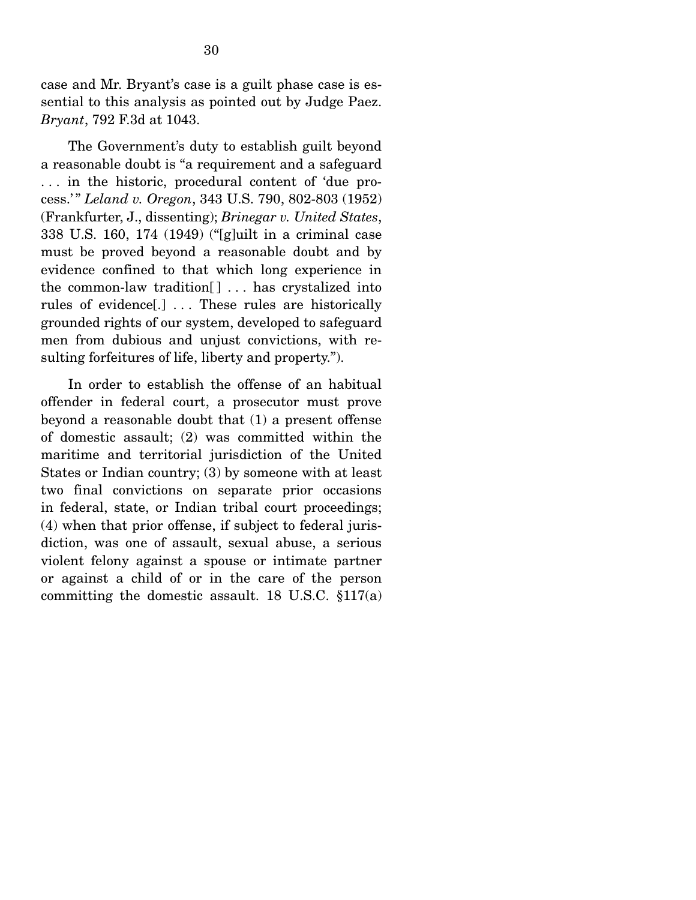case and Mr. Bryant's case is a guilt phase case is essential to this analysis as pointed out by Judge Paez. *Bryant*, 792 F.3d at 1043.

The Government's duty to establish guilt beyond a reasonable doubt is "a requirement and a safeguard . . . in the historic, procedural content of 'due process.'" *Leland v. Oregon*, 343 U.S. 790, 802-803 (1952) (Frankfurter, J., dissenting); *Brinegar v. United States*, 338 U.S. 160, 174 (1949) ("[g]uilt in a criminal case must be proved beyond a reasonable doubt and by evidence confined to that which long experience in the common-law tradition[ ] . . . has crystalized into rules of evidence[.] . . . These rules are historically grounded rights of our system, developed to safeguard men from dubious and unjust convictions, with resulting forfeitures of life, liberty and property.").

In order to establish the offense of an habitual offender in federal court, a prosecutor must prove beyond a reasonable doubt that (1) a present offense of domestic assault; (2) was committed within the maritime and territorial jurisdiction of the United States or Indian country; (3) by someone with at least two final convictions on separate prior occasions in federal, state, or Indian tribal court proceedings; (4) when that prior offense, if subject to federal jurisdiction, was one of assault, sexual abuse, a serious violent felony against a spouse or intimate partner or against a child of or in the care of the person committing the domestic assault. 18 U.S.C. §117(a)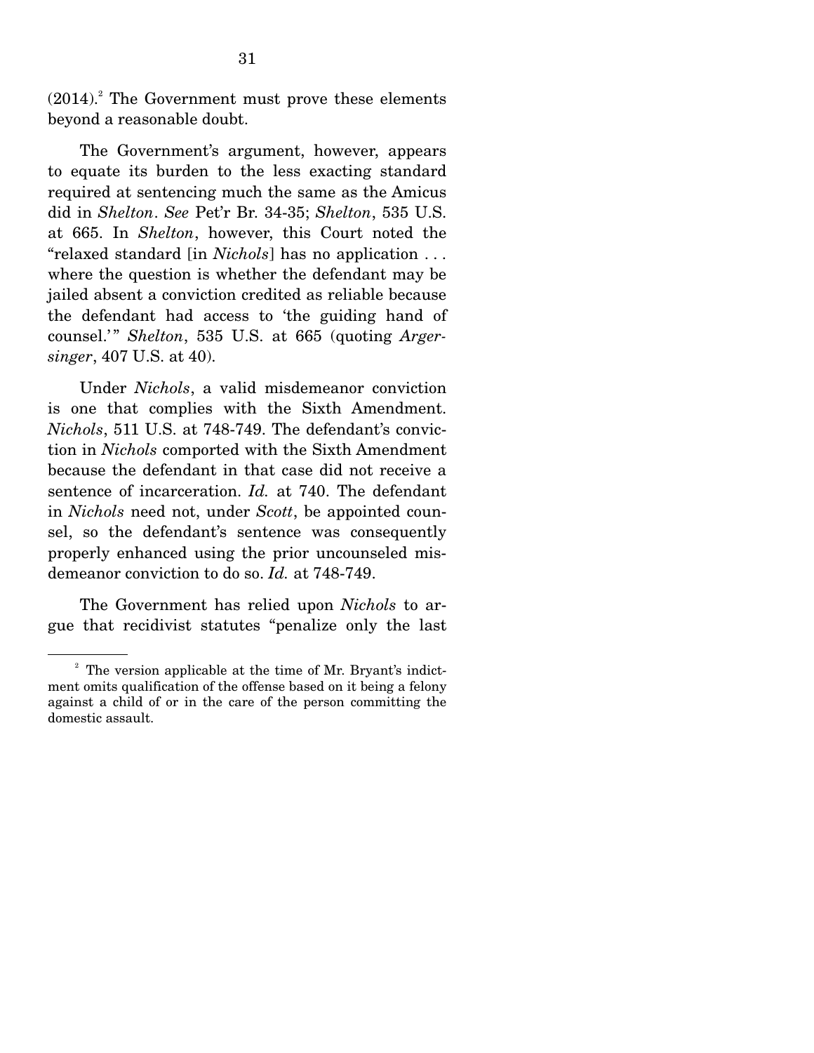(2014).[2] The Government must prove these elements beyond a reasonable doubt.

The Government's argument, however, appears to equate its burden to the less exacting standard required at sentencing much the same as the Amicus did in *Shelton*. *See* Pet'r Br. 34-35; *Shelton*, 535 U.S. at 665. In *Shelton*, however, this Court noted the "relaxed standard [in *Nichols*] has no application . . . where the question is whether the defendant may be jailed absent a conviction credited as reliable because the defendant had access to 'the guiding hand of counsel.'" *Shelton*, 535 U.S. at 665 (quoting *Argersinger*, 407 U.S. at 40).

Under *Nichols*, a valid misdemeanor conviction is one that complies with the Sixth Amendment. *Nichols*, 511 U.S. at 748-749. The defendant's conviction in *Nichols* comported with the Sixth Amendment because the defendant in that case did not receive a sentence of incarceration. *Id.* at 740. The defendant in *Nichols* need not, under *Scott*, be appointed counsel, so the defendant's sentence was consequently properly enhanced using the prior uncounseled misdemeanor conviction to do so. *Id.* at 748-749.

The Government has relied upon *Nichols* to argue that recidivist statutes "penalize only the last

---

[2] The version applicable at the time of Mr. Bryant's indictment omits qualification of the offense based on it being a felony against a child of or in the care of the person committing the domestic assault.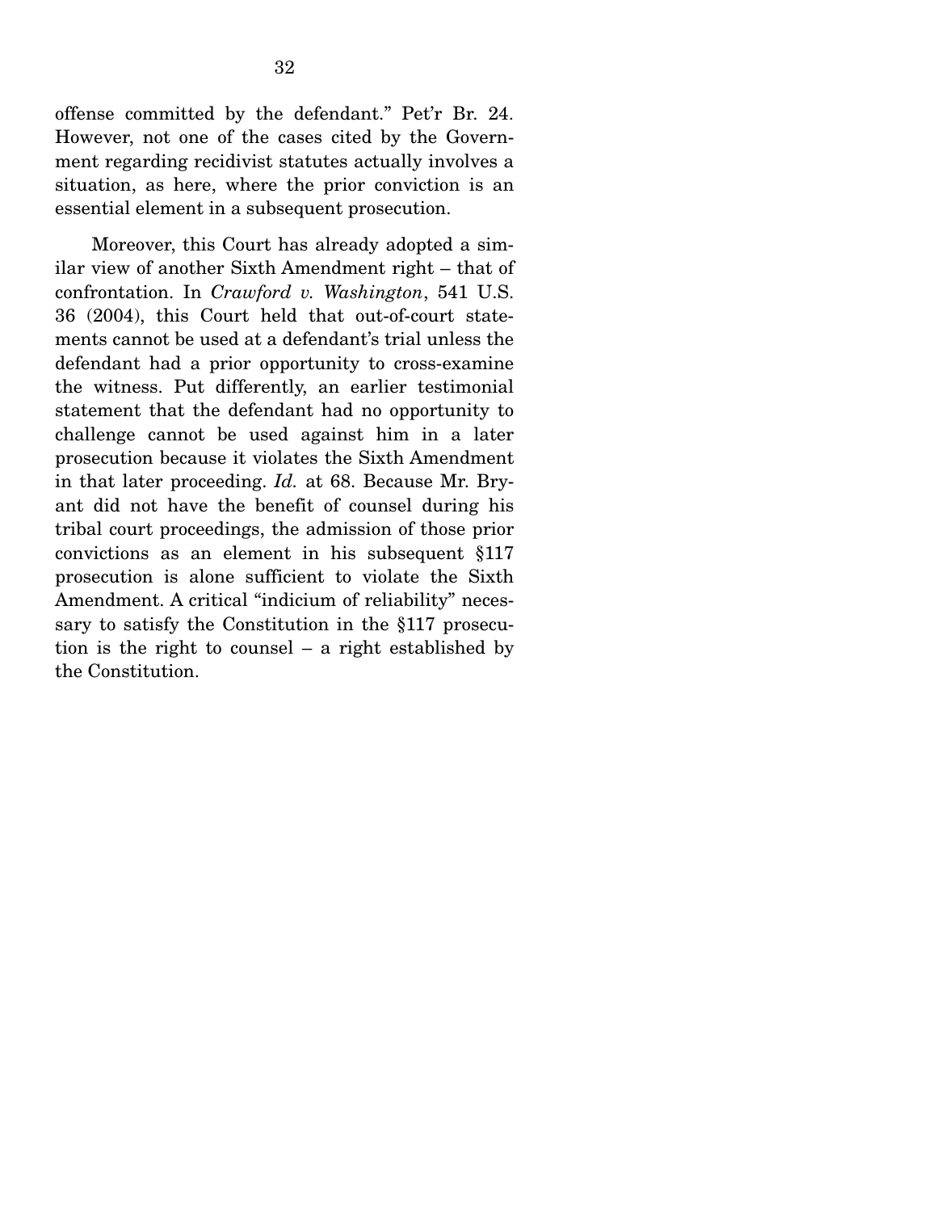offense committed by the defendant." Pet'r Br. 24. However, not one of the cases cited by the Government regarding recidivist statutes actually involves a situation, as here, where the prior conviction is an essential element in a subsequent prosecution.

Moreover, this Court has already adopted a similar view of another Sixth Amendment right – that of confrontation. In *Crawford v. Washington*, 541 U.S. 36 (2004), this Court held that out-of-court statements cannot be used at a defendant's trial unless the defendant had a prior opportunity to cross-examine the witness. Put differently, an earlier testimonial statement that the defendant had no opportunity to challenge cannot be used against him in a later prosecution because it violates the Sixth Amendment in that later proceeding. *Id.* at 68. Because Mr. Bryant did not have the benefit of counsel during his tribal court proceedings, the admission of those prior convictions as an element in his subsequent §117 prosecution is alone sufficient to violate the Sixth Amendment. A critical "indicium of reliability" necessary to satisfy the Constitution in the §117 prosecution is the right to counsel – a right established by the Constitution.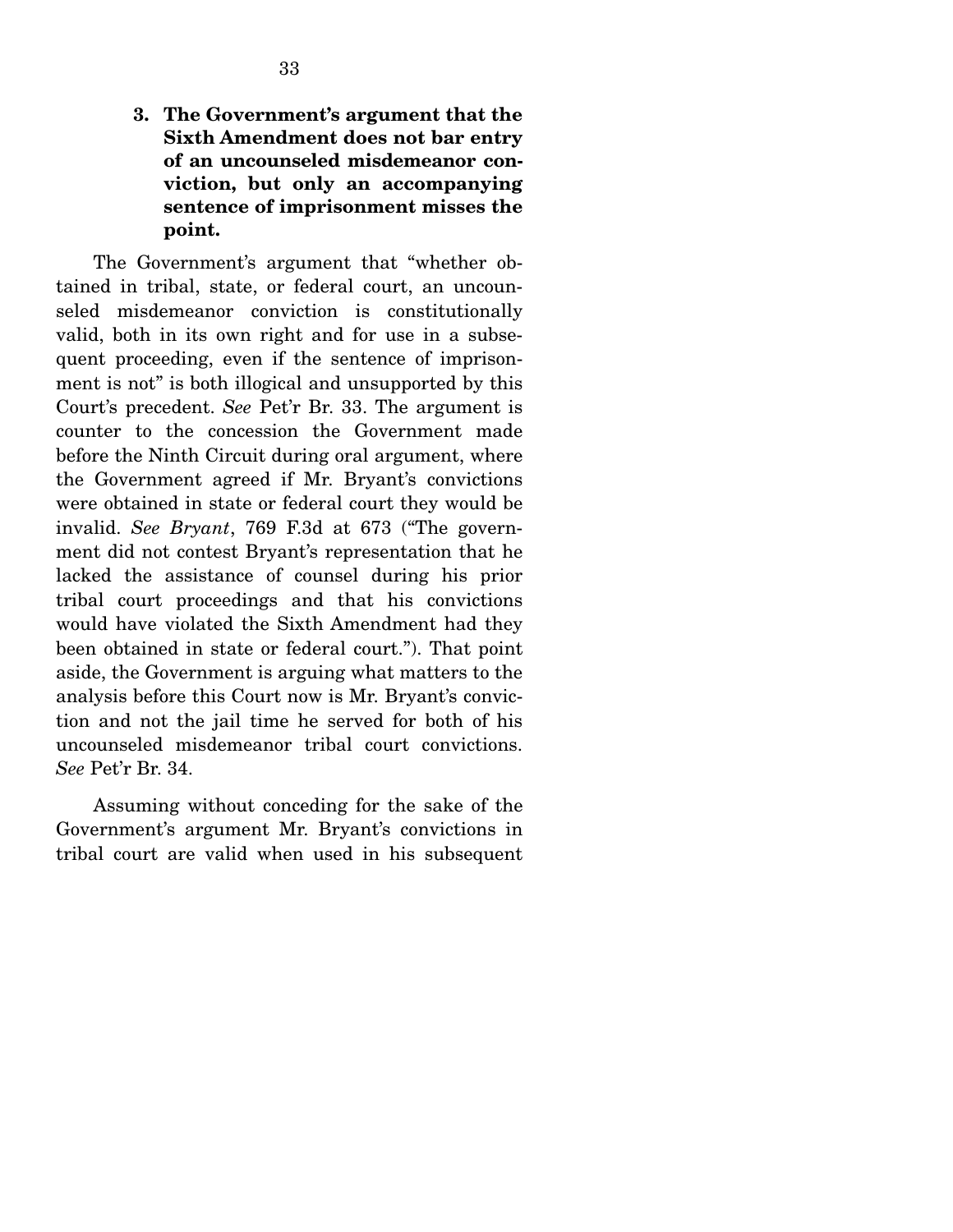### 3. The Government's argument that the Sixth Amendment does not bar entry of an uncounseled misdemeanor conviction, but only an accompanying sentence of imprisonment misses the point.

The Government's argument that "whether obtained in tribal, state, or federal court, an uncounseled misdemeanor conviction is constitutionally valid, both in its own right and for use in a subsequent proceeding, even if the sentence of imprisonment is not" is both illogical and unsupported by this Court's precedent. *See* Pet'r Br. 33. The argument is counter to the concession the Government made before the Ninth Circuit during oral argument, where the Government agreed if Mr. Bryant's convictions were obtained in state or federal court they would be invalid. *See Bryant*, 769 F.3d at 673 ("The government did not contest Bryant's representation that he lacked the assistance of counsel during his prior tribal court proceedings and that his convictions would have violated the Sixth Amendment had they been obtained in state or federal court."). That point aside, the Government is arguing what matters to the analysis before this Court now is Mr. Bryant's conviction and not the jail time he served for both of his uncounseled misdemeanor tribal court convictions. *See* Pet'r Br. 34.

Assuming without conceding for the sake of the Government's argument Mr. Bryant's convictions in tribal court are valid when used in his subsequent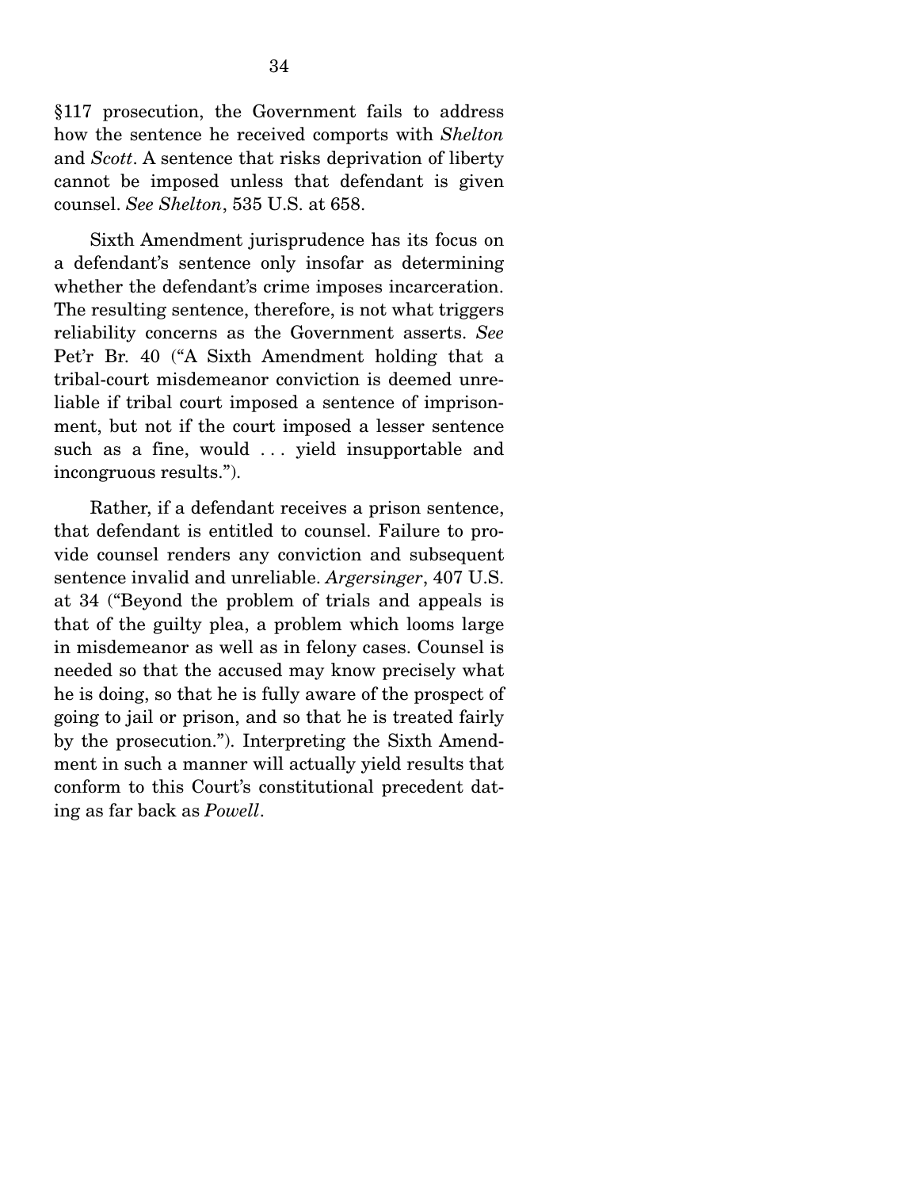§117 prosecution, the Government fails to address how the sentence he received comports with *Shelton* and *Scott*. A sentence that risks deprivation of liberty cannot be imposed unless that defendant is given counsel. *See Shelton*, 535 U.S. at 658.

Sixth Amendment jurisprudence has its focus on a defendant's sentence only insofar as determining whether the defendant's crime imposes incarceration. The resulting sentence, therefore, is not what triggers reliability concerns as the Government asserts. *See* Pet'r Br. 40 ("A Sixth Amendment holding that a tribal-court misdemeanor conviction is deemed unreliable if tribal court imposed a sentence of imprisonment, but not if the court imposed a lesser sentence such as a fine, would . . . yield insupportable and incongruous results.").

Rather, if a defendant receives a prison sentence, that defendant is entitled to counsel. Failure to provide counsel renders any conviction and subsequent sentence invalid and unreliable. *Argersinger*, 407 U.S. at 34 ("Beyond the problem of trials and appeals is that of the guilty plea, a problem which looms large in misdemeanor as well as in felony cases. Counsel is needed so that the accused may know precisely what he is doing, so that he is fully aware of the prospect of going to jail or prison, and so that he is treated fairly by the prosecution."). Interpreting the Sixth Amendment in such a manner will actually yield results that conform to this Court's constitutional precedent dating as far back as *Powell*.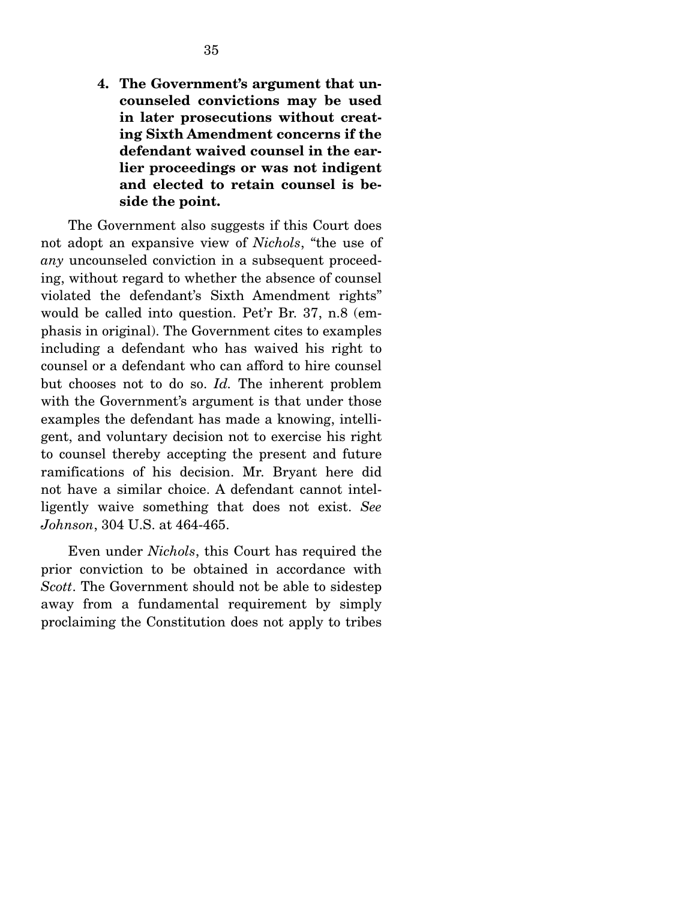**4. The Government's argument that uncounseled convictions may be used in later prosecutions without creating Sixth Amendment concerns if the defendant waived counsel in the earlier proceedings or was not indigent and elected to retain counsel is beside the point.**

The Government also suggests if this Court does not adopt an expansive view of *Nichols*, "the use of *any* uncounseled conviction in a subsequent proceeding, without regard to whether the absence of counsel violated the defendant's Sixth Amendment rights" would be called into question. Pet'r Br. 37, n.8 (emphasis in original). The Government cites to examples including a defendant who has waived his right to counsel or a defendant who can afford to hire counsel but chooses not to do so. *Id.* The inherent problem with the Government's argument is that under those examples the defendant has made a knowing, intelligent, and voluntary decision not to exercise his right to counsel thereby accepting the present and future ramifications of his decision. Mr. Bryant here did not have a similar choice. A defendant cannot intelligently waive something that does not exist. *See Johnson*, 304 U.S. at 464-465.

Even under *Nichols*, this Court has required the prior conviction to be obtained in accordance with *Scott*. The Government should not be able to sidestep away from a fundamental requirement by simply proclaiming the Constitution does not apply to tribes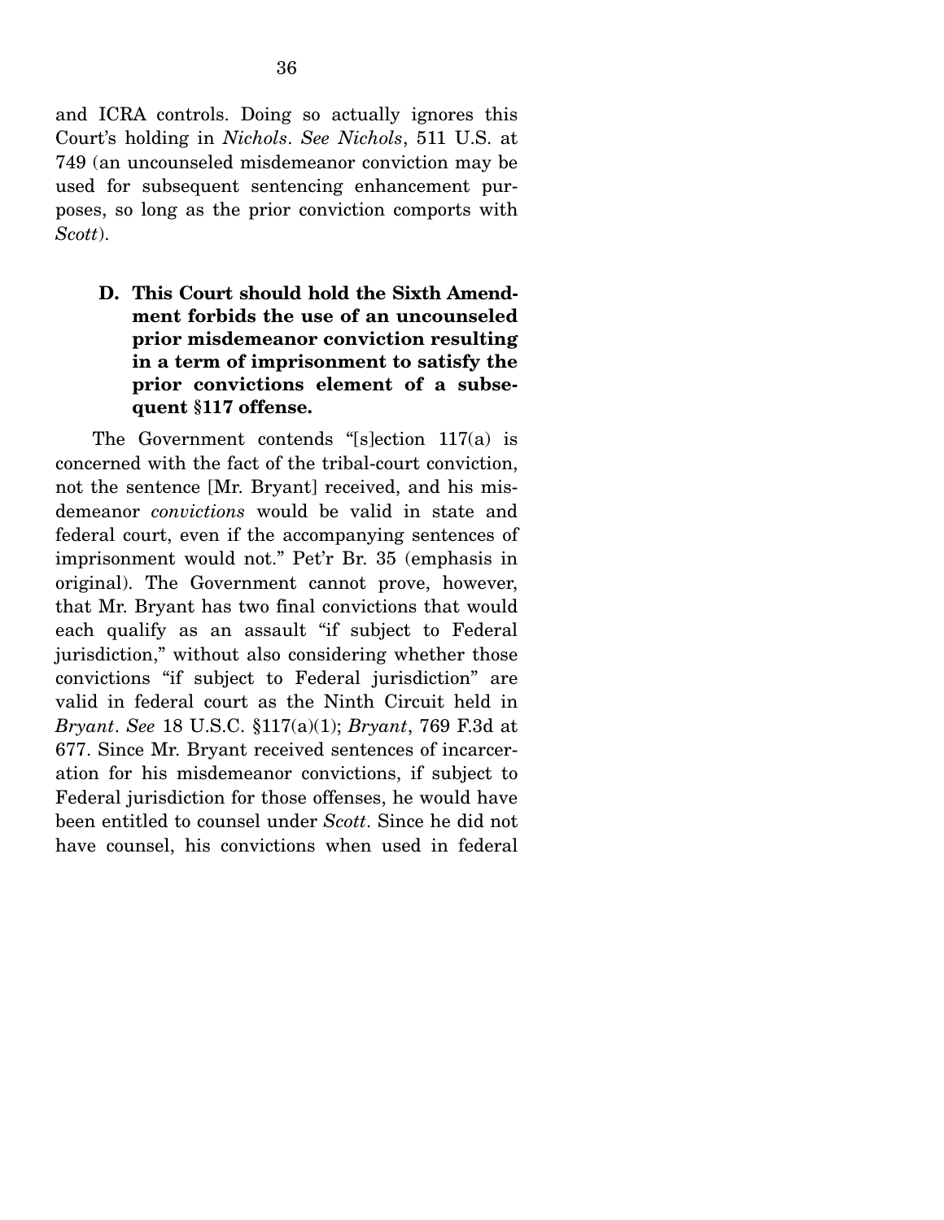and ICRA controls. Doing so actually ignores this Court's holding in *Nichols*. *See Nichols*, 511 U.S. at 749 (an uncounseled misdemeanor conviction may be used for subsequent sentencing enhancement purposes, so long as the prior conviction comports with *Scott*).

### D. This Court should hold the Sixth Amendment forbids the use of an uncounseled prior misdemeanor conviction resulting in a term of imprisonment to satisfy the prior convictions element of a subsequent §117 offense.

The Government contends "[s]ection 117(a) is concerned with the fact of the tribal-court conviction, not the sentence [Mr. Bryant] received, and his misdemeanor *convictions* would be valid in state and federal court, even if the accompanying sentences of imprisonment would not." Pet'r Br. 35 (emphasis in original). The Government cannot prove, however, that Mr. Bryant has two final convictions that would each qualify as an assault "if subject to Federal jurisdiction," without also considering whether those convictions "if subject to Federal jurisdiction" are valid in federal court as the Ninth Circuit held in *Bryant*. *See* 18 U.S.C. §117(a)(1); *Bryant*, 769 F.3d at 677. Since Mr. Bryant received sentences of incarceration for his misdemeanor convictions, if subject to Federal jurisdiction for those offenses, he would have been entitled to counsel under *Scott*. Since he did not have counsel, his convictions when used in federal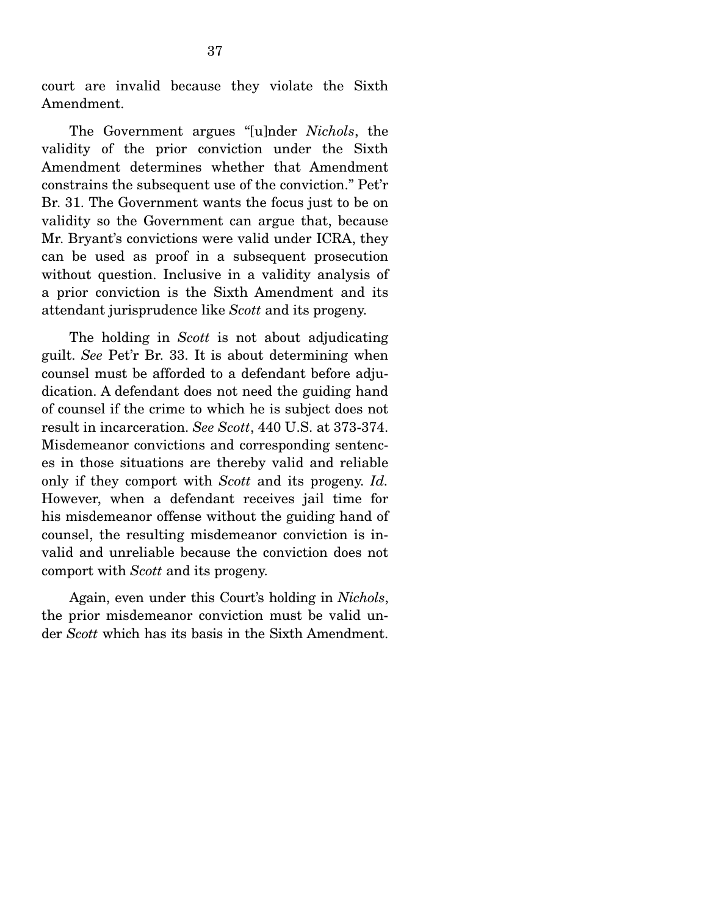court are invalid because they violate the Sixth Amendment.

The Government argues "[u]nder *Nichols*, the validity of the prior conviction under the Sixth Amendment determines whether that Amendment constrains the subsequent use of the conviction." Pet'r Br. 31. The Government wants the focus just to be on validity so the Government can argue that, because Mr. Bryant's convictions were valid under ICRA, they can be used as proof in a subsequent prosecution without question. Inclusive in a validity analysis of a prior conviction is the Sixth Amendment and its attendant jurisprudence like *Scott* and its progeny.

The holding in *Scott* is not about adjudicating guilt. *See* Pet'r Br. 33. It is about determining when counsel must be afforded to a defendant before adjudication. A defendant does not need the guiding hand of counsel if the crime to which he is subject does not result in incarceration. *See Scott*, 440 U.S. at 373-374. Misdemeanor convictions and corresponding sentences in those situations are thereby valid and reliable only if they comport with *Scott* and its progeny. *Id.* However, when a defendant receives jail time for his misdemeanor offense without the guiding hand of counsel, the resulting misdemeanor conviction is invalid and unreliable because the conviction does not comport with *Scott* and its progeny.

Again, even under this Court's holding in *Nichols*, the prior misdemeanor conviction must be valid under *Scott* which has its basis in the Sixth Amendment.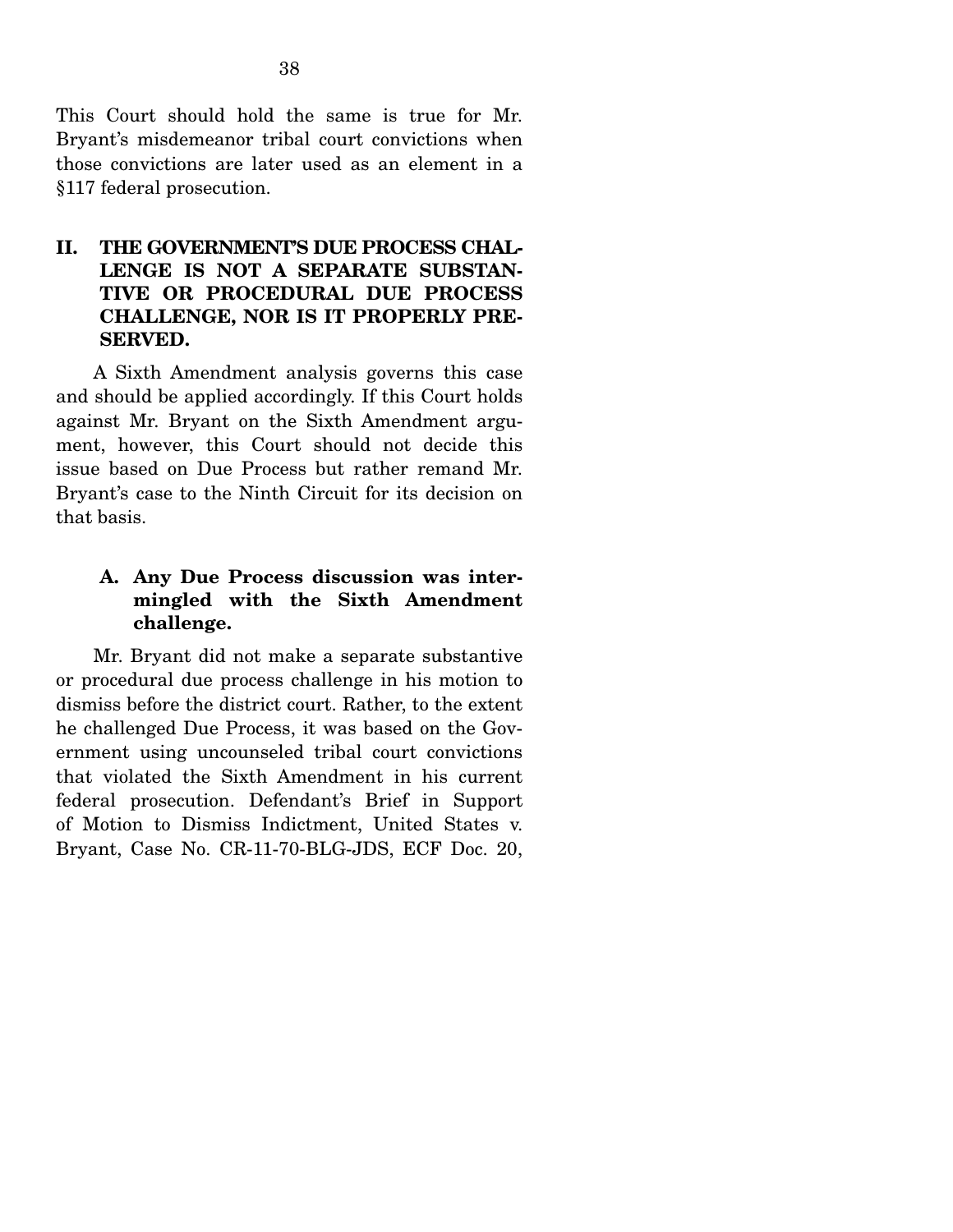This Court should hold the same is true for Mr. Bryant's misdemeanor tribal court convictions when those convictions are later used as an element in a §117 federal prosecution.

## II. THE GOVERNMENT'S DUE PROCESS CHALLENGE IS NOT A SEPARATE SUBSTANTIVE OR PROCEDURAL DUE PROCESS CHALLENGE, NOR IS IT PROPERLY PRESERVED.

A Sixth Amendment analysis governs this case and should be applied accordingly. If this Court holds against Mr. Bryant on the Sixth Amendment argument, however, this Court should not decide this issue based on Due Process but rather remand Mr. Bryant's case to the Ninth Circuit for its decision on that basis.

### A. Any Due Process discussion was intermingled with the Sixth Amendment challenge.

Mr. Bryant did not make a separate substantive or procedural due process challenge in his motion to dismiss before the district court. Rather, to the extent he challenged Due Process, it was based on the Government using uncounseled tribal court convictions that violated the Sixth Amendment in his current federal prosecution. Defendant's Brief in Support of Motion to Dismiss Indictment, United States v. Bryant, Case No. CR-11-70-BLG-JDS, ECF Doc. 20,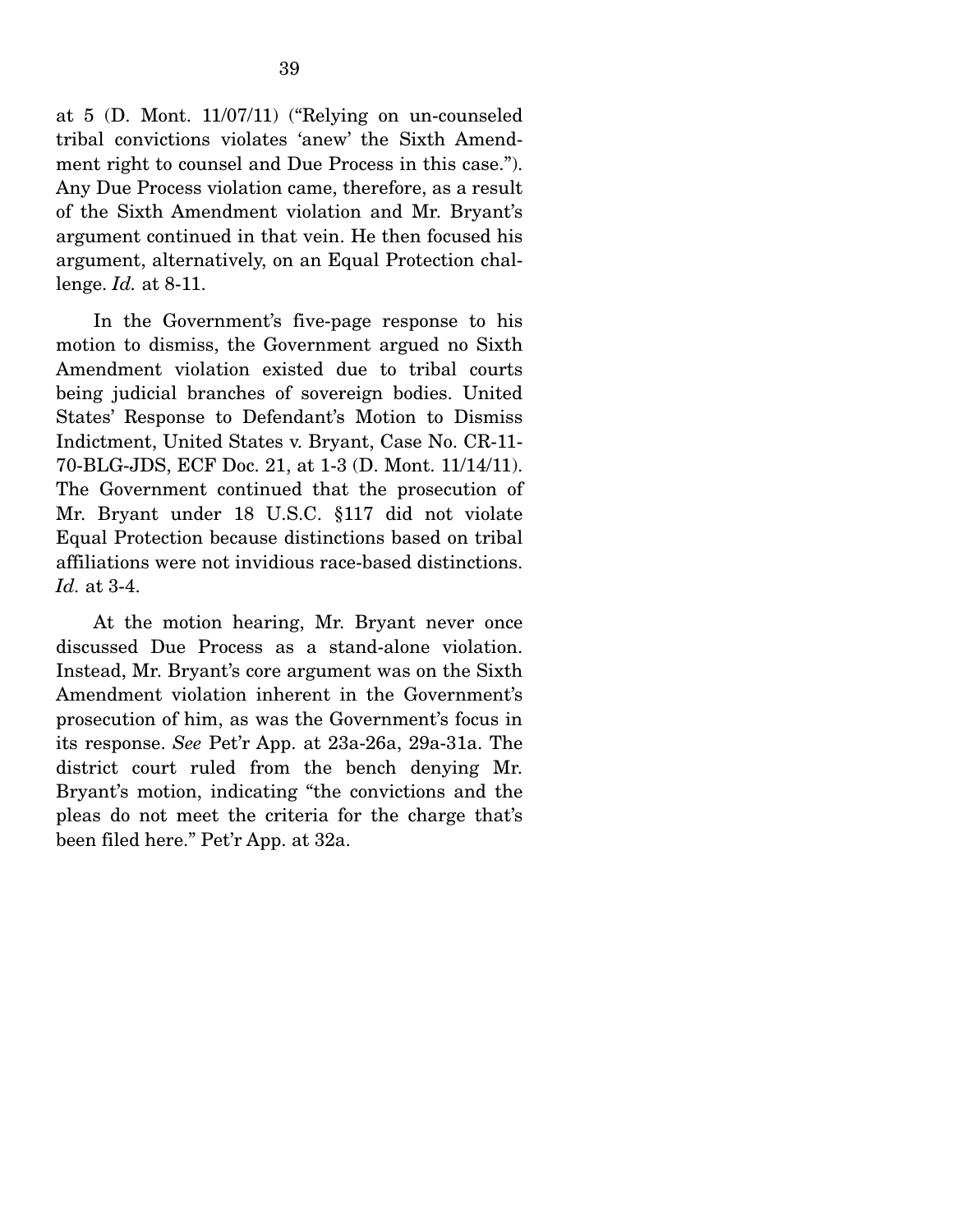at 5 (D. Mont. 11/07/11) ("Relying on un-counseled tribal convictions violates 'anew' the Sixth Amendment right to counsel and Due Process in this case."). Any Due Process violation came, therefore, as a result of the Sixth Amendment violation and Mr. Bryant's argument continued in that vein. He then focused his argument, alternatively, on an Equal Protection challenge. *Id.* at 8-11.

In the Government's five-page response to his motion to dismiss, the Government argued no Sixth Amendment violation existed due to tribal courts being judicial branches of sovereign bodies. United States' Response to Defendant's Motion to Dismiss Indictment, United States v. Bryant, Case No. CR-11-70-BLG-JDS, ECF Doc. 21, at 1-3 (D. Mont. 11/14/11). The Government continued that the prosecution of Mr. Bryant under 18 U.S.C. §117 did not violate Equal Protection because distinctions based on tribal affiliations were not invidious race-based distinctions. *Id.* at 3-4.

At the motion hearing, Mr. Bryant never once discussed Due Process as a stand-alone violation. Instead, Mr. Bryant's core argument was on the Sixth Amendment violation inherent in the Government's prosecution of him, as was the Government's focus in its response. *See* Pet'r App. at 23a-26a, 29a-31a. The district court ruled from the bench denying Mr. Bryant's motion, indicating "the convictions and the pleas do not meet the criteria for the charge that's been filed here." Pet'r App. at 32a.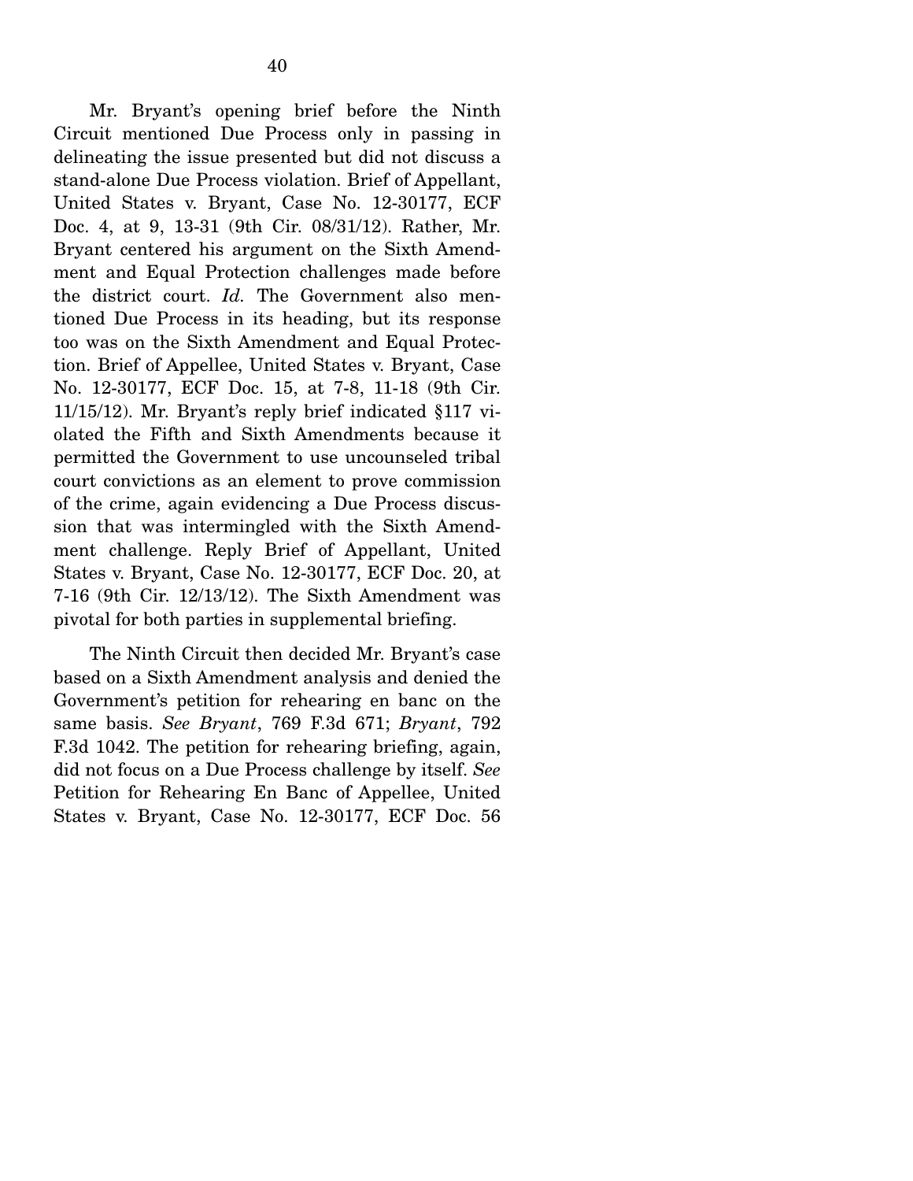Mr. Bryant's opening brief before the Ninth Circuit mentioned Due Process only in passing in delineating the issue presented but did not discuss a stand-alone Due Process violation. Brief of Appellant, United States v. Bryant, Case No. 12-30177, ECF Doc. 4, at 9, 13-31 (9th Cir. 08/31/12). Rather, Mr. Bryant centered his argument on the Sixth Amendment and Equal Protection challenges made before the district court. *Id.* The Government also mentioned Due Process in its heading, but its response too was on the Sixth Amendment and Equal Protection. Brief of Appellee, United States v. Bryant, Case No. 12-30177, ECF Doc. 15, at 7-8, 11-18 (9th Cir. 11/15/12). Mr. Bryant's reply brief indicated §117 violated the Fifth and Sixth Amendments because it permitted the Government to use uncounseled tribal court convictions as an element to prove commission of the crime, again evidencing a Due Process discussion that was intermingled with the Sixth Amendment challenge. Reply Brief of Appellant, United States v. Bryant, Case No. 12-30177, ECF Doc. 20, at 7-16 (9th Cir. 12/13/12). The Sixth Amendment was pivotal for both parties in supplemental briefing.

The Ninth Circuit then decided Mr. Bryant's case based on a Sixth Amendment analysis and denied the Government's petition for rehearing en banc on the same basis. *See Bryant*, 769 F.3d 671; *Bryant*, 792 F.3d 1042. The petition for rehearing briefing, again, did not focus on a Due Process challenge by itself. *See* Petition for Rehearing En Banc of Appellee, United States v. Bryant, Case No. 12-30177, ECF Doc. 56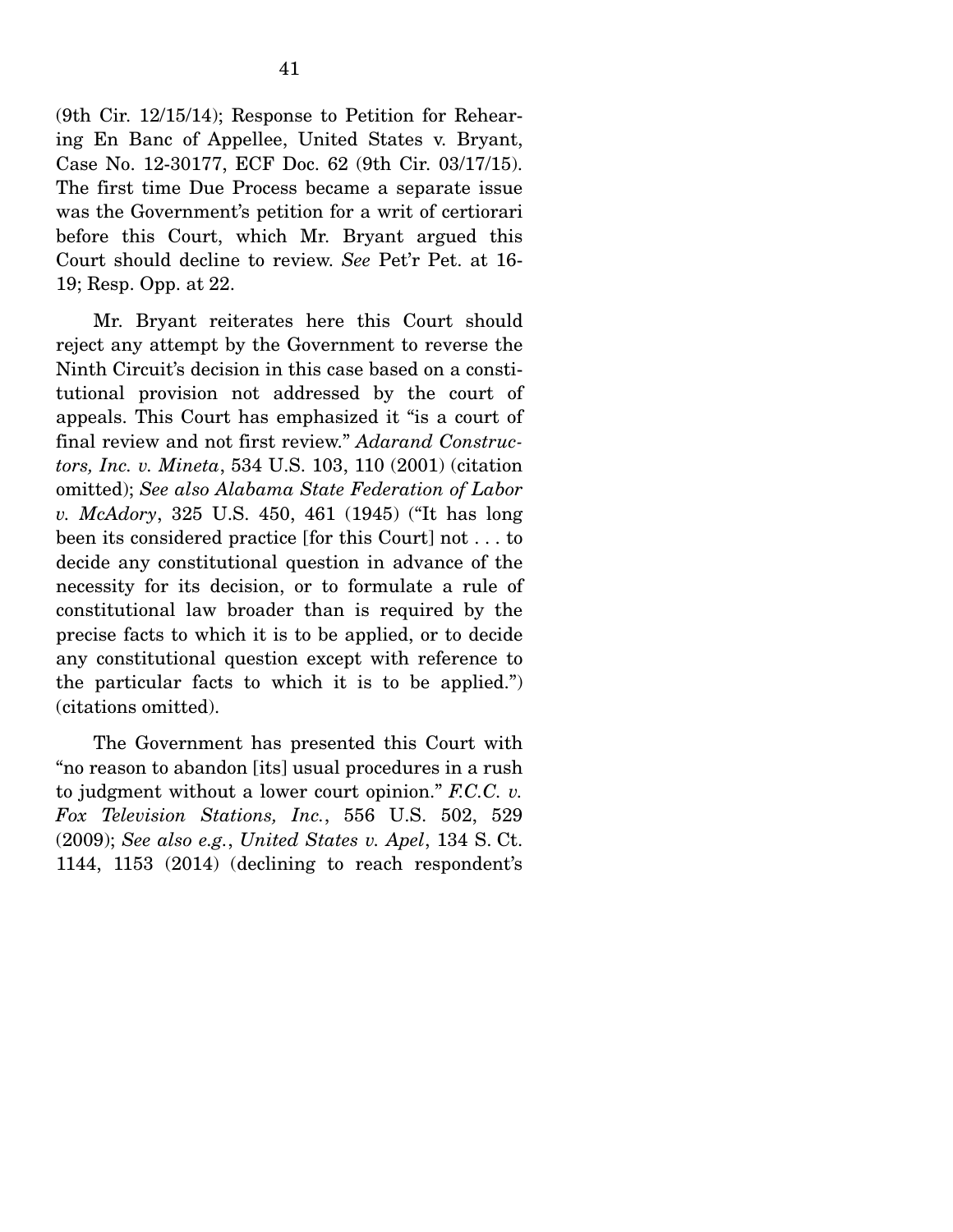(9th Cir. 12/15/14); Response to Petition for Rehearing En Banc of Appellee, United States v. Bryant, Case No. 12-30177, ECF Doc. 62 (9th Cir. 03/17/15). The first time Due Process became a separate issue was the Government's petition for a writ of certiorari before this Court, which Mr. Bryant argued this Court should decline to review. *See* Pet'r Pet. at 16-19; Resp. Opp. at 22.

Mr. Bryant reiterates here this Court should reject any attempt by the Government to reverse the Ninth Circuit's decision in this case based on a constitutional provision not addressed by the court of appeals. This Court has emphasized it "is a court of final review and not first review." *Adarand Constructors, Inc. v. Mineta*, 534 U.S. 103, 110 (2001) (citation omitted); *See also Alabama State Federation of Labor v. McAdory*, 325 U.S. 450, 461 (1945) ("It has long been its considered practice [for this Court] not . . . to decide any constitutional question in advance of the necessity for its decision, or to formulate a rule of constitutional law broader than is required by the precise facts to which it is to be applied, or to decide any constitutional question except with reference to the particular facts to which it is to be applied.") (citations omitted).

The Government has presented this Court with "no reason to abandon [its] usual procedures in a rush to judgment without a lower court opinion." *F.C.C. v. Fox Television Stations, Inc.*, 556 U.S. 502, 529 (2009); *See also e.g.*, *United States v. Apel*, 134 S. Ct. 1144, 1153 (2014) (declining to reach respondent's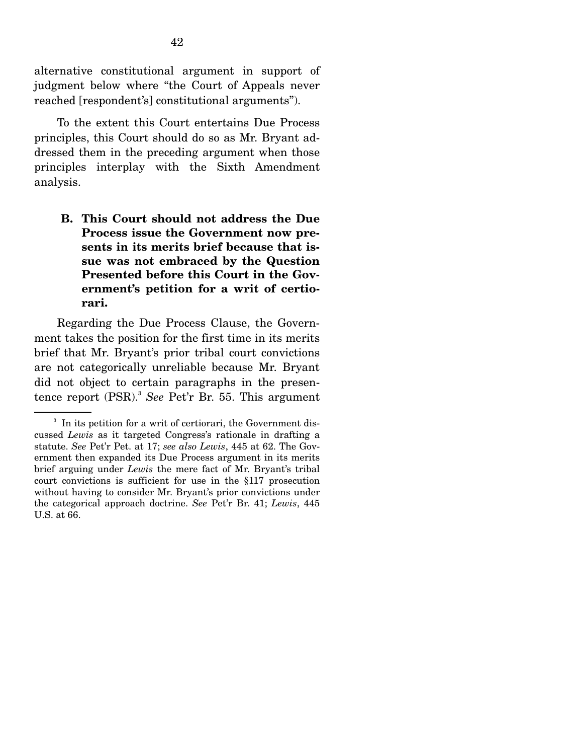alternative constitutional argument in support of judgment below where "the Court of Appeals never reached [respondent's] constitutional arguments").

To the extent this Court entertains Due Process principles, this Court should do so as Mr. Bryant addressed them in the preceding argument when those principles interplay with the Sixth Amendment analysis.

### B. This Court should not address the Due Process issue the Government now presents in its merits brief because that issue was not embraced by the Question Presented before this Court in the Government's petition for a writ of certiorari.

Regarding the Due Process Clause, the Government takes the position for the first time in its merits brief that Mr. Bryant's prior tribal court convictions are not categorically unreliable because Mr. Bryant did not object to certain paragraphs in the presentence report (PSR).[3] *See* Pet'r Br. 55. This argument

---

[3] In its petition for a writ of certiorari, the Government discussed *Lewis* as it targeted Congress's rationale in drafting a statute. *See* Pet'r Pet. at 17; *see also Lewis*, 445 at 62. The Government then expanded its Due Process argument in its merits brief arguing under *Lewis* the mere fact of Mr. Bryant's tribal court convictions is sufficient for use in the §117 prosecution without having to consider Mr. Bryant's prior convictions under the categorical approach doctrine. *See* Pet'r Br. 41; *Lewis*, 445 U.S. at 66.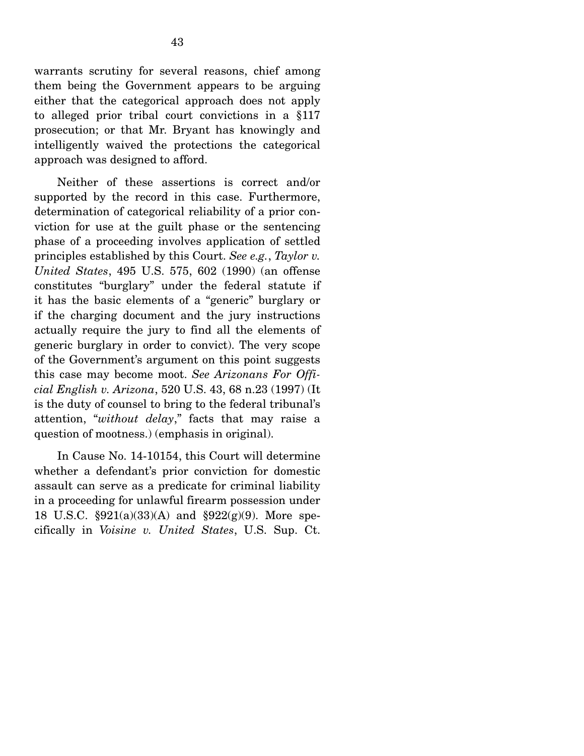warrants scrutiny for several reasons, chief among them being the Government appears to be arguing either that the categorical approach does not apply to alleged prior tribal court convictions in a §117 prosecution; or that Mr. Bryant has knowingly and intelligently waived the protections the categorical approach was designed to afford.

Neither of these assertions is correct and/or supported by the record in this case. Furthermore, determination of categorical reliability of a prior conviction for use at the guilt phase or the sentencing phase of a proceeding involves application of settled principles established by this Court. *See e.g.*, *Taylor v. United States*, 495 U.S. 575, 602 (1990) (an offense constitutes "burglary" under the federal statute if it has the basic elements of a "generic" burglary or if the charging document and the jury instructions actually require the jury to find all the elements of generic burglary in order to convict). The very scope of the Government's argument on this point suggests this case may become moot. *See Arizonans For Official English v. Arizona*, 520 U.S. 43, 68 n.23 (1997) (It is the duty of counsel to bring to the federal tribunal's attention, "*without delay*," facts that may raise a question of mootness.) (emphasis in original).

In Cause No. 14-10154, this Court will determine whether a defendant's prior conviction for domestic assault can serve as a predicate for criminal liability in a proceeding for unlawful firearm possession under 18 U.S.C. §921(a)(33)(A) and §922(g)(9). More specifically in *Voisine v. United States*, U.S. Sup. Ct.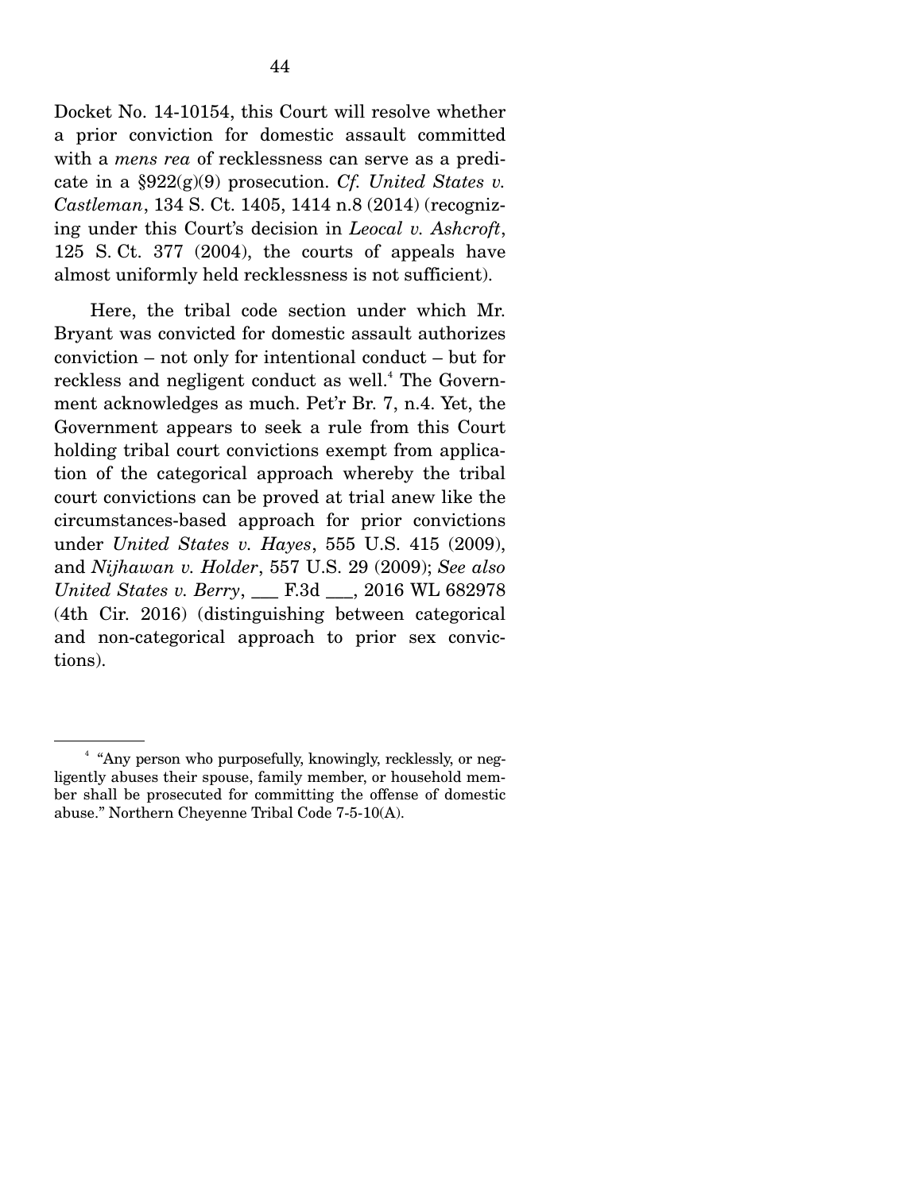Docket No. 14-10154, this Court will resolve whether a prior conviction for domestic assault committed with a *mens rea* of recklessness can serve as a predicate in a §922(g)(9) prosecution. *Cf. United States v. Castleman*, 134 S. Ct. 1405, 1414 n.8 (2014) (recognizing under this Court's decision in *Leocal v. Ashcroft*, 125 S. Ct. 377 (2004), the courts of appeals have almost uniformly held recklessness is not sufficient).

Here, the tribal code section under which Mr. Bryant was convicted for domestic assault authorizes conviction – not only for intentional conduct – but for reckless and negligent conduct as well.[4] The Government acknowledges as much. Pet'r Br. 7, n.4. Yet, the Government appears to seek a rule from this Court holding tribal court convictions exempt from application of the categorical approach whereby the tribal court convictions can be proved at trial anew like the circumstances-based approach for prior convictions under *United States v. Hayes*, 555 U.S. 415 (2009), and *Nijhawan v. Holder*, 557 U.S. 29 (2009); *See also United States v. Berry*, \_\_\_ F.3d \_\_\_, 2016 WL 682978 (4th Cir. 2016) (distinguishing between categorical and non-categorical approach to prior sex convictions).

---

[4] "Any person who purposefully, knowingly, recklessly, or negligently abuses their spouse, family member, or household member shall be prosecuted for committing the offense of domestic abuse." Northern Cheyenne Tribal Code 7-5-10(A).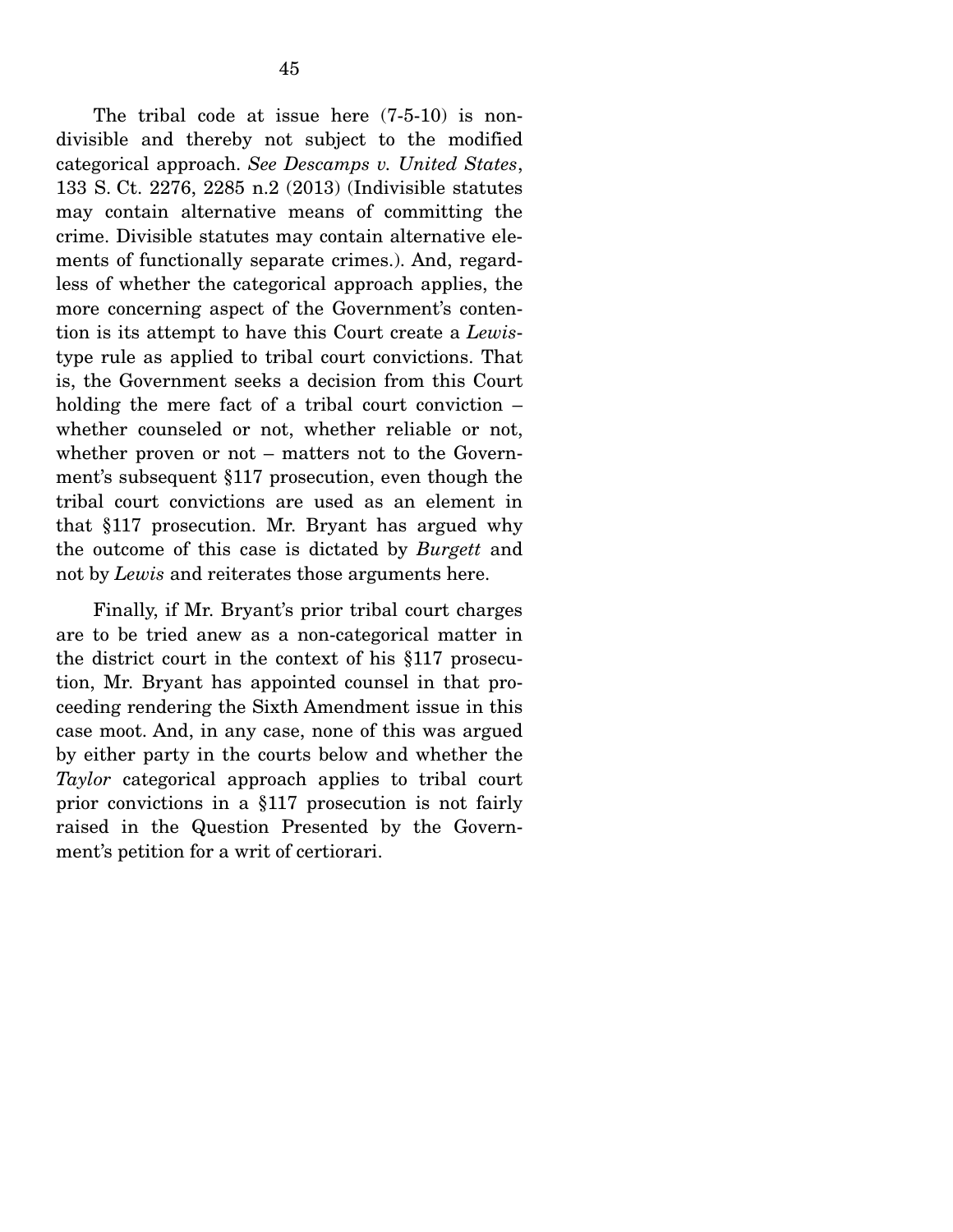The tribal code at issue here (7-5-10) is non-divisible and thereby not subject to the modified categorical approach. *See Descamps v. United States*, 133 S. Ct. 2276, 2285 n.2 (2013) (Indivisible statutes may contain alternative means of committing the crime. Divisible statutes may contain alternative elements of functionally separate crimes.). And, regardless of whether the categorical approach applies, the more concerning aspect of the Government's contention is its attempt to have this Court create a *Lewis*-type rule as applied to tribal court convictions. That is, the Government seeks a decision from this Court holding the mere fact of a tribal court conviction – whether counseled or not, whether reliable or not, whether proven or not – matters not to the Government's subsequent §117 prosecution, even though the tribal court convictions are used as an element in that §117 prosecution. Mr. Bryant has argued why the outcome of this case is dictated by *Burgett* and not by *Lewis* and reiterates those arguments here.

Finally, if Mr. Bryant's prior tribal court charges are to be tried anew as a non-categorical matter in the district court in the context of his §117 prosecution, Mr. Bryant has appointed counsel in that proceeding rendering the Sixth Amendment issue in this case moot. And, in any case, none of this was argued by either party in the courts below and whether the *Taylor* categorical approach applies to tribal court prior convictions in a §117 prosecution is not fairly raised in the Question Presented by the Government's petition for a writ of certiorari.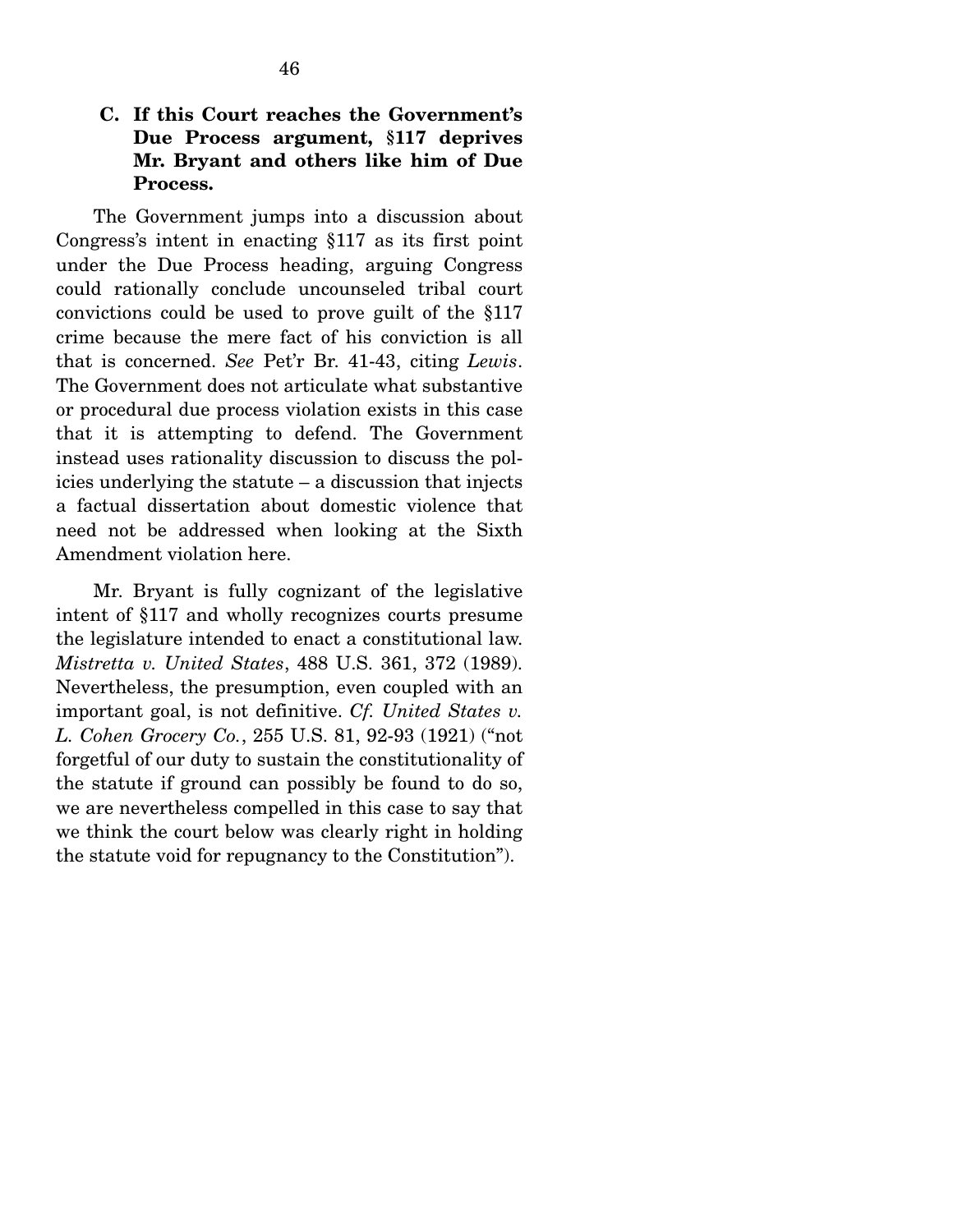### C. If this Court reaches the Government's Due Process argument, §117 deprives Mr. Bryant and others like him of Due Process.

The Government jumps into a discussion about Congress's intent in enacting §117 as its first point under the Due Process heading, arguing Congress could rationally conclude uncounseled tribal court convictions could be used to prove guilt of the §117 crime because the mere fact of his conviction is all that is concerned. *See* Pet'r Br. 41-43, citing *Lewis*. The Government does not articulate what substantive or procedural due process violation exists in this case that it is attempting to defend. The Government instead uses rationality discussion to discuss the policies underlying the statute – a discussion that injects a factual dissertation about domestic violence that need not be addressed when looking at the Sixth Amendment violation here.

Mr. Bryant is fully cognizant of the legislative intent of §117 and wholly recognizes courts presume the legislature intended to enact a constitutional law. *Mistretta v. United States*, 488 U.S. 361, 372 (1989). Nevertheless, the presumption, even coupled with an important goal, is not definitive. *Cf. United States v. L. Cohen Grocery Co.*, 255 U.S. 81, 92-93 (1921) ("not forgetful of our duty to sustain the constitutionality of the statute if ground can possibly be found to do so, we are nevertheless compelled in this case to say that we think the court below was clearly right in holding the statute void for repugnancy to the Constitution").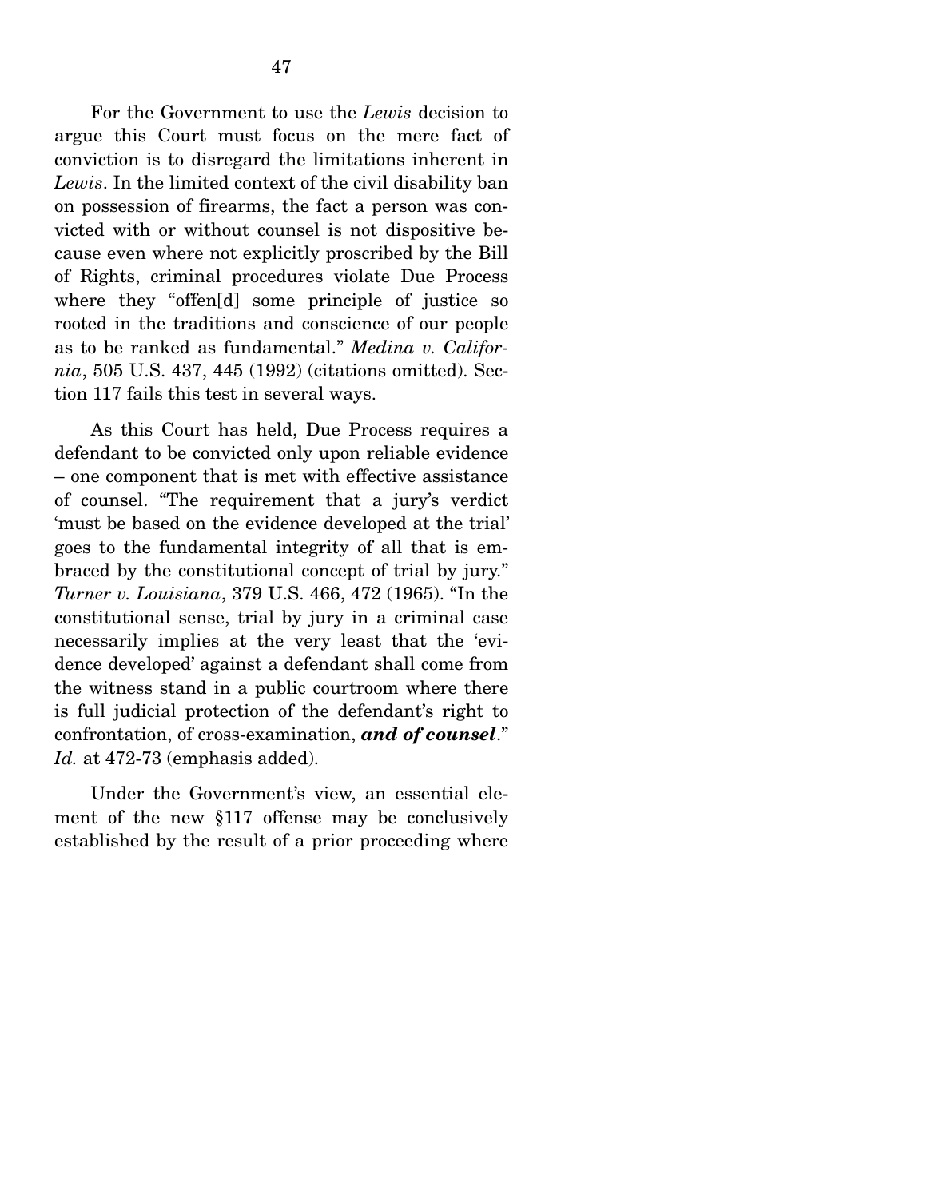For the Government to use the *Lewis* decision to argue this Court must focus on the mere fact of conviction is to disregard the limitations inherent in *Lewis*. In the limited context of the civil disability ban on possession of firearms, the fact a person was convicted with or without counsel is not dispositive because even where not explicitly proscribed by the Bill of Rights, criminal procedures violate Due Process where they "offen[d] some principle of justice so rooted in the traditions and conscience of our people as to be ranked as fundamental." *Medina v. California*, 505 U.S. 437, 445 (1992) (citations omitted). Section 117 fails this test in several ways.

As this Court has held, Due Process requires a defendant to be convicted only upon reliable evidence – one component that is met with effective assistance of counsel. "The requirement that a jury's verdict 'must be based on the evidence developed at the trial' goes to the fundamental integrity of all that is embraced by the constitutional concept of trial by jury." *Turner v. Louisiana*, 379 U.S. 466, 472 (1965). "In the constitutional sense, trial by jury in a criminal case necessarily implies at the very least that the 'evidence developed' against a defendant shall come from the witness stand in a public courtroom where there is full judicial protection of the defendant's right to confrontation, of cross-examination, ***and of counsel***." *Id.* at 472-73 (emphasis added).

Under the Government's view, an essential element of the new §117 offense may be conclusively established by the result of a prior proceeding where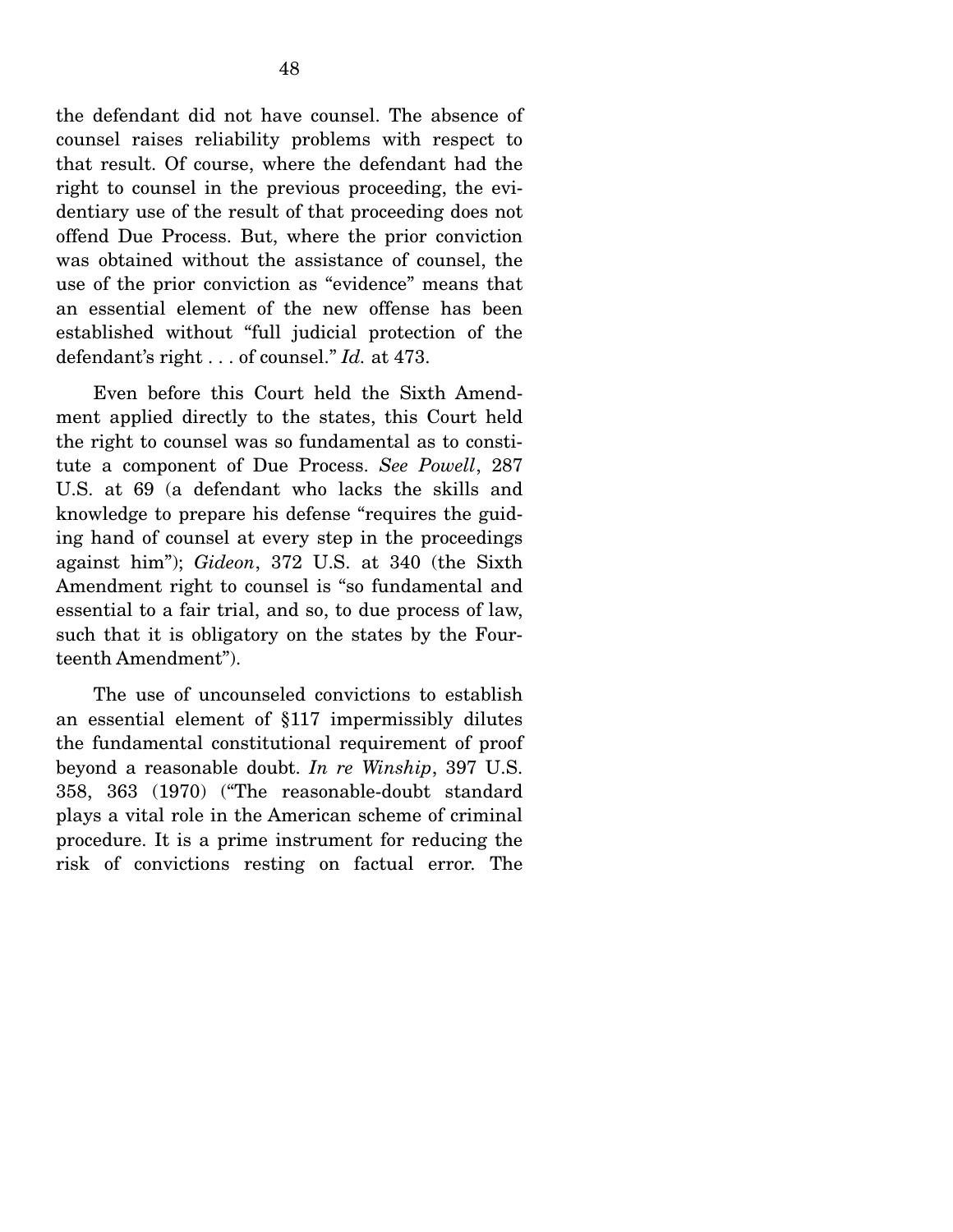the defendant did not have counsel. The absence of counsel raises reliability problems with respect to that result. Of course, where the defendant had the right to counsel in the previous proceeding, the evidentiary use of the result of that proceeding does not offend Due Process. But, where the prior conviction was obtained without the assistance of counsel, the use of the prior conviction as "evidence" means that an essential element of the new offense has been established without "full judicial protection of the defendant's right . . . of counsel." *Id.* at 473.

Even before this Court held the Sixth Amendment applied directly to the states, this Court held the right to counsel was so fundamental as to constitute a component of Due Process. *See Powell*, 287 U.S. at 69 (a defendant who lacks the skills and knowledge to prepare his defense "requires the guiding hand of counsel at every step in the proceedings against him"); *Gideon*, 372 U.S. at 340 (the Sixth Amendment right to counsel is "so fundamental and essential to a fair trial, and so, to due process of law, such that it is obligatory on the states by the Fourteenth Amendment").

The use of uncounseled convictions to establish an essential element of §117 impermissibly dilutes the fundamental constitutional requirement of proof beyond a reasonable doubt. *In re Winship*, 397 U.S. 358, 363 (1970) ("The reasonable-doubt standard plays a vital role in the American scheme of criminal procedure. It is a prime instrument for reducing the risk of convictions resting on factual error. The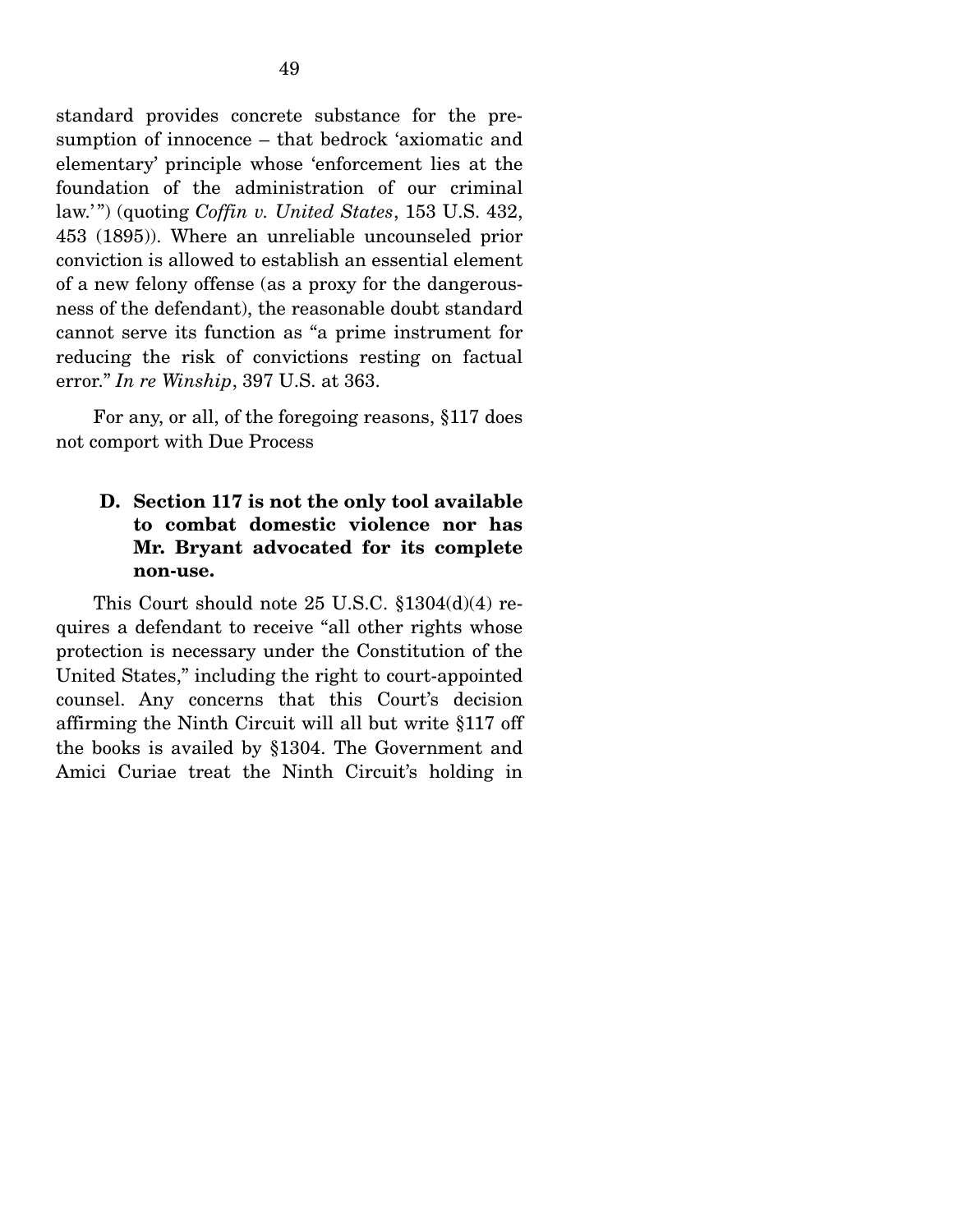standard provides concrete substance for the presumption of innocence – that bedrock 'axiomatic and elementary' principle whose 'enforcement lies at the foundation of the administration of our criminal law.'") (quoting *Coffin v. United States*, 153 U.S. 432, 453 (1895)). Where an unreliable uncounseled prior conviction is allowed to establish an essential element of a new felony offense (as a proxy for the dangerousness of the defendant), the reasonable doubt standard cannot serve its function as "a prime instrument for reducing the risk of convictions resting on factual error." *In re Winship*, 397 U.S. at 363.

For any, or all, of the foregoing reasons, §117 does not comport with Due Process

### D. Section 117 is not the only tool available to combat domestic violence nor has Mr. Bryant advocated for its complete non-use.

This Court should note 25 U.S.C. §1304(d)(4) requires a defendant to receive "all other rights whose protection is necessary under the Constitution of the United States," including the right to court-appointed counsel. Any concerns that this Court's decision affirming the Ninth Circuit will all but write §117 off the books is availed by §1304. The Government and Amici Curiae treat the Ninth Circuit's holding in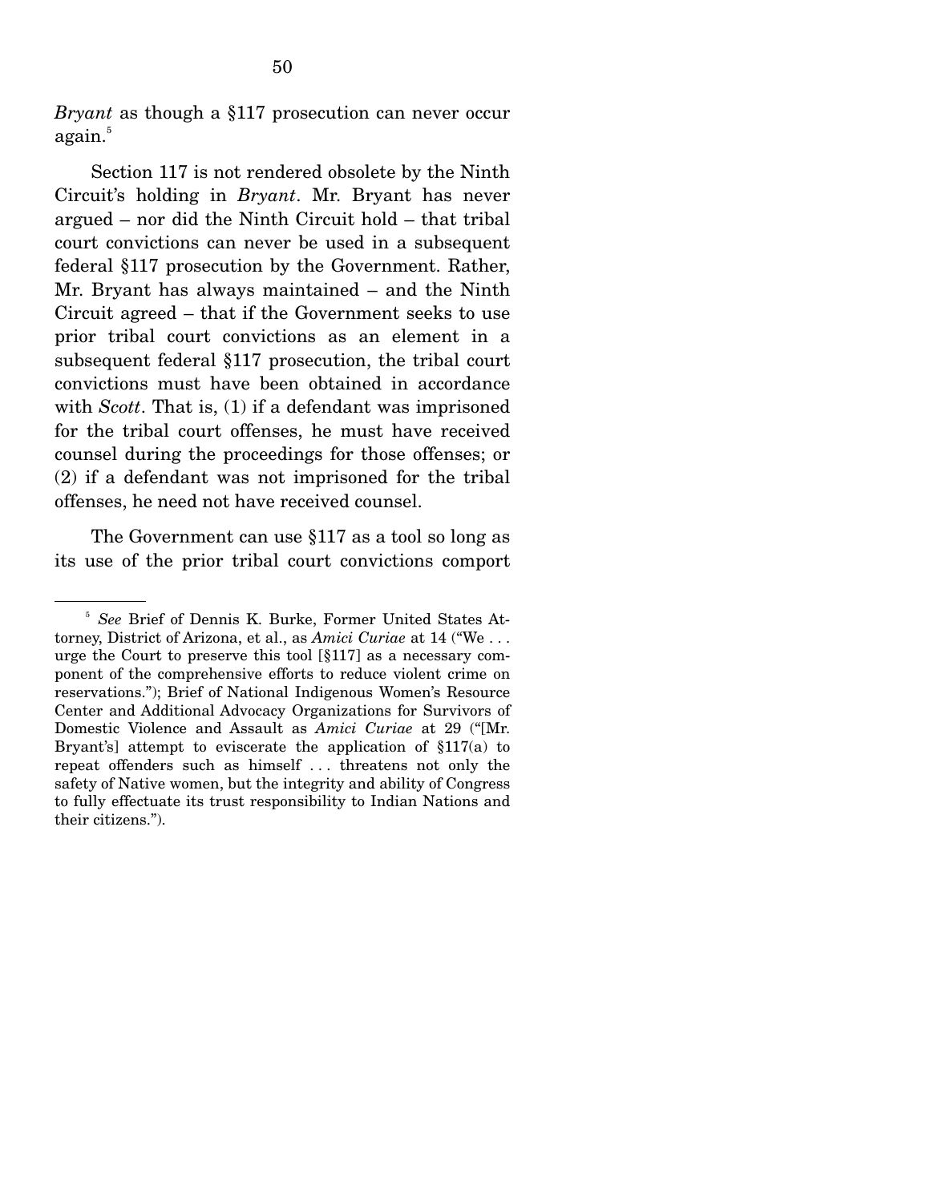*Bryant* as though a §117 prosecution can never occur again.[5]

Section 117 is not rendered obsolete by the Ninth Circuit's holding in *Bryant*. Mr. Bryant has never argued – nor did the Ninth Circuit hold – that tribal court convictions can never be used in a subsequent federal §117 prosecution by the Government. Rather, Mr. Bryant has always maintained – and the Ninth Circuit agreed – that if the Government seeks to use prior tribal court convictions as an element in a subsequent federal §117 prosecution, the tribal court convictions must have been obtained in accordance with *Scott*. That is, (1) if a defendant was imprisoned for the tribal court offenses, he must have received counsel during the proceedings for those offenses; or (2) if a defendant was not imprisoned for the tribal offenses, he need not have received counsel.

The Government can use §117 as a tool so long as its use of the prior tribal court convictions comport

---

[5] *See* Brief of Dennis K. Burke, Former United States Attorney, District of Arizona, et al., as *Amici Curiae* at 14 ("We . . . urge the Court to preserve this tool [§117] as a necessary component of the comprehensive efforts to reduce violent crime on reservations."); Brief of National Indigenous Women's Resource Center and Additional Advocacy Organizations for Survivors of Domestic Violence and Assault as *Amici Curiae* at 29 ("[Mr. Bryant's] attempt to eviscerate the application of §117(a) to repeat offenders such as himself . . . threatens not only the safety of Native women, but the integrity and ability of Congress to fully effectuate its trust responsibility to Indian Nations and their citizens.").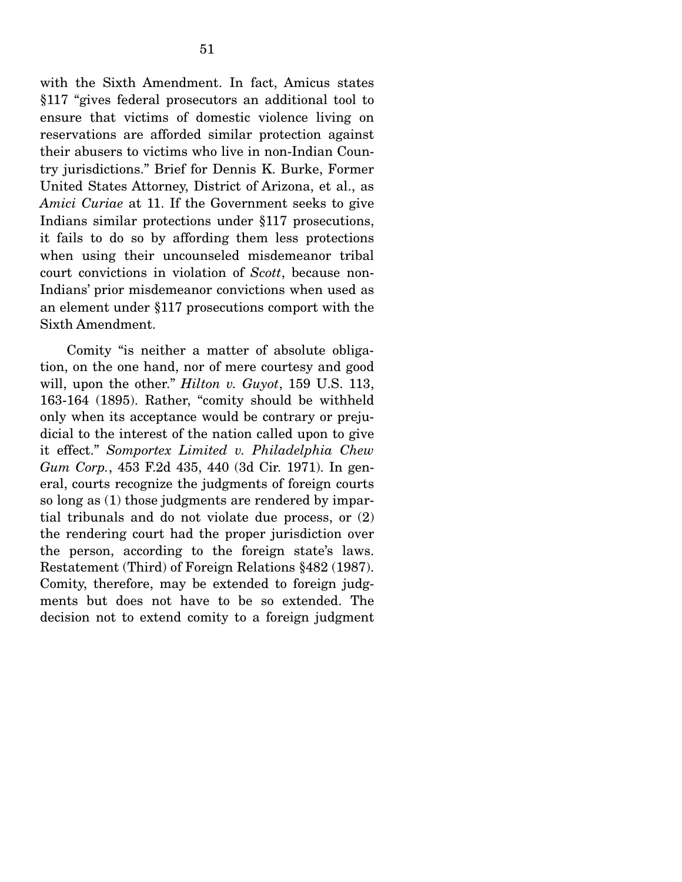with the Sixth Amendment. In fact, Amicus states §117 "gives federal prosecutors an additional tool to ensure that victims of domestic violence living on reservations are afforded similar protection against their abusers to victims who live in non-Indian Country jurisdictions." Brief for Dennis K. Burke, Former United States Attorney, District of Arizona, et al., as *Amici Curiae* at 11. If the Government seeks to give Indians similar protections under §117 prosecutions, it fails to do so by affording them less protections when using their uncounseled misdemeanor tribal court convictions in violation of *Scott*, because non-Indians' prior misdemeanor convictions when used as an element under §117 prosecutions comport with the Sixth Amendment.

Comity "is neither a matter of absolute obligation, on the one hand, nor of mere courtesy and good will, upon the other." *Hilton v. Guyot*, 159 U.S. 113, 163-164 (1895). Rather, "comity should be withheld only when its acceptance would be contrary or prejudicial to the interest of the nation called upon to give it effect." *Somportex Limited v. Philadelphia Chew Gum Corp.*, 453 F.2d 435, 440 (3d Cir. 1971). In general, courts recognize the judgments of foreign courts so long as (1) those judgments are rendered by impartial tribunals and do not violate due process, or (2) the rendering court had the proper jurisdiction over the person, according to the foreign state's laws. Restatement (Third) of Foreign Relations §482 (1987). Comity, therefore, may be extended to foreign judgments but does not have to be so extended. The decision not to extend comity to a foreign judgment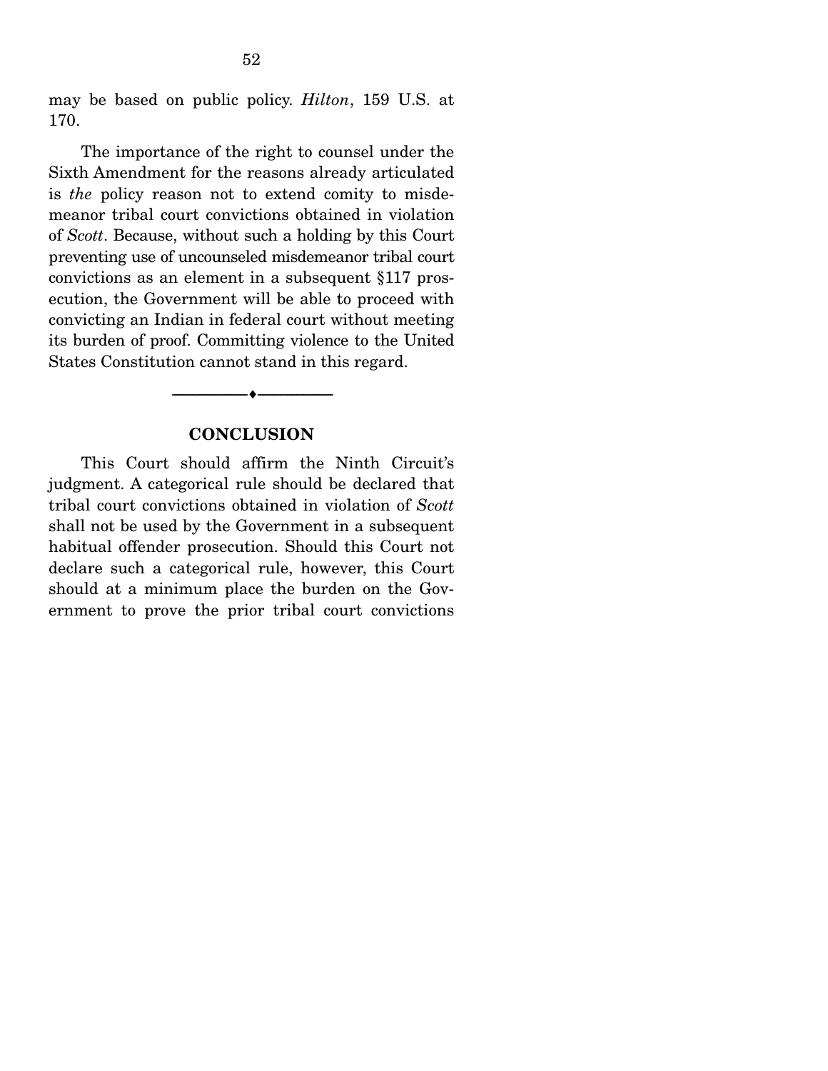may be based on public policy. *Hilton*, 159 U.S. at 170.

The importance of the right to counsel under the Sixth Amendment for the reasons already articulated is *the* policy reason not to extend comity to misdemeanor tribal court convictions obtained in violation of *Scott*. Because, without such a holding by this Court preventing use of uncounseled misdemeanor tribal court convictions as an element in a subsequent §117 prosecution, the Government will be able to proceed with convicting an Indian in federal court without meeting its burden of proof. Committing violence to the United States Constitution cannot stand in this regard.

---

## CONCLUSION

This Court should affirm the Ninth Circuit's judgment. A categorical rule should be declared that tribal court convictions obtained in violation of *Scott* shall not be used by the Government in a subsequent habitual offender prosecution. Should this Court not declare such a categorical rule, however, this Court should at a minimum place the burden on the Government to prove the prior tribal court convictions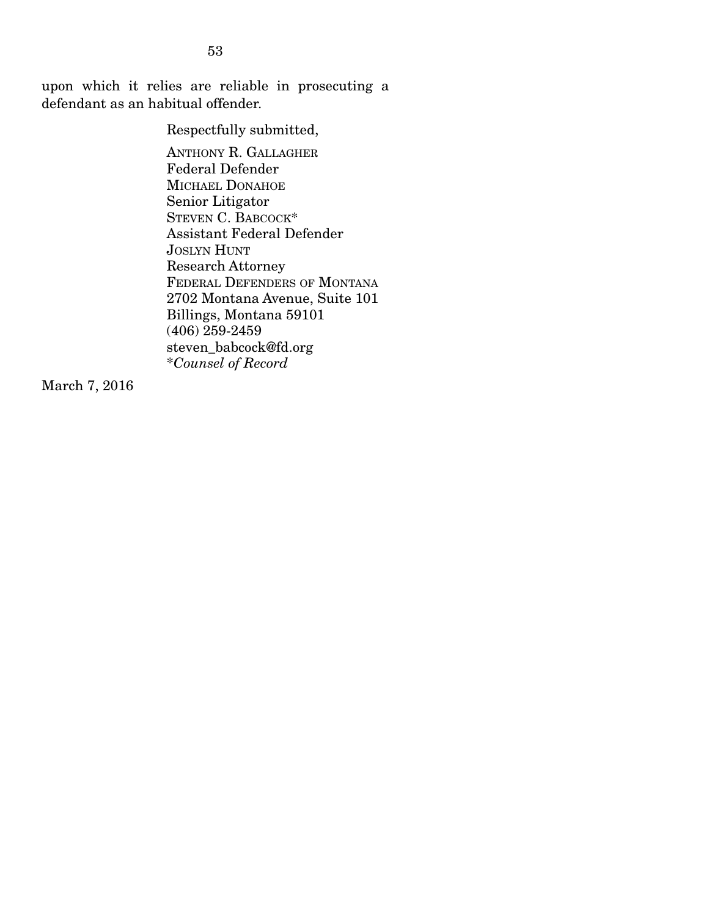upon which it relies are reliable in prosecuting a defendant as an habitual offender.

Respectfully submitted,

ANTHONY R. GALLAGHER
Federal Defender
MICHAEL DONAHOE
Senior Litigator
STEVEN C. BABCOCK*
Assistant Federal Defender
JOSLYN HUNT
Research Attorney
FEDERAL DEFENDERS OF MONTANA
2702 Montana Avenue, Suite 101
Billings, Montana 59101
(406) 259-2459
steven_babcock@fd.org
**Counsel of Record*

March 7, 2016